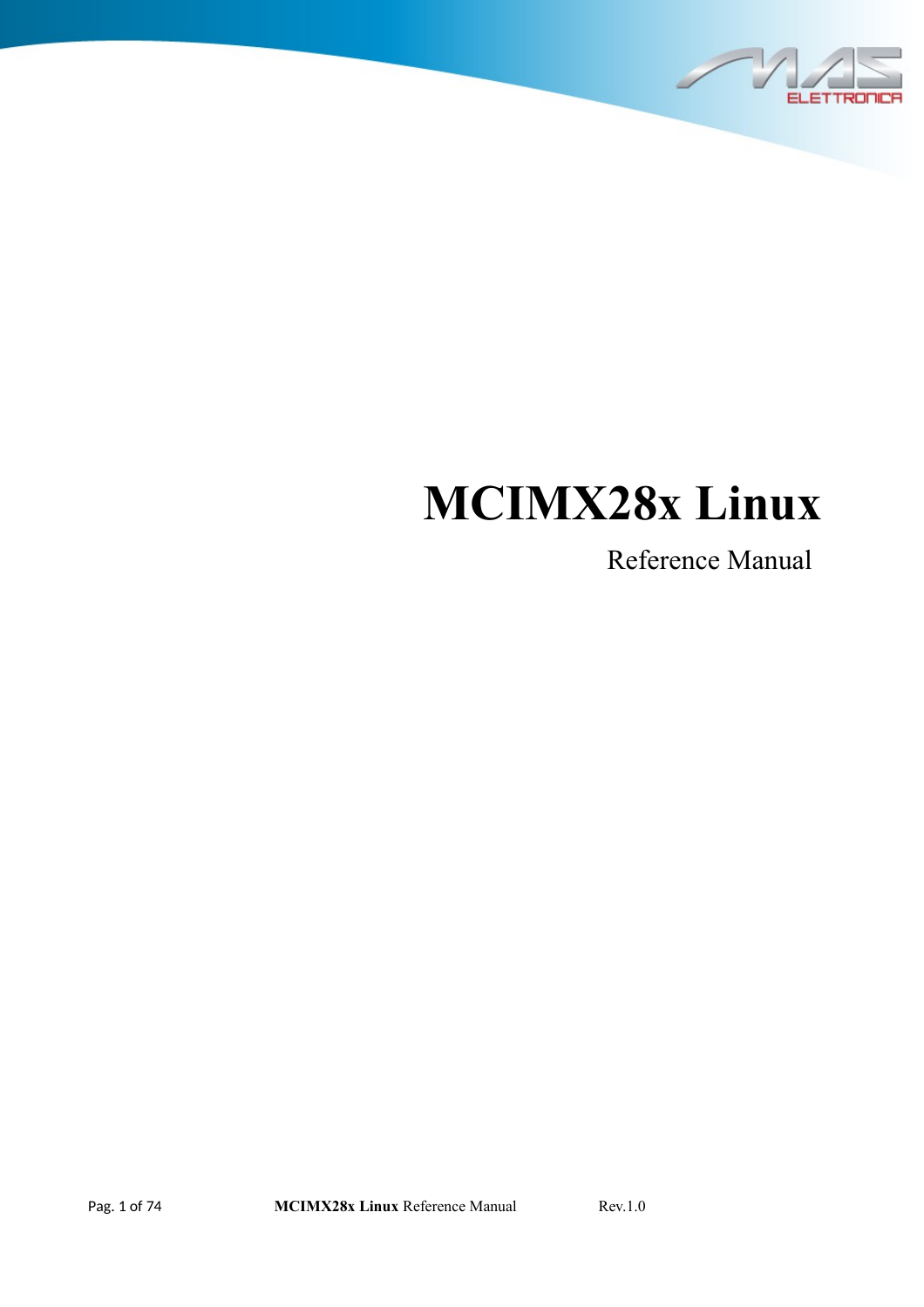# MCIMX28x Linux

Reference Manual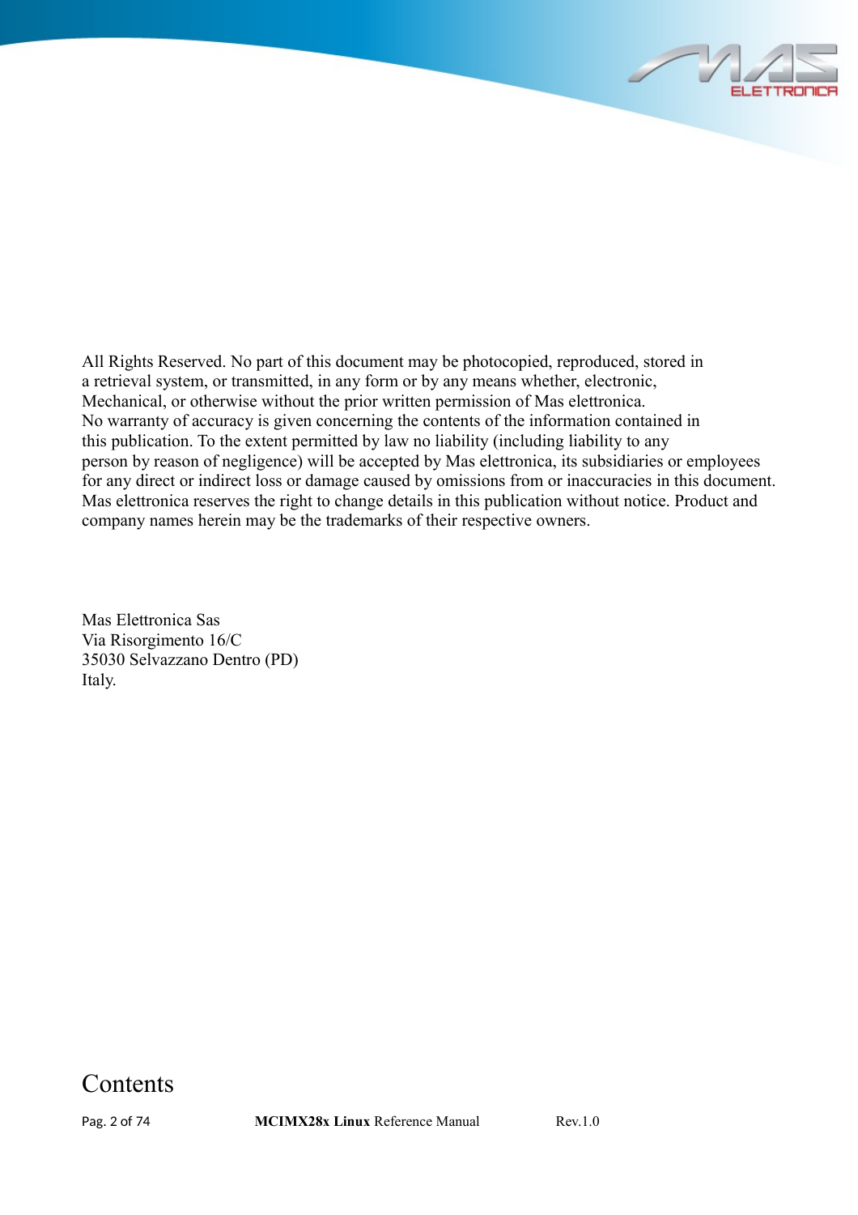All Rights Reserved. No part of this document may be photocopied, reproduced, stored in a retrieval system, or transmitted, in any form or by any means whether, electronic, Mechanical, or otherwise without the prior written permission of Mas elettronica.
No warranty of accuracy is given concerning the contents of the information contained in this publication. To the extent permitted by law no liability (including liability to any person by reason of negligence) will be accepted by Mas elettronica, its subsidiaries or employees for any direct or indirect loss or damage caused by omissions from or inaccuracies in this document.
Mas elettronica reserves the right to change details in this publication without notice. Product and company names herein may be the trademarks of their respective owners.

Mas Elettronica Sas
Via Risorgimento 16/C
35030 Selvazzano Dentro (PD)
Italy.

# Contents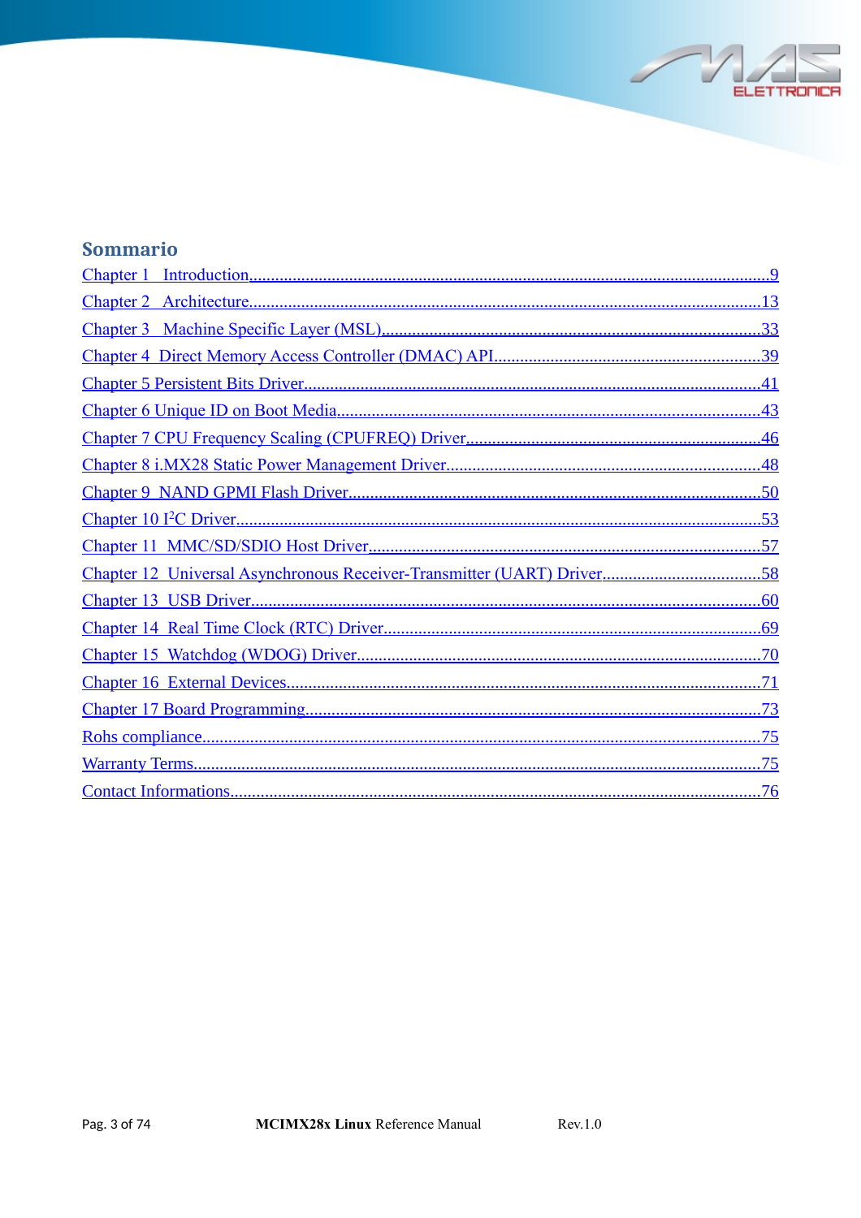## Sommario

Chapter 1 Introduction.....9
Chapter 2 Architecture.....13
Chapter 3 Machine Specific Layer (MSL).....33
Chapter 4 Direct Memory Access Controller (DMAC) API.....39
Chapter 5 Persistent Bits Driver.....41
Chapter 6 Unique ID on Boot Media.....43
Chapter 7 CPU Frequency Scaling (CPUFREQ) Driver.....46
Chapter 8 i.MX28 Static Power Management Driver.....48
Chapter 9 NAND GPMI Flash Driver.....50
Chapter 10 I²C Driver.....53
Chapter 11 MMC/SD/SDIO Host Driver.....57
Chapter 12 Universal Asynchronous Receiver-Transmitter (UART) Driver.....58
Chapter 13 USB Driver.....60
Chapter 14 Real Time Clock (RTC) Driver.....69
Chapter 15 Watchdog (WDOG) Driver.....70
Chapter 16 External Devices.....71
Chapter 17 Board Programming.....73
Rohs compliance.....75
Warranty Terms.....75
Contact Informations.....76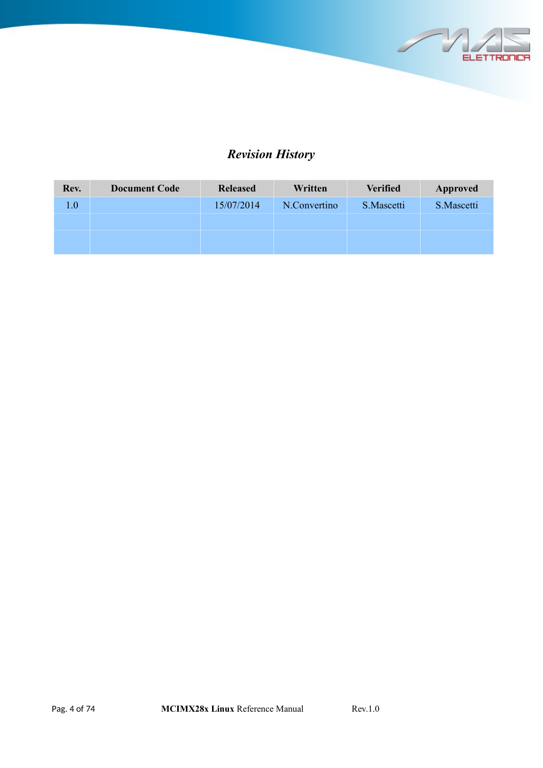# *Revision History*

| Rev. | Document Code | Released | Written | Verified | Approved |
|---|---|---|---|---|---|
| 1.0 | | 15/07/2014 | N.Convertino | S.Mascetti | S.Mascetti |
| | | | | | |
| | | | | | |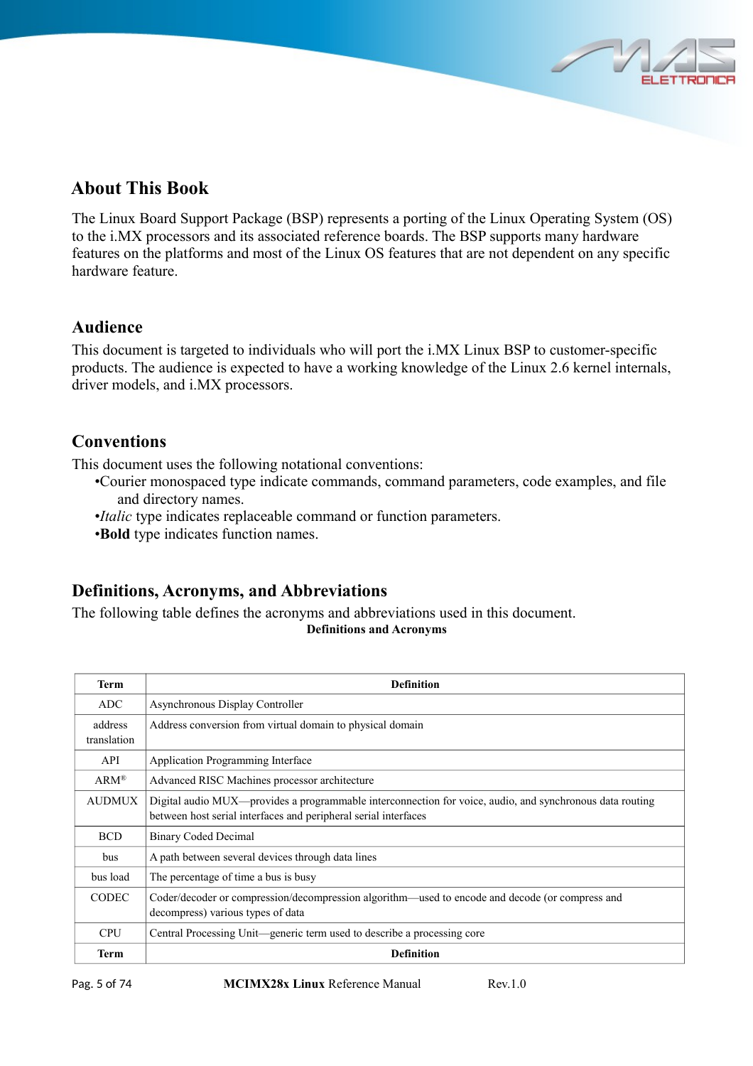## About This Book

The Linux Board Support Package (BSP) represents a porting of the Linux Operating System (OS) to the i.MX processors and its associated reference boards. The BSP supports many hardware features on the platforms and most of the Linux OS features that are not dependent on any specific hardware feature.

## Audience

This document is targeted to individuals who will port the i.MX Linux BSP to customer-specific products. The audience is expected to have a working knowledge of the Linux 2.6 kernel internals, driver models, and i.MX processors.

## Conventions

This document uses the following notational conventions:

- Courier monospaced type indicate commands, command parameters, code examples, and file and directory names.
- *Italic* type indicates replaceable command or function parameters.
- **Bold** type indicates function names.

## Definitions, Acronyms, and Abbreviations

The following table defines the acronyms and abbreviations used in this document.

**Definitions and Acronyms**

| Term | Definition |
|---|---|
| ADC | Asynchronous Display Controller |
| address translation | Address conversion from virtual domain to physical domain |
| API | Application Programming Interface |
| ARM® | Advanced RISC Machines processor architecture |
| AUDMUX | Digital audio MUX—provides a programmable interconnection for voice, audio, and synchronous data routing between host serial interfaces and peripheral serial interfaces |
| BCD | Binary Coded Decimal |
| bus | A path between several devices through data lines |
| bus load | The percentage of time a bus is busy |
| CODEC | Coder/decoder or compression/decompression algorithm—used to encode and decode (or compress and decompress) various types of data |
| CPU | Central Processing Unit—generic term used to describe a processing core |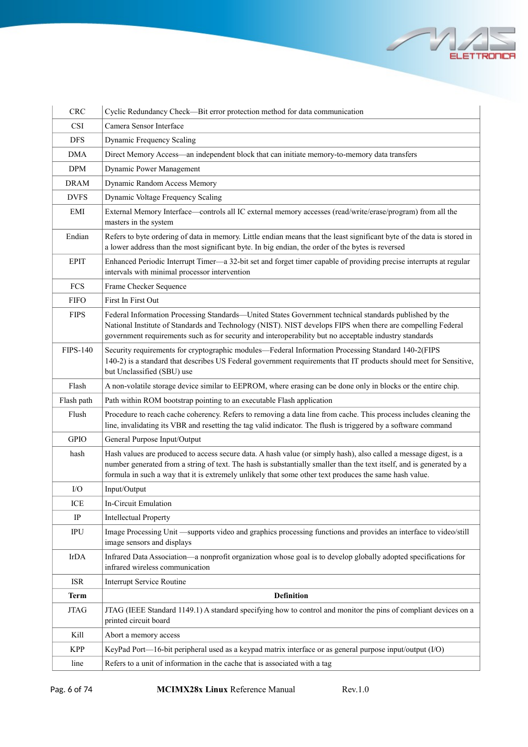| | |
|---|---|
| CRC | Cyclic Redundancy Check—Bit error protection method for data communication |
| CSI | Camera Sensor Interface |
| DFS | Dynamic Frequency Scaling |
| DMA | Direct Memory Access—an independent block that can initiate memory-to-memory data transfers |
| DPM | Dynamic Power Management |
| DRAM | Dynamic Random Access Memory |
| DVFS | Dynamic Voltage Frequency Scaling |
| EMI | External Memory Interface—controls all IC external memory accesses (read/write/erase/program) from all the masters in the system |
| Endian | Refers to byte ordering of data in memory. Little endian means that the least significant byte of the data is stored in a lower address than the most significant byte. In big endian, the order of the bytes is reversed |
| EPIT | Enhanced Periodic Interrupt Timer—a 32-bit set and forget timer capable of providing precise interrupts at regular intervals with minimal processor intervention |
| FCS | Frame Checker Sequence |
| FIFO | First In First Out |
| FIPS | Federal Information Processing Standards—United States Government technical standards published by the National Institute of Standards and Technology (NIST). NIST develops FIPS when there are compelling Federal government requirements such as for security and interoperability but no acceptable industry standards |
| FIPS-140 | Security requirements for cryptographic modules—Federal Information Processing Standard 140-2(FIPS 140-2) is a standard that describes US Federal government requirements that IT products should meet for Sensitive, but Unclassified (SBU) use |
| Flash | A non-volatile storage device similar to EEPROM, where erasing can be done only in blocks or the entire chip. |
| Flash path | Path within ROM bootstrap pointing to an executable Flash application |
| Flush | Procedure to reach cache coherency. Refers to removing a data line from cache. This process includes cleaning the line, invalidating its VBR and resetting the tag valid indicator. The flush is triggered by a software command |
| GPIO | General Purpose Input/Output |
| hash | Hash values are produced to access secure data. A hash value (or simply hash), also called a message digest, is a number generated from a string of text. The hash is substantially smaller than the text itself, and is generated by a formula in such a way that it is extremely unlikely that some other text produces the same hash value. |
| I/O | Input/Output |
| ICE | In-Circuit Emulation |
| IP | Intellectual Property |
| IPU | Image Processing Unit —supports video and graphics processing functions and provides an interface to video/still image sensors and displays |
| IrDA | Infrared Data Association—a nonprofit organization whose goal is to develop globally adopted specifications for infrared wireless communication |
| ISR | Interrupt Service Routine |
| **Term** | **Definition** |
| JTAG | JTAG (IEEE Standard 1149.1) A standard specifying how to control and monitor the pins of compliant devices on a printed circuit board |
| Kill | Abort a memory access |
| KPP | KeyPad Port—16-bit peripheral used as a keypad matrix interface or as general purpose input/output (I/O) |
| line | Refers to a unit of information in the cache that is associated with a tag |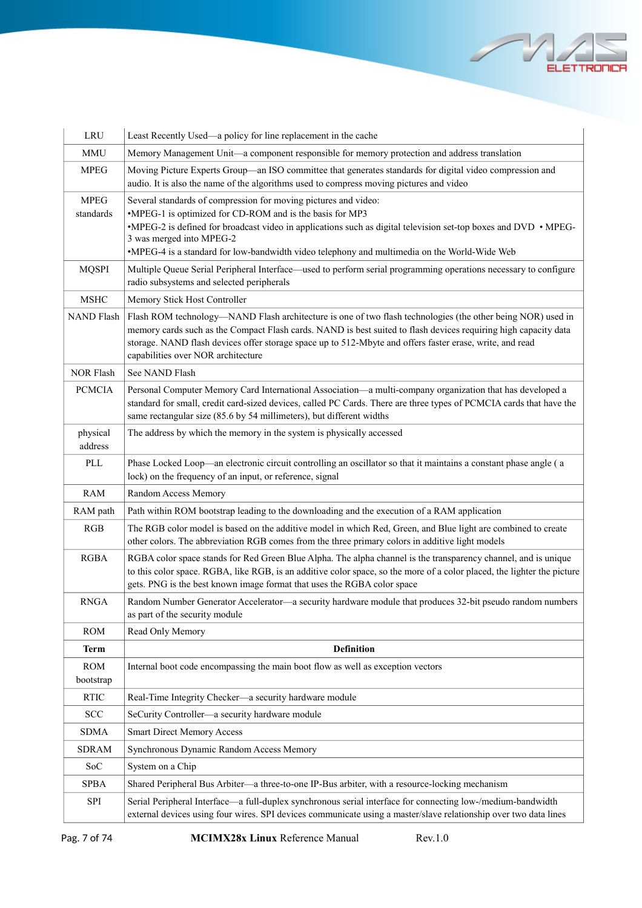| Term | Definition |
|---|---|
| LRU | Least Recently Used—a policy for line replacement in the cache |
| MMU | Memory Management Unit—a component responsible for memory protection and address translation |
| MPEG | Moving Picture Experts Group—an ISO committee that generates standards for digital video compression and audio. It is also the name of the algorithms used to compress moving pictures and video |
| MPEG standards | Several standards of compression for moving pictures and video:<br>•MPEG-1 is optimized for CD-ROM and is the basis for MP3<br>•MPEG-2 is defined for broadcast video in applications such as digital television set-top boxes and DVD •MPEG-3 was merged into MPEG-2<br>•MPEG-4 is a standard for low-bandwidth video telephony and multimedia on the World-Wide Web |
| MQSPI | Multiple Queue Serial Peripheral Interface—used to perform serial programming operations necessary to configure radio subsystems and selected peripherals |
| MSHC | Memory Stick Host Controller |
| NAND Flash | Flash ROM technology—NAND Flash architecture is one of two flash technologies (the other being NOR) used in memory cards such as the Compact Flash cards. NAND is best suited to flash devices requiring high capacity data storage. NAND flash devices offer storage space up to 512-Mbyte and offers faster erase, write, and read capabilities over NOR architecture |
| NOR Flash | See NAND Flash |
| PCMCIA | Personal Computer Memory Card International Association—a multi-company organization that has developed a standard for small, credit card-sized devices, called PC Cards. There are three types of PCMCIA cards that have the same rectangular size (85.6 by 54 millimeters), but different widths |
| physical address | The address by which the memory in the system is physically accessed |
| PLL | Phase Locked Loop—an electronic circuit controlling an oscillator so that it maintains a constant phase angle ( a lock) on the frequency of an input, or reference, signal |
| RAM | Random Access Memory |
| RAM path | Path within ROM bootstrap leading to the downloading and the execution of a RAM application |
| RGB | The RGB color model is based on the additive model in which Red, Green, and Blue light are combined to create other colors. The abbreviation RGB comes from the three primary colors in additive light models |
| RGBA | RGBA color space stands for Red Green Blue Alpha. The alpha channel is the transparency channel, and is unique to this color space. RGBA, like RGB, is an additive color space, so the more of a color placed, the lighter the picture gets. PNG is the best known image format that uses the RGBA color space |
| RNGA | Random Number Generator Accelerator—a security hardware module that produces 32-bit pseudo random numbers as part of the security module |
| ROM | Read Only Memory |
| **Term** | **Definition** |
| ROM bootstrap | Internal boot code encompassing the main boot flow as well as exception vectors |
| RTIC | Real-Time Integrity Checker—a security hardware module |
| SCC | SeCurity Controller—a security hardware module |
| SDMA | Smart Direct Memory Access |
| SDRAM | Synchronous Dynamic Random Access Memory |
| SoC | System on a Chip |
| SPBA | Shared Peripheral Bus Arbiter—a three-to-one IP-Bus arbiter, with a resource-locking mechanism |
| SPI | Serial Peripheral Interface—a full-duplex synchronous serial interface for connecting low-/medium-bandwidth external devices using four wires. SPI devices communicate using a master/slave relationship over two data lines |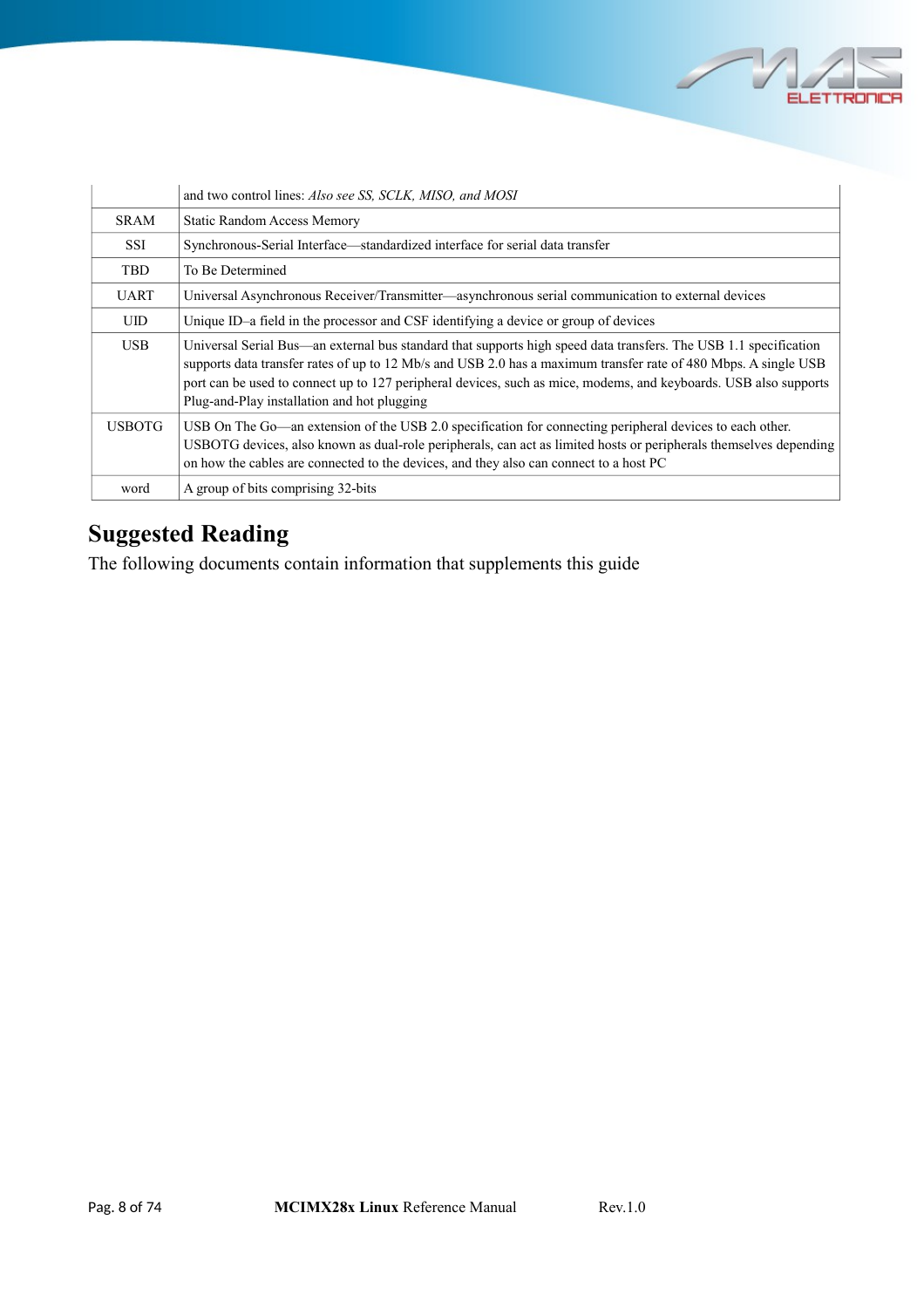| | |
|---|---|
| | and two control lines: *Also see SS, SCLK, MISO, and MOSI* |
| SRAM | Static Random Access Memory |
| SSI | Synchronous-Serial Interface—standardized interface for serial data transfer |
| TBD | To Be Determined |
| UART | Universal Asynchronous Receiver/Transmitter—asynchronous serial communication to external devices |
| UID | Unique ID–a field in the processor and CSF identifying a device or group of devices |
| USB | Universal Serial Bus—an external bus standard that supports high speed data transfers. The USB 1.1 specification supports data transfer rates of up to 12 Mb/s and USB 2.0 has a maximum transfer rate of 480 Mbps. A single USB port can be used to connect up to 127 peripheral devices, such as mice, modems, and keyboards. USB also supports Plug-and-Play installation and hot plugging |
| USBOTG | USB On The Go—an extension of the USB 2.0 specification for connecting peripheral devices to each other. USBOTG devices, also known as dual-role peripherals, can act as limited hosts or peripherals themselves depending on how the cables are connected to the devices, and they also can connect to a host PC |
| word | A group of bits comprising 32-bits |

# Suggested Reading

The following documents contain information that supplements this guide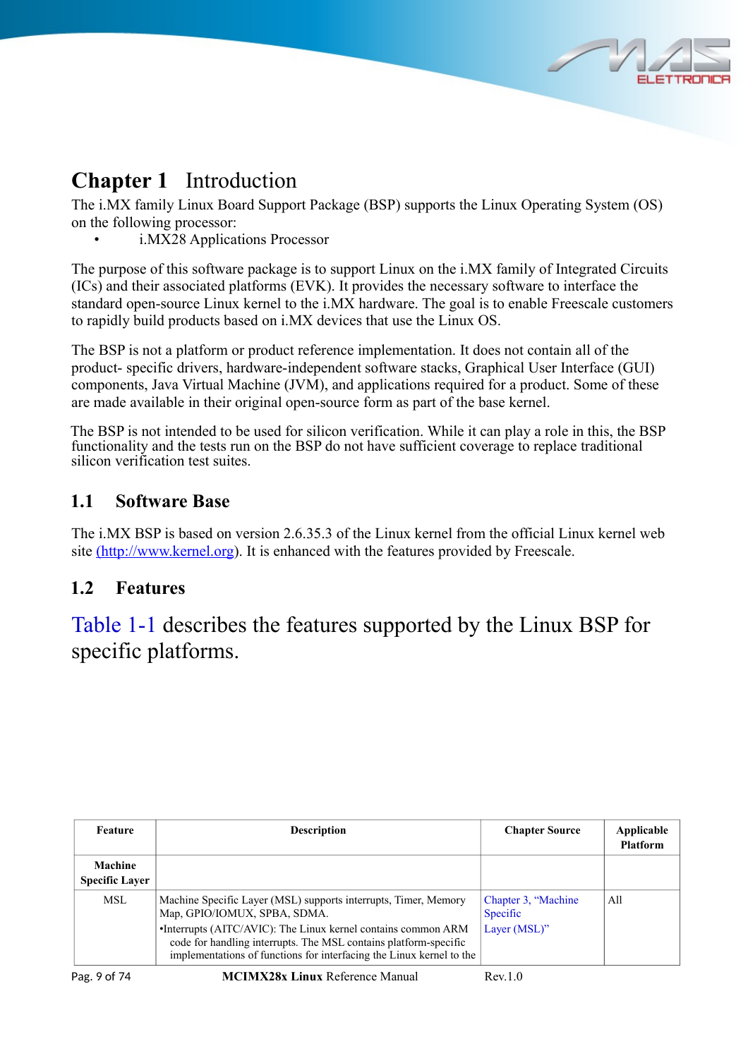# Chapter 1 Introduction

The i.MX family Linux Board Support Package (BSP) supports the Linux Operating System (OS) on the following processor:

- i.MX28 Applications Processor

The purpose of this software package is to support Linux on the i.MX family of Integrated Circuits (ICs) and their associated platforms (EVK). It provides the necessary software to interface the standard open-source Linux kernel to the i.MX hardware. The goal is to enable Freescale customers to rapidly build products based on i.MX devices that use the Linux OS.

The BSP is not a platform or product reference implementation. It does not contain all of the product- specific drivers, hardware-independent software stacks, Graphical User Interface (GUI) components, Java Virtual Machine (JVM), and applications required for a product. Some of these are made available in their original open-source form as part of the base kernel.

The BSP is not intended to be used for silicon verification. While it can play a role in this, the BSP functionality and the tests run on the BSP do not have sufficient coverage to replace traditional silicon verification test suites.

## 1.1 Software Base

The i.MX BSP is based on version 2.6.35.3 of the Linux kernel from the official Linux kernel web site (http://www.kernel.org). It is enhanced with the features provided by Freescale.

## 1.2 Features

Table 1-1 describes the features supported by the Linux BSP for specific platforms.

| Feature | Description | Chapter Source | Applicable Platform |
|---|---|---|---|
| **Machine Specific Layer** | | | |
| MSL | Machine Specific Layer (MSL) supports interrupts, Timer, Memory Map, GPIO/IOMUX, SPBA, SDMA.<br>•Interrupts (AITC/AVIC): The Linux kernel contains common ARM code for handling interrupts. The MSL contains platform-specific implementations of functions for interfacing the Linux kernel to the | Chapter 3, “Machine Specific Layer (MSL)” | All |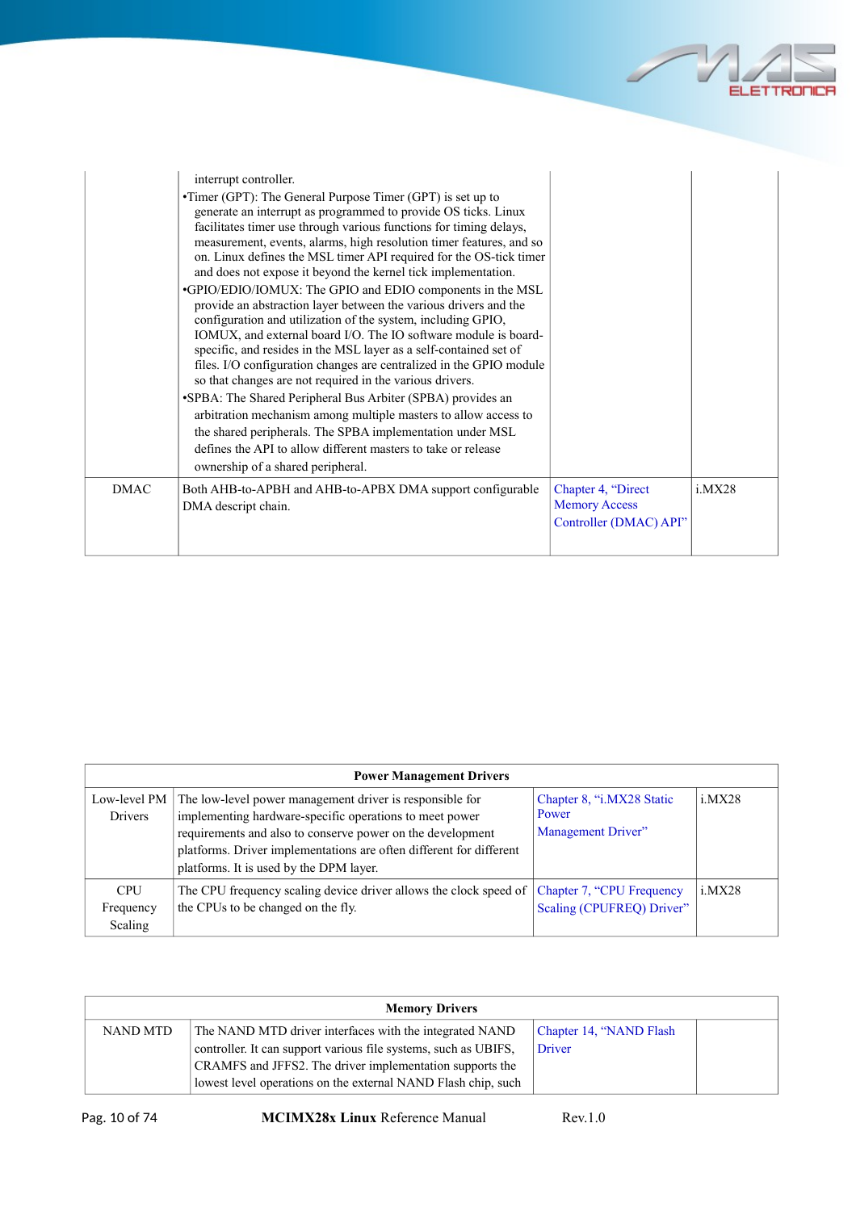| | | | |
|---|---|---|---|
| | interrupt controller.<br>•Timer (GPT): The General Purpose Timer (GPT) is set up to generate an interrupt as programmed to provide OS ticks. Linux facilitates timer use through various functions for timing delays, measurement, events, alarms, high resolution timer features, and so on. Linux defines the MSL timer API required for the OS-tick timer and does not expose it beyond the kernel tick implementation.<br>•GPIO/EDIO/IOMUX: The GPIO and EDIO components in the MSL provide an abstraction layer between the various drivers and the configuration and utilization of the system, including GPIO, IOMUX, and external board I/O. The IO software module is board-specific, and resides in the MSL layer as a self-contained set of files. I/O configuration changes are centralized in the GPIO module so that changes are not required in the various drivers.<br>•SPBA: The Shared Peripheral Bus Arbiter (SPBA) provides an arbitration mechanism among multiple masters to allow access to the shared peripherals. The SPBA implementation under MSL defines the API to allow different masters to take or release ownership of a shared peripheral. | | |
| DMAC | Both AHB-to-APBH and AHB-to-APBX DMA support configurable DMA descript chain. | Chapter 4, "Direct Memory Access Controller (DMAC) API" | i.MX28 |

| Power Management Drivers | | | |
|---|---|---|---|
| Low-level PM Drivers | The low-level power management driver is responsible for implementing hardware-specific operations to meet power requirements and also to conserve power on the development platforms. Driver implementations are often different for different platforms. It is used by the DPM layer. | Chapter 8, "i.MX28 Static Power Management Driver" | i.MX28 |
| CPU Frequency Scaling | The CPU frequency scaling device driver allows the clock speed of the CPUs to be changed on the fly. | Chapter 7, "CPU Frequency Scaling (CPUFREQ) Driver" | i.MX28 |

| Memory Drivers | | | |
|---|---|---|---|
| NAND MTD | The NAND MTD driver interfaces with the integrated NAND controller. It can support various file systems, such as UBIFS, CRAMFS and JFFS2. The driver implementation supports the lowest level operations on the external NAND Flash chip, such | Chapter 14, "NAND Flash Driver | |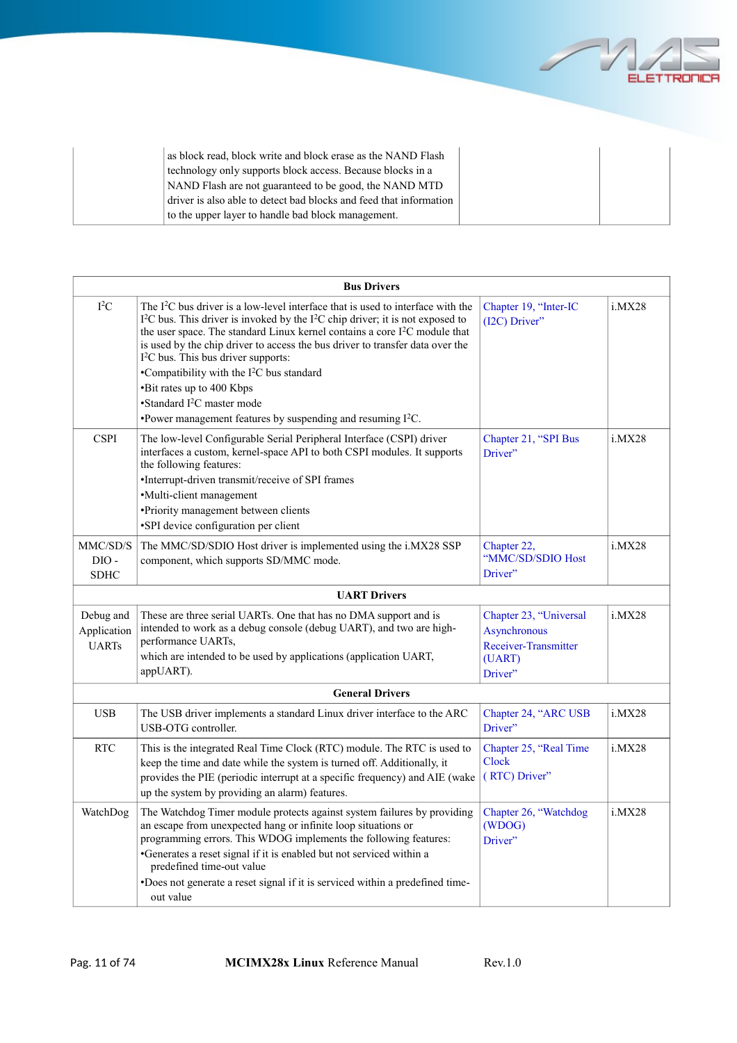| | as block read, block write and block erase as the NAND Flash technology only supports block access. Because blocks in a NAND Flash are not guaranteed to be good, the NAND MTD driver is also able to detect bad blocks and feed that information to the upper layer to handle bad block management. | | |
|---|---|---|---|

| **Bus Drivers** | | | |
|---|---|---|---|
| I²C | The I²C bus driver is a low-level interface that is used to interface with the I²C bus. This driver is invoked by the I²C chip driver; it is not exposed to the user space. The standard Linux kernel contains a core I²C module that is used by the chip driver to access the bus driver to transfer data over the I²C bus. This bus driver supports:<br>•Compatibility with the I²C bus standard<br>•Bit rates up to 400 Kbps<br>•Standard I²C master mode<br>•Power management features by suspending and resuming I²C. | Chapter 19, "Inter-IC (I2C) Driver" | i.MX28 |
| CSPI | The low-level Configurable Serial Peripheral Interface (CSPI) driver interfaces a custom, kernel-space API to both CSPI modules. It supports the following features:<br>•Interrupt-driven transmit/receive of SPI frames<br>•Multi-client management<br>•Priority management between clients<br>•SPI device configuration per client | Chapter 21, "SPI Bus Driver" | i.MX28 |
| MMC/SD/SDIO - SDHC | The MMC/SD/SDIO Host driver is implemented using the i.MX28 SSP component, which supports SD/MMC mode. | Chapter 22, "MMC/SD/SDIO Host Driver" | i.MX28 |
| **UART Drivers** | | | |
| Debug and Application UARTs | These are three serial UARTs. One that has no DMA support and is intended to work as a debug console (debug UART), and two are high-performance UARTs,<br>which are intended to be used by applications (application UART, appUART). | Chapter 23, "Universal Asynchronous Receiver-Transmitter (UART) Driver" | i.MX28 |
| **General Drivers** | | | |
| USB | The USB driver implements a standard Linux driver interface to the ARC USB-OTG controller. | Chapter 24, "ARC USB Driver" | i.MX28 |
| RTC | This is the integrated Real Time Clock (RTC) module. The RTC is used to keep the time and date while the system is turned off. Additionally, it provides the PIE (periodic interrupt at a specific frequency) and AIE (wake up the system by providing an alarm) features. | Chapter 25, "Real Time Clock ( RTC) Driver" | i.MX28 |
| WatchDog | The Watchdog Timer module protects against system failures by providing an escape from unexpected hang or infinite loop situations or programming errors. This WDOG implements the following features:<br>•Generates a reset signal if it is enabled but not serviced within a predefined time-out value<br>•Does not generate a reset signal if it is serviced within a predefined time-out value | Chapter 26, "Watchdog (WDOG) Driver" | i.MX28 |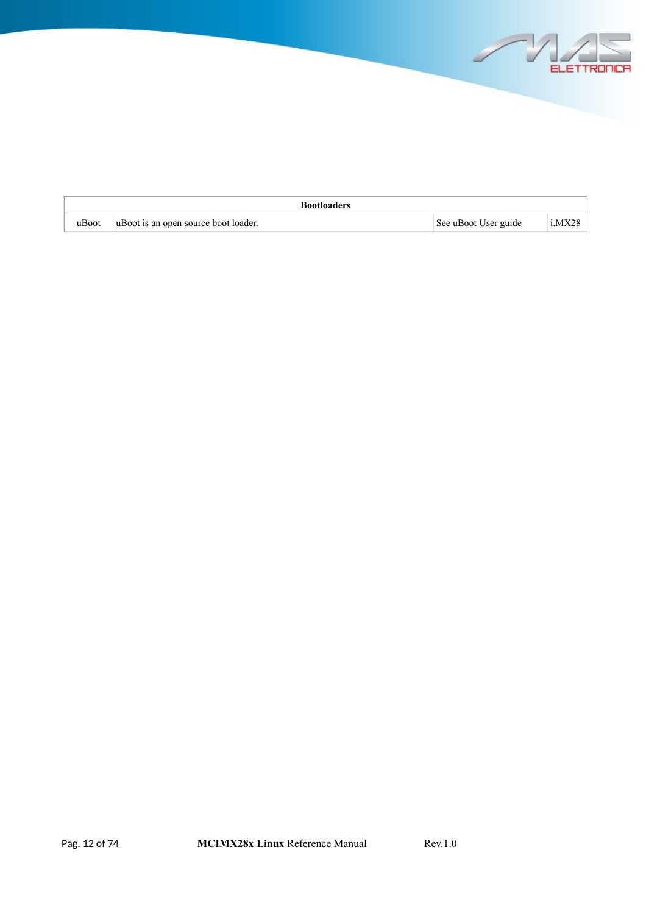| Bootloaders | | | |
|---|---|---|---|
| uBoot | uBoot is an open source boot loader. | See uBoot User guide | i.MX28 |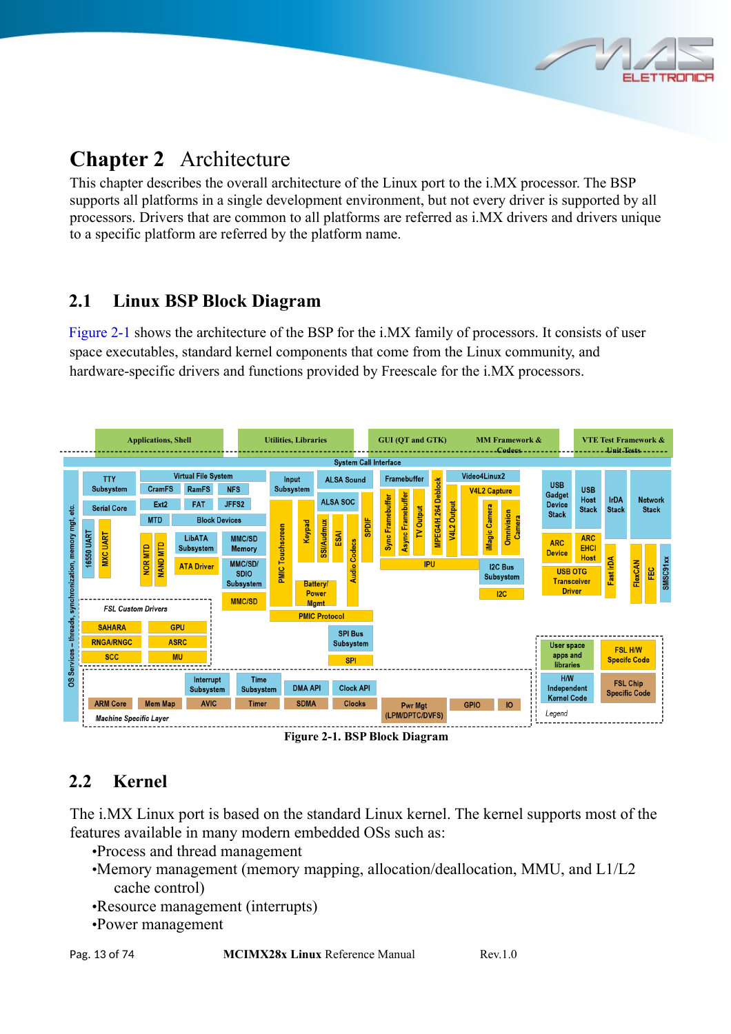# Chapter 2 Architecture

This chapter describes the overall architecture of the Linux port to the i.MX processor. The BSP supports all platforms in a single development environment, but not every driver is supported by all processors. Drivers that are common to all platforms are referred as i.MX drivers and drivers unique to a specific platform are referred by the platform name.

## 2.1 Linux BSP Block Diagram

Figure 2-1 shows the architecture of the BSP for the i.MX family of processors. It consists of user space executables, standard kernel components that come from the Linux community, and hardware-specific drivers and functions provided by Freescale for the i.MX processors.

Figure 2-1. BSP Block Diagram

## 2.2 Kernel

The i.MX Linux port is based on the standard Linux kernel. The kernel supports most of the features available in many modern embedded OSs such as:

- •Process and thread management
- •Memory management (memory mapping, allocation/deallocation, MMU, and L1/L2 cache control)
- •Resource management (interrupts)
- •Power management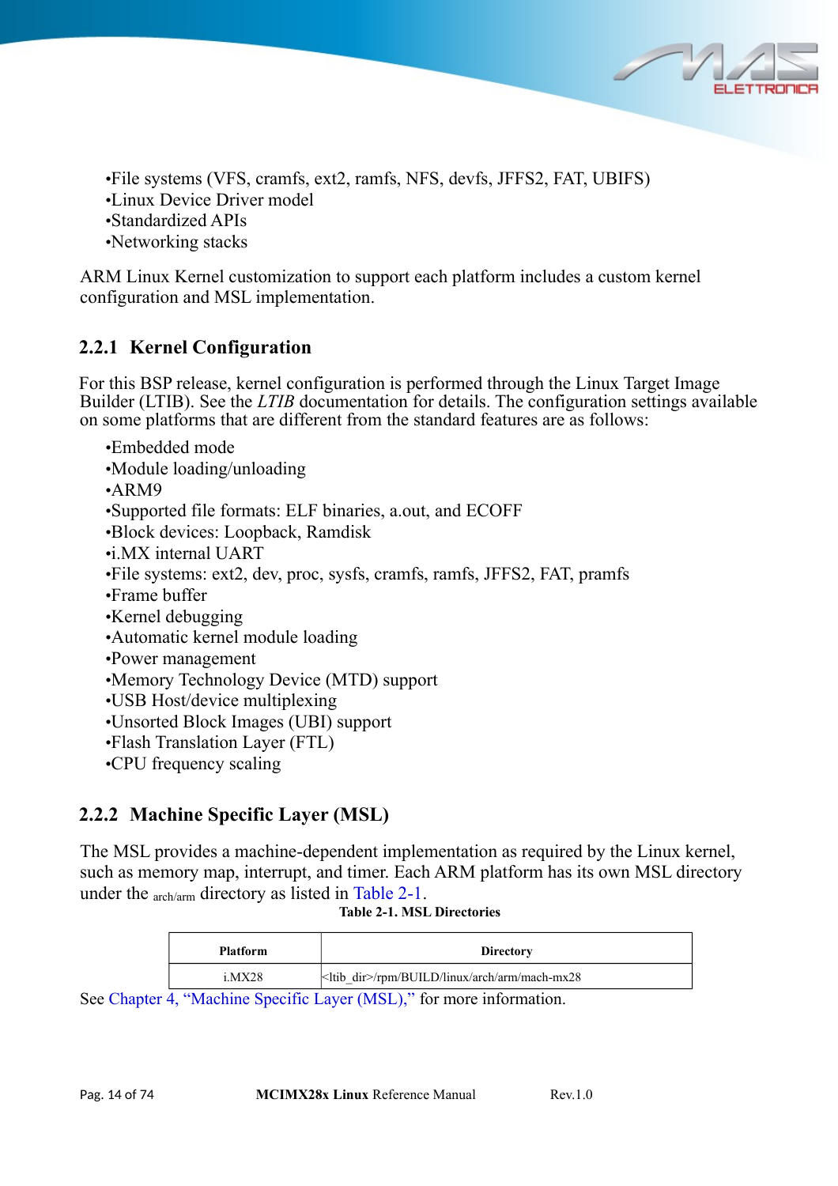- File systems (VFS, cramfs, ext2, ramfs, NFS, devfs, JFFS2, FAT, UBIFS)
- Linux Device Driver model
- Standardized APIs
- Networking stacks

ARM Linux Kernel customization to support each platform includes a custom kernel configuration and MSL implementation.

### 2.2.1 Kernel Configuration

For this BSP release, kernel configuration is performed through the Linux Target Image Builder (LTIB). See the *LTIB* documentation for details. The configuration settings available on some platforms that are different from the standard features are as follows:

- Embedded mode
- Module loading/unloading
- ARM9
- Supported file formats: ELF binaries, a.out, and ECOFF
- Block devices: Loopback, Ramdisk
- i.MX internal UART
- File systems: ext2, dev, proc, sysfs, cramfs, ramfs, JFFS2, FAT, pramfs
- Frame buffer
- Kernel debugging
- Automatic kernel module loading
- Power management
- Memory Technology Device (MTD) support
- USB Host/device multiplexing
- Unsorted Block Images (UBI) support
- Flash Translation Layer (FTL)
- CPU frequency scaling

### 2.2.2 Machine Specific Layer (MSL)

The MSL provides a machine-dependent implementation as required by the Linux kernel, such as memory map, interrupt, and timer. Each ARM platform has its own MSL directory under the arch/arm directory as listed in Table 2-1.

**Table 2-1. MSL Directories**

| Platform | Directory |
|---|---|
| i.MX28 | <ltib_dir>/rpm/BUILD/linux/arch/arm/mach-mx28 |

See Chapter 4, "Machine Specific Layer (MSL)," for more information.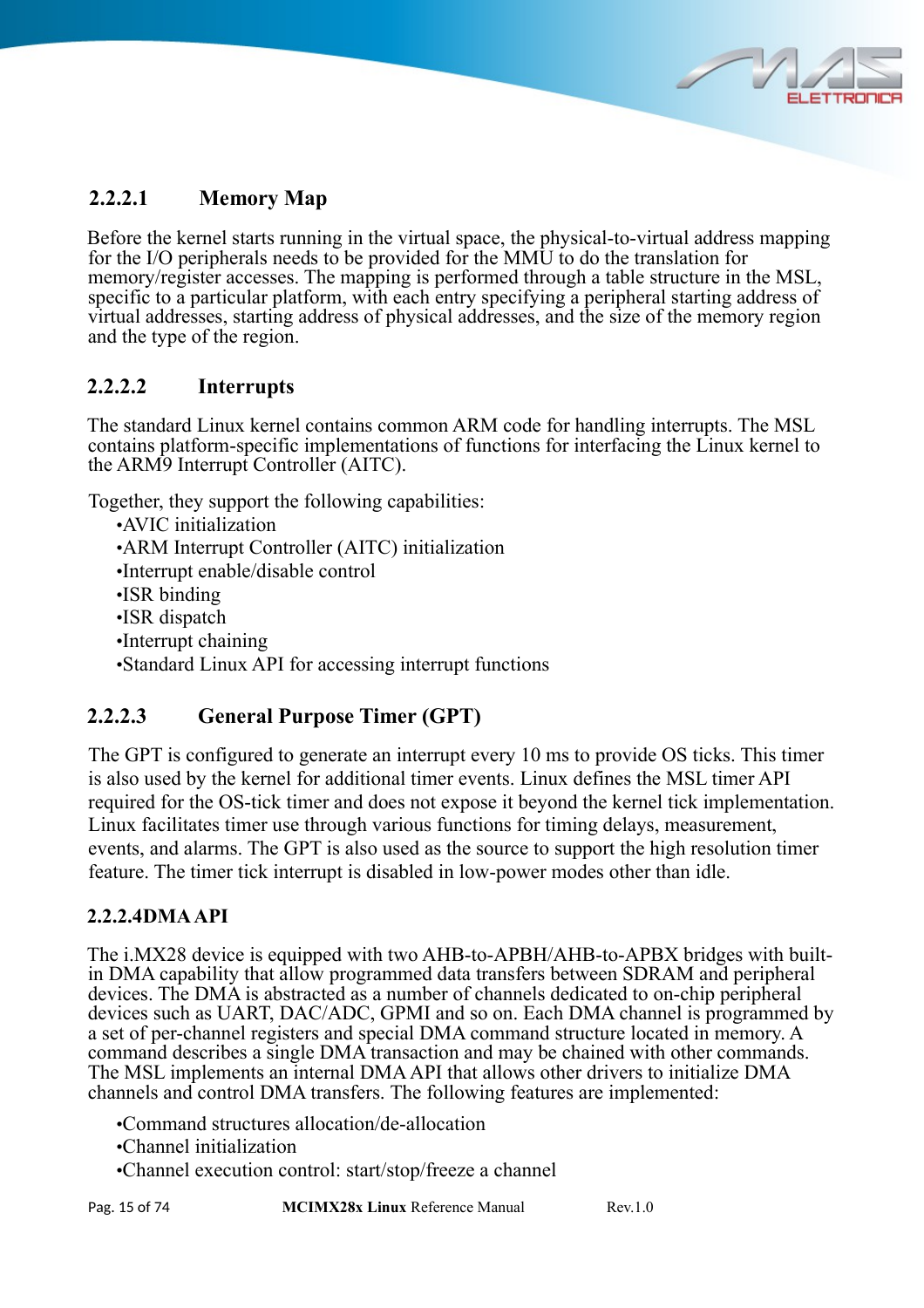#### 2.2.2.1 Memory Map

Before the kernel starts running in the virtual space, the physical-to-virtual address mapping for the I/O peripherals needs to be provided for the MMU to do the translation for memory/register accesses. The mapping is performed through a table structure in the MSL, specific to a particular platform, with each entry specifying a peripheral starting address of virtual addresses, starting address of physical addresses, and the size of the memory region and the type of the region.

#### 2.2.2.2 Interrupts

The standard Linux kernel contains common ARM code for handling interrupts. The MSL contains platform-specific implementations of functions for interfacing the Linux kernel to the ARM9 Interrupt Controller (AITC).

Together, they support the following capabilities:

- •AVIC initialization
- •ARM Interrupt Controller (AITC) initialization
- •Interrupt enable/disable control
- •ISR binding
- •ISR dispatch
- •Interrupt chaining
- •Standard Linux API for accessing interrupt functions

#### 2.2.2.3 General Purpose Timer (GPT)

The GPT is configured to generate an interrupt every 10 ms to provide OS ticks. This timer is also used by the kernel for additional timer events. Linux defines the MSL timer API required for the OS-tick timer and does not expose it beyond the kernel tick implementation. Linux facilitates timer use through various functions for timing delays, measurement, events, and alarms. The GPT is also used as the source to support the high resolution timer feature. The timer tick interrupt is disabled in low-power modes other than idle.

#### 2.2.2.4DMA API

The i.MX28 device is equipped with two AHB-to-APBH/AHB-to-APBX bridges with built-in DMA capability that allow programmed data transfers between SDRAM and peripheral devices. The DMA is abstracted as a number of channels dedicated to on-chip peripheral devices such as UART, DAC/ADC, GPMI and so on. Each DMA channel is programmed by a set of per-channel registers and special DMA command structure located in memory. A command describes a single DMA transaction and may be chained with other commands. The MSL implements an internal DMA API that allows other drivers to initialize DMA channels and control DMA transfers. The following features are implemented:

- •Command structures allocation/de-allocation
- •Channel initialization
- •Channel execution control: start/stop/freeze a channel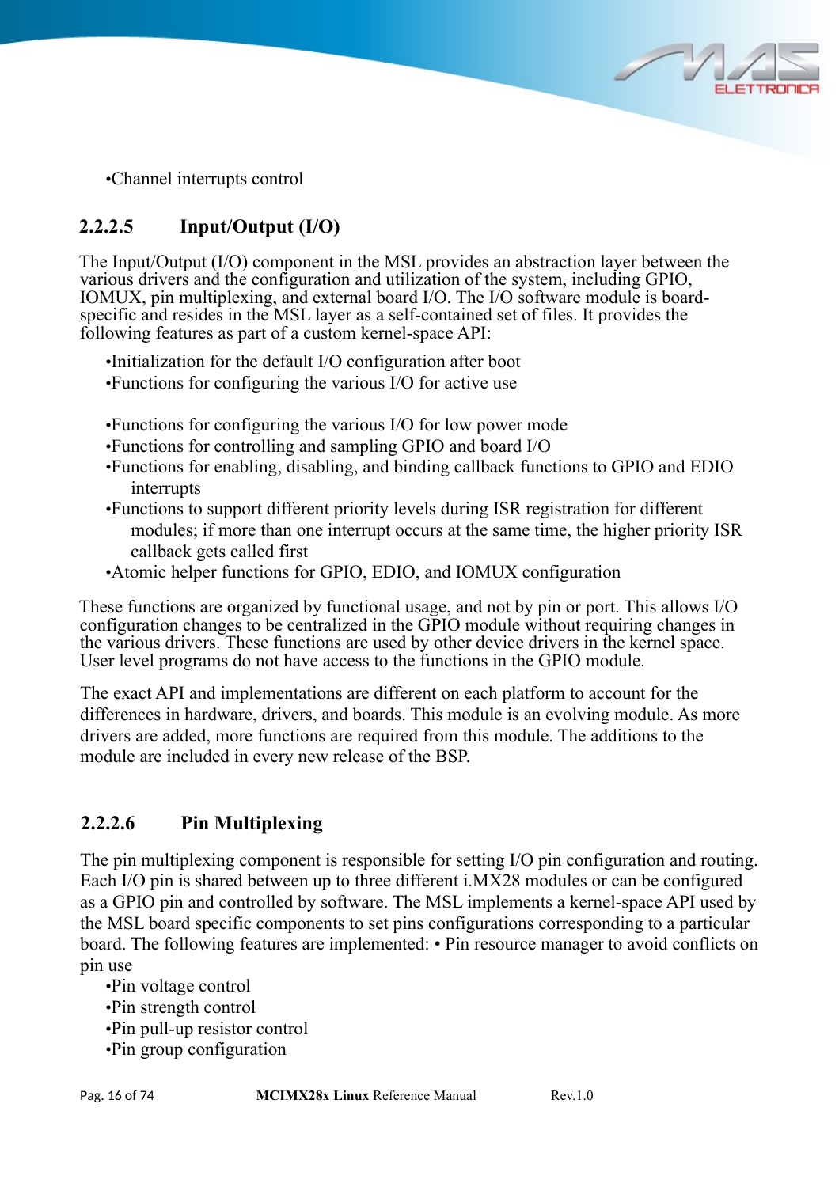- Channel interrupts control

#### 2.2.2.5 Input/Output (I/O)

The Input/Output (I/O) component in the MSL provides an abstraction layer between the various drivers and the configuration and utilization of the system, including GPIO, IOMUX, pin multiplexing, and external board I/O. The I/O software module is board-specific and resides in the MSL layer as a self-contained set of files. It provides the following features as part of a custom kernel-space API:

- Initialization for the default I/O configuration after boot
- Functions for configuring the various I/O for active use
- Functions for configuring the various I/O for low power mode
- Functions for controlling and sampling GPIO and board I/O
- Functions for enabling, disabling, and binding callback functions to GPIO and EDIO interrupts
- Functions to support different priority levels during ISR registration for different modules; if more than one interrupt occurs at the same time, the higher priority ISR callback gets called first
- Atomic helper functions for GPIO, EDIO, and IOMUX configuration

These functions are organized by functional usage, and not by pin or port. This allows I/O configuration changes to be centralized in the GPIO module without requiring changes in the various drivers. These functions are used by other device drivers in the kernel space. User level programs do not have access to the functions in the GPIO module.

The exact API and implementations are different on each platform to account for the differences in hardware, drivers, and boards. This module is an evolving module. As more drivers are added, more functions are required from this module. The additions to the module are included in every new release of the BSP.

#### 2.2.2.6 Pin Multiplexing

The pin multiplexing component is responsible for setting I/O pin configuration and routing. Each I/O pin is shared between up to three different i.MX28 modules or can be configured as a GPIO pin and controlled by software. The MSL implements a kernel-space API used by the MSL board specific components to set pins configurations corresponding to a particular board. The following features are implemented: • Pin resource manager to avoid conflicts on pin use

- Pin voltage control
- Pin strength control
- Pin pull-up resistor control
- Pin group configuration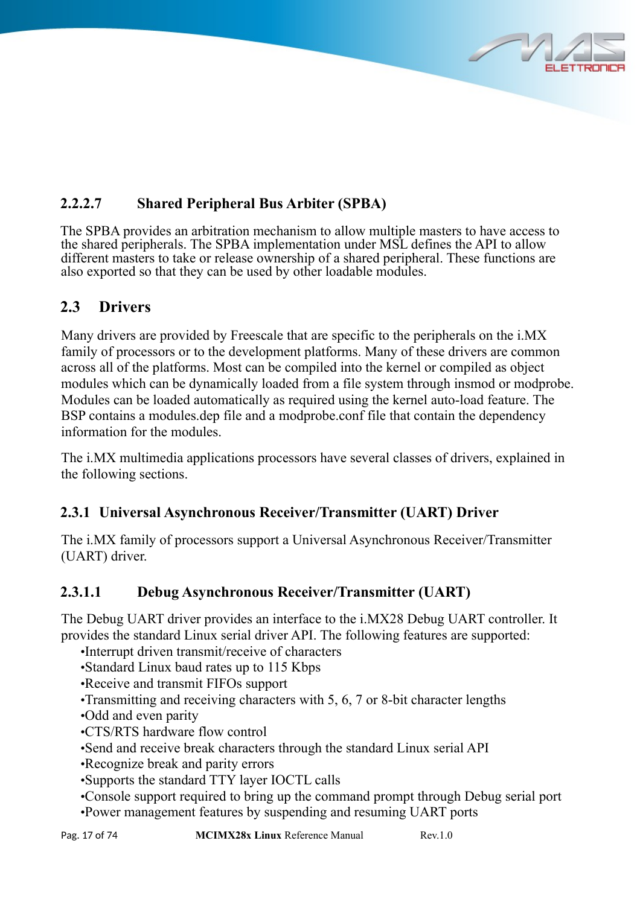#### 2.2.2.7 Shared Peripheral Bus Arbiter (SPBA)

The SPBA provides an arbitration mechanism to allow multiple masters to have access to the shared peripherals. The SPBA implementation under MSL defines the API to allow different masters to take or release ownership of a shared peripheral. These functions are also exported so that they can be used by other loadable modules.

## 2.3 Drivers

Many drivers are provided by Freescale that are specific to the peripherals on the i.MX family of processors or to the development platforms. Many of these drivers are common across all of the platforms. Most can be compiled into the kernel or compiled as object modules which can be dynamically loaded from a file system through insmod or modprobe. Modules can be loaded automatically as required using the kernel auto-load feature. The BSP contains a modules.dep file and a modprobe.conf file that contain the dependency information for the modules.

The i.MX multimedia applications processors have several classes of drivers, explained in the following sections.

### 2.3.1 Universal Asynchronous Receiver/Transmitter (UART) Driver

The i.MX family of processors support a Universal Asynchronous Receiver/Transmitter (UART) driver.

#### 2.3.1.1 Debug Asynchronous Receiver/Transmitter (UART)

The Debug UART driver provides an interface to the i.MX28 Debug UART controller. It provides the standard Linux serial driver API. The following features are supported:

- Interrupt driven transmit/receive of characters
- Standard Linux baud rates up to 115 Kbps
- Receive and transmit FIFOs support
- Transmitting and receiving characters with 5, 6, 7 or 8-bit character lengths
- Odd and even parity
- CTS/RTS hardware flow control
- Send and receive break characters through the standard Linux serial API
- Recognize break and parity errors
- Supports the standard TTY layer IOCTL calls
- Console support required to bring up the command prompt through Debug serial port
- Power management features by suspending and resuming UART ports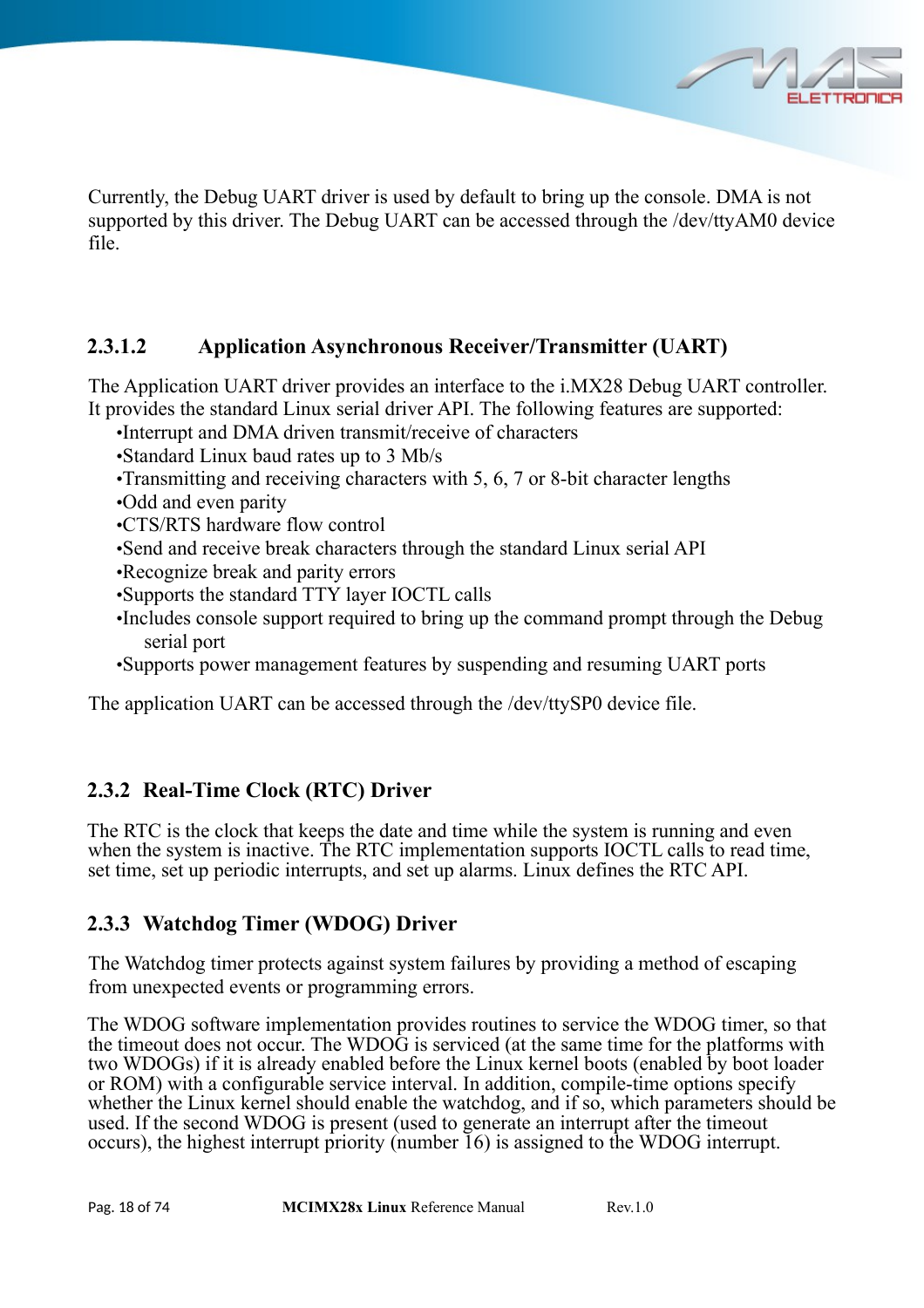Currently, the Debug UART driver is used by default to bring up the console. DMA is not supported by this driver. The Debug UART can be accessed through the /dev/ttyAM0 device file.

#### 2.3.1.2 Application Asynchronous Receiver/Transmitter (UART)

The Application UART driver provides an interface to the i.MX28 Debug UART controller. It provides the standard Linux serial driver API. The following features are supported:

- Interrupt and DMA driven transmit/receive of characters
- Standard Linux baud rates up to 3 Mb/s
- Transmitting and receiving characters with 5, 6, 7 or 8-bit character lengths
- Odd and even parity
- CTS/RTS hardware flow control
- Send and receive break characters through the standard Linux serial API
- Recognize break and parity errors
- Supports the standard TTY layer IOCTL calls
- Includes console support required to bring up the command prompt through the Debug serial port
- Supports power management features by suspending and resuming UART ports

The application UART can be accessed through the /dev/ttySP0 device file.

### 2.3.2 Real-Time Clock (RTC) Driver

The RTC is the clock that keeps the date and time while the system is running and even when the system is inactive. The RTC implementation supports IOCTL calls to read time, set time, set up periodic interrupts, and set up alarms. Linux defines the RTC API.

### 2.3.3 Watchdog Timer (WDOG) Driver

The Watchdog timer protects against system failures by providing a method of escaping from unexpected events or programming errors.

The WDOG software implementation provides routines to service the WDOG timer, so that the timeout does not occur. The WDOG is serviced (at the same time for the platforms with two WDOGs) if it is already enabled before the Linux kernel boots (enabled by boot loader or ROM) with a configurable service interval. In addition, compile-time options specify whether the Linux kernel should enable the watchdog, and if so, which parameters should be used. If the second WDOG is present (used to generate an interrupt after the timeout occurs), the highest interrupt priority (number 16) is assigned to the WDOG interrupt.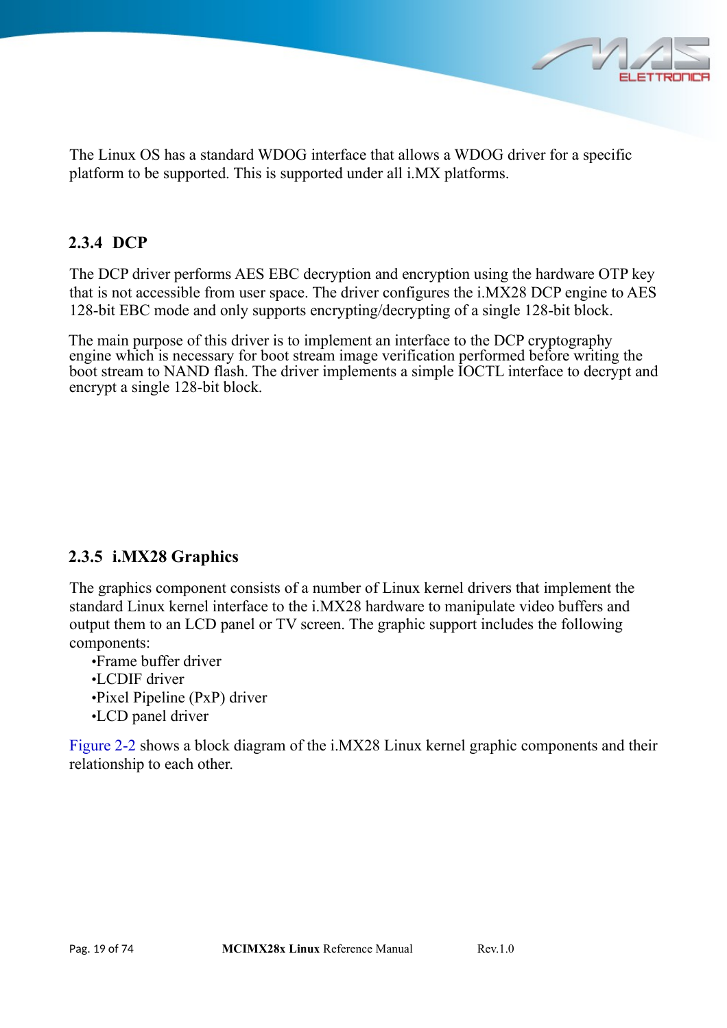The Linux OS has a standard WDOG interface that allows a WDOG driver for a specific platform to be supported. This is supported under all i.MX platforms.

### 2.3.4 DCP

The DCP driver performs AES EBC decryption and encryption using the hardware OTP key that is not accessible from user space. The driver configures the i.MX28 DCP engine to AES 128-bit EBC mode and only supports encrypting/decrypting of a single 128-bit block.

The main purpose of this driver is to implement an interface to the DCP cryptography engine which is necessary for boot stream image verification performed before writing the boot stream to NAND flash. The driver implements a simple IOCTL interface to decrypt and encrypt a single 128-bit block.

### 2.3.5 i.MX28 Graphics

The graphics component consists of a number of Linux kernel drivers that implement the standard Linux kernel interface to the i.MX28 hardware to manipulate video buffers and output them to an LCD panel or TV screen. The graphic support includes the following components:

- Frame buffer driver
- LCDIF driver
- Pixel Pipeline (PxP) driver
- LCD panel driver

Figure 2-2 shows a block diagram of the i.MX28 Linux kernel graphic components and their relationship to each other.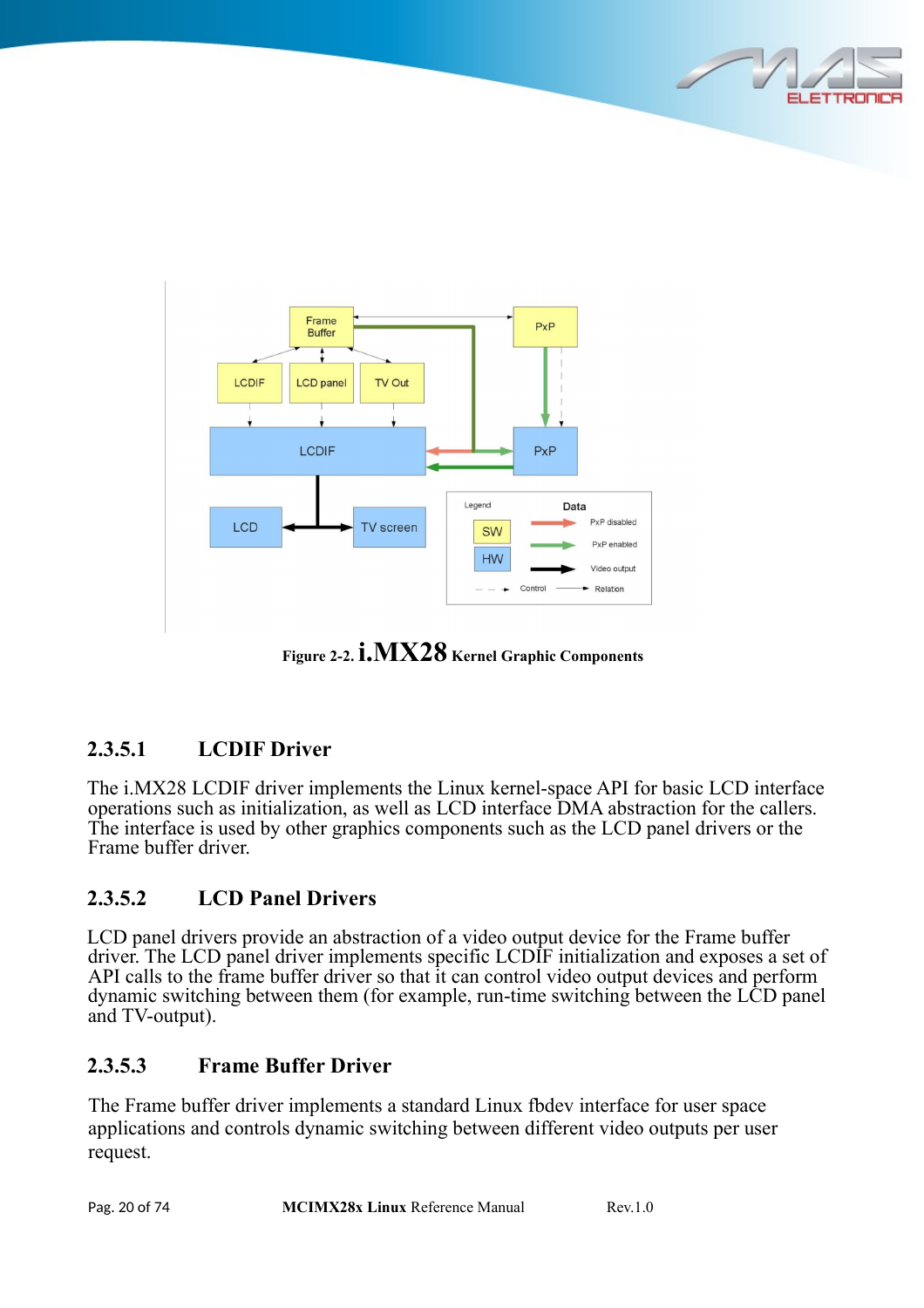Figure 2-2. i.MX28 Kernel Graphic Components

### 2.3.5.1 LCDIF Driver

The i.MX28 LCDIF driver implements the Linux kernel-space API for basic LCD interface operations such as initialization, as well as LCD interface DMA abstraction for the callers. The interface is used by other graphics components such as the LCD panel drivers or the Frame buffer driver.

### 2.3.5.2 LCD Panel Drivers

LCD panel drivers provide an abstraction of a video output device for the Frame buffer driver. The LCD panel driver implements specific LCDIF initialization and exposes a set of API calls to the frame buffer driver so that it can control video output devices and perform dynamic switching between them (for example, run-time switching between the LCD panel and TV-output).

### 2.3.5.3 Frame Buffer Driver

The Frame buffer driver implements a standard Linux fbdev interface for user space applications and controls dynamic switching between different video outputs per user request.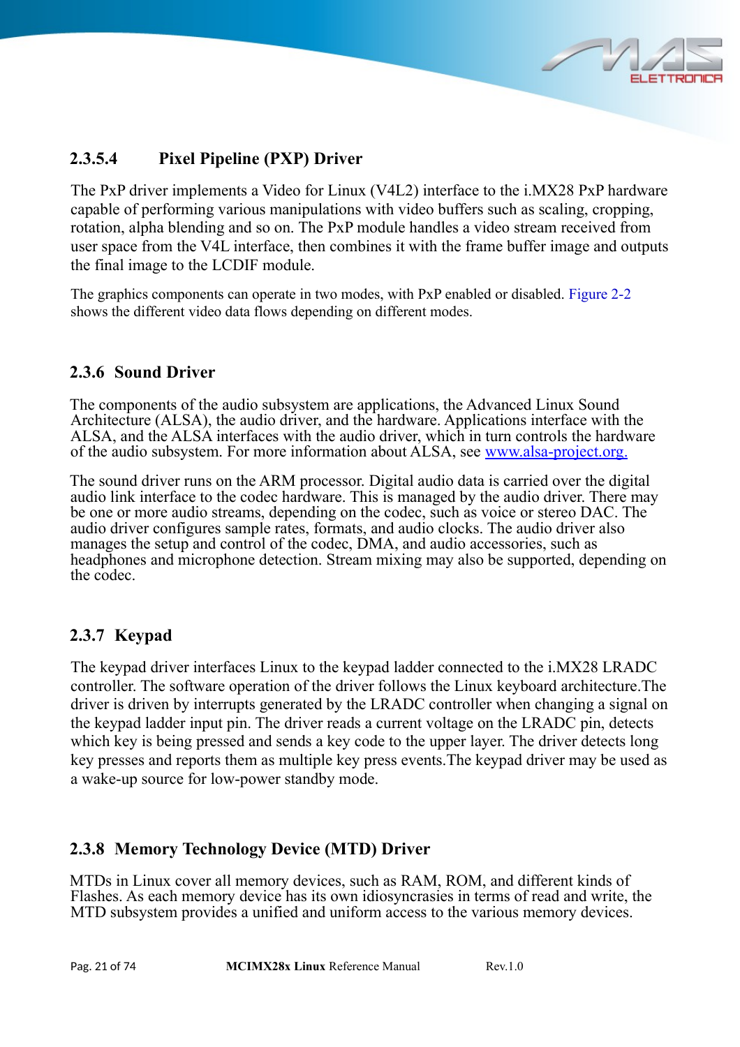#### 2.3.5.4 Pixel Pipeline (PXP) Driver

The PxP driver implements a Video for Linux (V4L2) interface to the i.MX28 PxP hardware capable of performing various manipulations with video buffers such as scaling, cropping, rotation, alpha blending and so on. The PxP module handles a video stream received from user space from the V4L interface, then combines it with the frame buffer image and outputs the final image to the LCDIF module.

The graphics components can operate in two modes, with PxP enabled or disabled. Figure 2-2 shows the different video data flows depending on different modes.

### 2.3.6 Sound Driver

The components of the audio subsystem are applications, the Advanced Linux Sound Architecture (ALSA), the audio driver, and the hardware. Applications interface with the ALSA, and the ALSA interfaces with the audio driver, which in turn controls the hardware of the audio subsystem. For more information about ALSA, see www.alsa-project.org.

The sound driver runs on the ARM processor. Digital audio data is carried over the digital audio link interface to the codec hardware. This is managed by the audio driver. There may be one or more audio streams, depending on the codec, such as voice or stereo DAC. The audio driver configures sample rates, formats, and audio clocks. The audio driver also manages the setup and control of the codec, DMA, and audio accessories, such as headphones and microphone detection. Stream mixing may also be supported, depending on the codec.

### 2.3.7 Keypad

The keypad driver interfaces Linux to the keypad ladder connected to the i.MX28 LRADC controller. The software operation of the driver follows the Linux keyboard architecture.The driver is driven by interrupts generated by the LRADC controller when changing a signal on the keypad ladder input pin. The driver reads a current voltage on the LRADC pin, detects which key is being pressed and sends a key code to the upper layer. The driver detects long key presses and reports them as multiple key press events.The keypad driver may be used as a wake-up source for low-power standby mode.

### 2.3.8 Memory Technology Device (MTD) Driver

MTDs in Linux cover all memory devices, such as RAM, ROM, and different kinds of Flashes. As each memory device has its own idiosyncrasies in terms of read and write, the MTD subsystem provides a unified and uniform access to the various memory devices.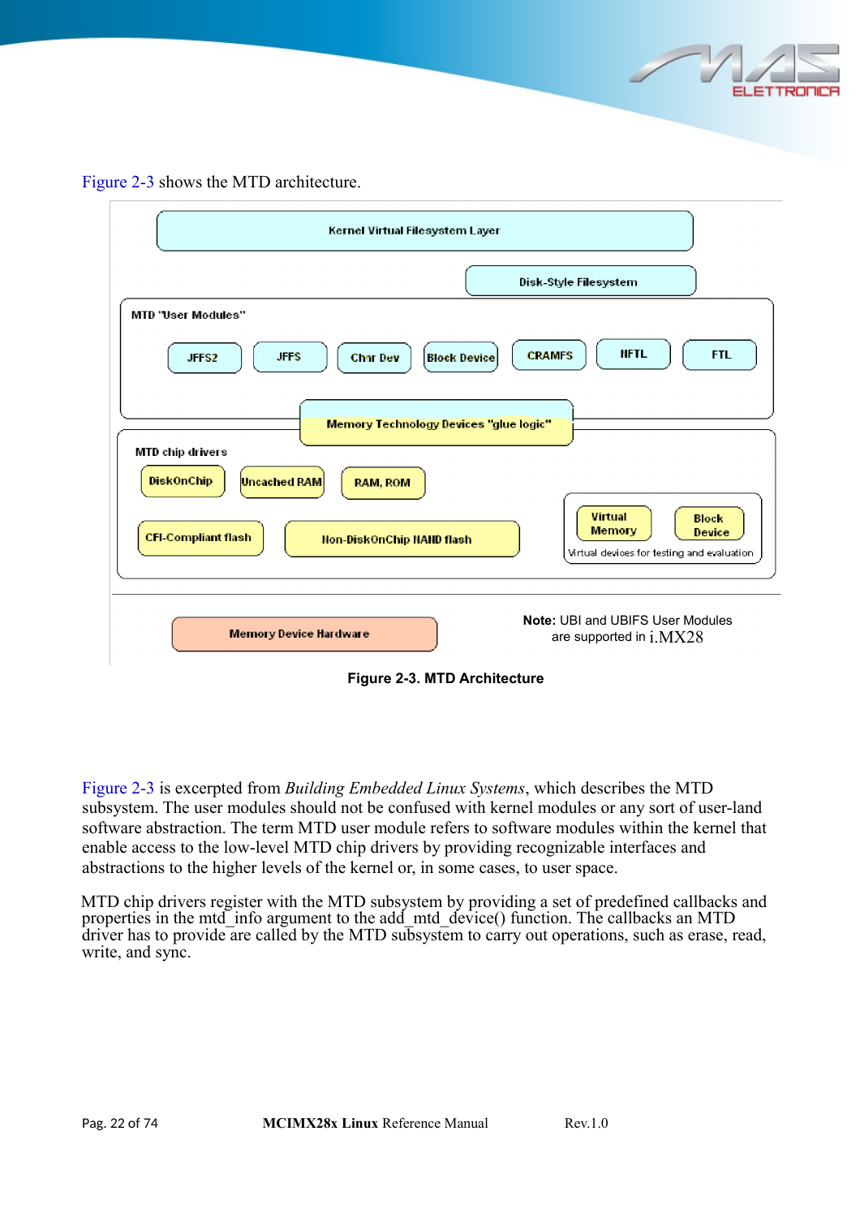Figure 2-3 shows the MTD architecture.

Kernel Virtual Filesystem Layer

Disk-Style Filesystem

MTD "User Modules"

JFFS2 | JFFS | Char Dev | Block Device | CRAMFS | NFTL | FTL

Memory Technology Devices "glue logic"

MTD chip drivers

DiskOnChip | Uncached RAM | RAM, ROM

CFI-Compliant flash | Non-DiskOnChip NAND flash

Virtual Memory | Block Device

Virtual devices for testing and evaluation

Memory Device Hardware

**Note:** UBI and UBIFS User Modules are supported in i.MX28

**Figure 2-3. MTD Architecture**

Figure 2-3 is excerpted from *Building Embedded Linux Systems*, which describes the MTD subsystem. The user modules should not be confused with kernel modules or any sort of user-land software abstraction. The term MTD user module refers to software modules within the kernel that enable access to the low-level MTD chip drivers by providing recognizable interfaces and abstractions to the higher levels of the kernel or, in some cases, to user space.

MTD chip drivers register with the MTD subsystem by providing a set of predefined callbacks and properties in the mtd_info argument to the add_mtd_device() function. The callbacks an MTD driver has to provide are called by the MTD subsystem to carry out operations, such as erase, read, write, and sync.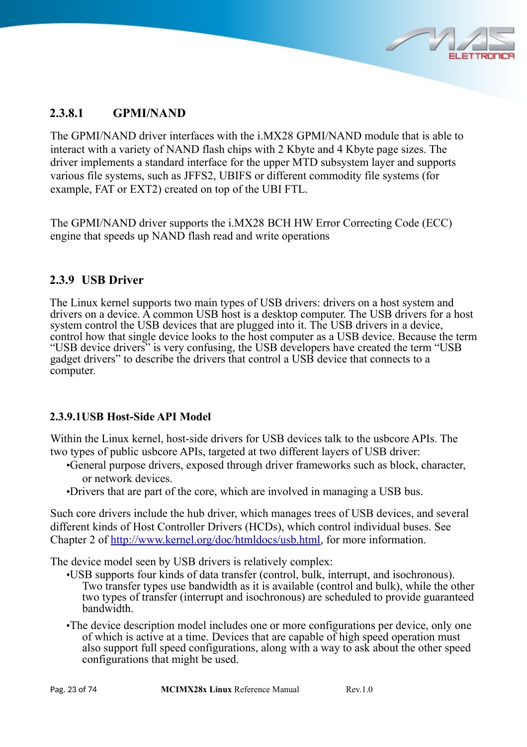#### 2.3.8.1 GPMI/NAND

The GPMI/NAND driver interfaces with the i.MX28 GPMI/NAND module that is able to interact with a variety of NAND flash chips with 2 Kbyte and 4 Kbyte page sizes. The driver implements a standard interface for the upper MTD subsystem layer and supports various file systems, such as JFFS2, UBIFS or different commodity file systems (for example, FAT or EXT2) created on top of the UBI FTL.

The GPMI/NAND driver supports the i.MX28 BCH HW Error Correcting Code (ECC) engine that speeds up NAND flash read and write operations

### 2.3.9 USB Driver

The Linux kernel supports two main types of USB drivers: drivers on a host system and drivers on a device. A common USB host is a desktop computer. The USB drivers for a host system control the USB devices that are plugged into it. The USB drivers in a device, control how that single device looks to the host computer as a USB device. Because the term “USB device drivers” is very confusing, the USB developers have created the term “USB gadget drivers” to describe the drivers that control a USB device that connects to a computer.

#### 2.3.9.1 USB Host-Side API Model

Within the Linux kernel, host-side drivers for USB devices talk to the usbcore APIs. The two types of public usbcore APIs, targeted at two different layers of USB driver:

- General purpose drivers, exposed through driver frameworks such as block, character, or network devices.
- Drivers that are part of the core, which are involved in managing a USB bus.

Such core drivers include the hub driver, which manages trees of USB devices, and several different kinds of Host Controller Drivers (HCDs), which control individual buses. See Chapter 2 of [http://www.kernel.org/doc/htmldocs/usb.html](http://www.kernel.org/doc/htmldocs/usb.html), for more information.

The device model seen by USB drivers is relatively complex:

- USB supports four kinds of data transfer (control, bulk, interrupt, and isochronous). Two transfer types use bandwidth as it is available (control and bulk), while the other two types of transfer (interrupt and isochronous) are scheduled to provide guaranteed bandwidth.
- The device description model includes one or more configurations per device, only one of which is active at a time. Devices that are capable of high speed operation must also support full speed configurations, along with a way to ask about the other speed configurations that might be used.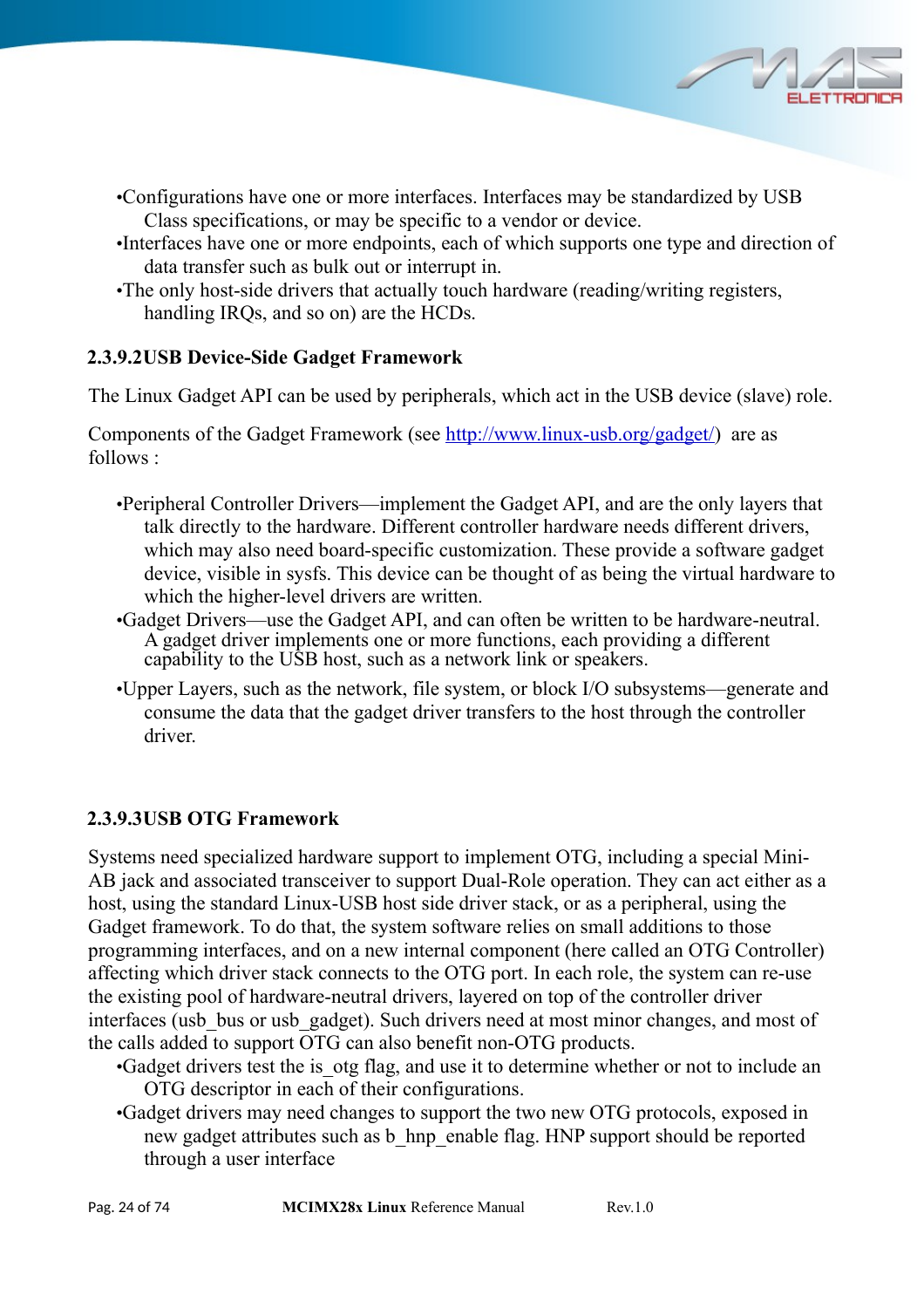- Configurations have one or more interfaces. Interfaces may be standardized by USB Class specifications, or may be specific to a vendor or device.
- Interfaces have one or more endpoints, each of which supports one type and direction of data transfer such as bulk out or interrupt in.
- The only host-side drivers that actually touch hardware (reading/writing registers, handling IRQs, and so on) are the HCDs.

### 2.3.9.2 USB Device-Side Gadget Framework

The Linux Gadget API can be used by peripherals, which act in the USB device (slave) role.

Components of the Gadget Framework (see http://www.linux-usb.org/gadget/) are as follows :

- Peripheral Controller Drivers—implement the Gadget API, and are the only layers that talk directly to the hardware. Different controller hardware needs different drivers, which may also need board-specific customization. These provide a software gadget device, visible in sysfs. This device can be thought of as being the virtual hardware to which the higher-level drivers are written.
- Gadget Drivers—use the Gadget API, and can often be written to be hardware-neutral. A gadget driver implements one or more functions, each providing a different capability to the USB host, such as a network link or speakers.
- Upper Layers, such as the network, file system, or block I/O subsystems—generate and consume the data that the gadget driver transfers to the host through the controller driver.

### 2.3.9.3 USB OTG Framework

Systems need specialized hardware support to implement OTG, including a special Mini-AB jack and associated transceiver to support Dual-Role operation. They can act either as a host, using the standard Linux-USB host side driver stack, or as a peripheral, using the Gadget framework. To do that, the system software relies on small additions to those programming interfaces, and on a new internal component (here called an OTG Controller) affecting which driver stack connects to the OTG port. In each role, the system can re-use the existing pool of hardware-neutral drivers, layered on top of the controller driver interfaces (usb_bus or usb_gadget). Such drivers need at most minor changes, and most of the calls added to support OTG can also benefit non-OTG products.

- Gadget drivers test the is_otg flag, and use it to determine whether or not to include an OTG descriptor in each of their configurations.
- Gadget drivers may need changes to support the two new OTG protocols, exposed in new gadget attributes such as b_hnp_enable flag. HNP support should be reported through a user interface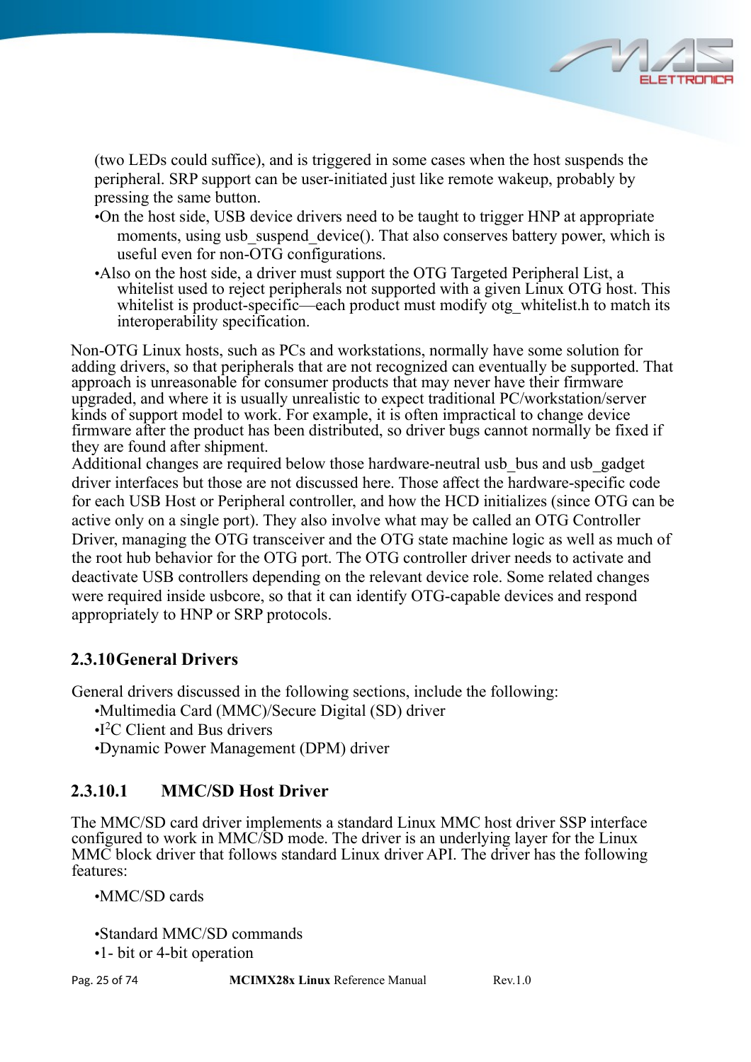(two LEDs could suffice), and is triggered in some cases when the host suspends the peripheral. SRP support can be user-initiated just like remote wakeup, probably by pressing the same button.

- On the host side, USB device drivers need to be taught to trigger HNP at appropriate moments, using usb_suspend_device(). That also conserves battery power, which is useful even for non-OTG configurations.
- Also on the host side, a driver must support the OTG Targeted Peripheral List, a whitelist used to reject peripherals not supported with a given Linux OTG host. This whitelist is product-specific—each product must modify otg_whitelist.h to match its interoperability specification.

Non-OTG Linux hosts, such as PCs and workstations, normally have some solution for adding drivers, so that peripherals that are not recognized can eventually be supported. That approach is unreasonable for consumer products that may never have their firmware upgraded, and where it is usually unrealistic to expect traditional PC/workstation/server kinds of support model to work. For example, it is often impractical to change device firmware after the product has been distributed, so driver bugs cannot normally be fixed if they are found after shipment.

Additional changes are required below those hardware-neutral usb_bus and usb_gadget driver interfaces but those are not discussed here. Those affect the hardware-specific code for each USB Host or Peripheral controller, and how the HCD initializes (since OTG can be active only on a single port). They also involve what may be called an OTG Controller Driver, managing the OTG transceiver and the OTG state machine logic as well as much of the root hub behavior for the OTG port. The OTG controller driver needs to activate and deactivate USB controllers depending on the relevant device role. Some related changes were required inside usbcore, so that it can identify OTG-capable devices and respond appropriately to HNP or SRP protocols.

### 2.3.10 General Drivers

General drivers discussed in the following sections, include the following:

- Multimedia Card (MMC)/Secure Digital (SD) driver
- I$^2$C Client and Bus drivers
- Dynamic Power Management (DPM) driver

#### 2.3.10.1 MMC/SD Host Driver

The MMC/SD card driver implements a standard Linux MMC host driver SSP interface configured to work in MMC/SD mode. The driver is an underlying layer for the Linux MMC block driver that follows standard Linux driver API. The driver has the following features:

- MMC/SD cards
- Standard MMC/SD commands
- 1- bit or 4-bit operation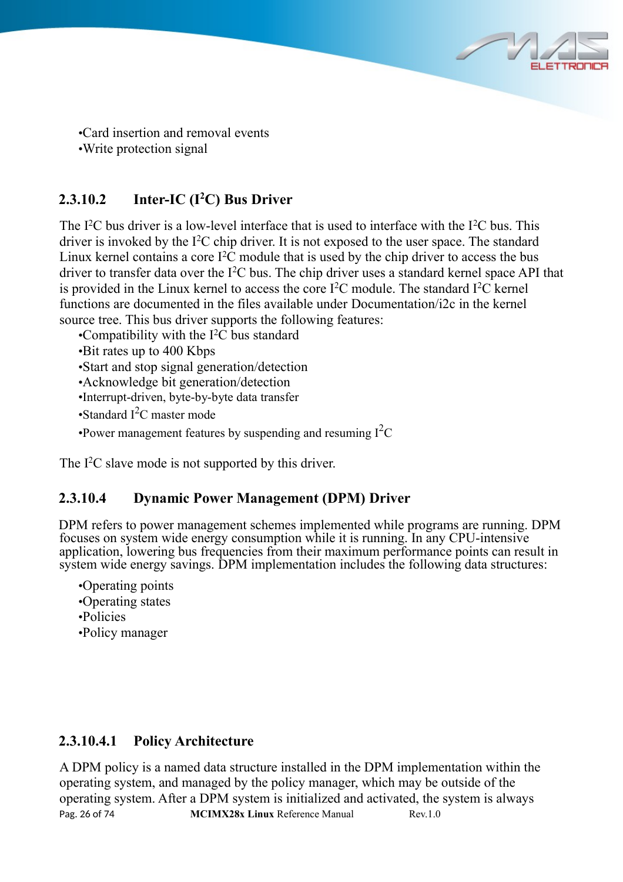- Card insertion and removal events
- Write protection signal

#### 2.3.10.2 Inter-IC ($I^2C$) Bus Driver

The $I^2C$ bus driver is a low-level interface that is used to interface with the $I^2C$ bus. This driver is invoked by the $I^2C$ chip driver. It is not exposed to the user space. The standard Linux kernel contains a core $I^2C$ module that is used by the chip driver to access the bus driver to transfer data over the $I^2C$ bus. The chip driver uses a standard kernel space API that is provided in the Linux kernel to access the core $I^2C$ module. The standard $I^2C$ kernel functions are documented in the files available under Documentation/i2c in the kernel source tree. This bus driver supports the following features:

- Compatibility with the $I^2C$ bus standard
- Bit rates up to 400 Kbps
- Start and stop signal generation/detection
- Acknowledge bit generation/detection
- Interrupt-driven, byte-by-byte data transfer
- Standard $I^2C$ master mode
- Power management features by suspending and resuming $I^2C$

The $I^2C$ slave mode is not supported by this driver.

#### 2.3.10.4 Dynamic Power Management (DPM) Driver

DPM refers to power management schemes implemented while programs are running. DPM focuses on system wide energy consumption while it is running. In any CPU-intensive application, lowering bus frequencies from their maximum performance points can result in system wide energy savings. DPM implementation includes the following data structures:

- Operating points
- Operating states
- Policies
- Policy manager

##### 2.3.10.4.1 Policy Architecture

A DPM policy is a named data structure installed in the DPM implementation within the operating system, and managed by the policy manager, which may be outside of the operating system. After a DPM system is initialized and activated, the system is always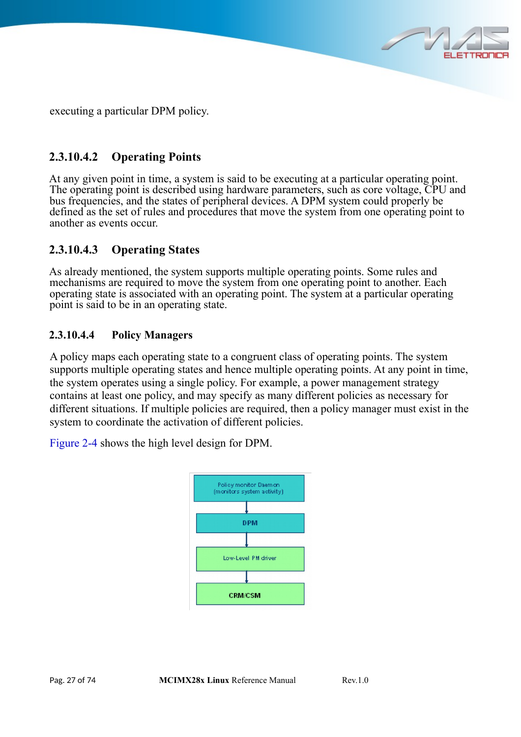executing a particular DPM policy.

#### 2.3.10.4.2 Operating Points

At any given point in time, a system is said to be executing at a particular operating point. The operating point is described using hardware parameters, such as core voltage, CPU and bus frequencies, and the states of peripheral devices. A DPM system could properly be defined as the set of rules and procedures that move the system from one operating point to another as events occur.

#### 2.3.10.4.3 Operating States

As already mentioned, the system supports multiple operating points. Some rules and mechanisms are required to move the system from one operating point to another. Each operating state is associated with an operating point. The system at a particular operating point is said to be in an operating state.

#### 2.3.10.4.4 Policy Managers

A policy maps each operating state to a congruent class of operating points. The system supports multiple operating states and hence multiple operating points. At any point in time, the system operates using a single policy. For example, a power management strategy contains at least one policy, and may specify as many different policies as necessary for different situations. If multiple policies are required, then a policy manager must exist in the system to coordinate the activation of different policies.

Figure 2-4 shows the high level design for DPM.

Policy monitor Daemon
(monitors system activity)

DPM

Low-Level PM driver

CRM/CSM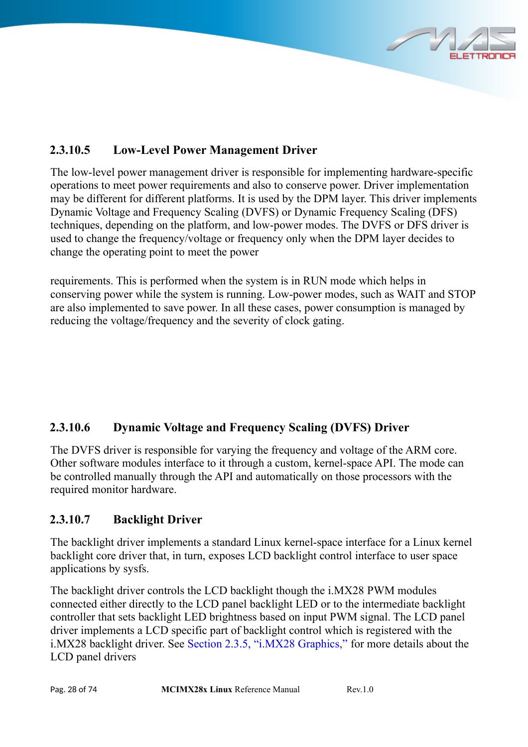#### 2.3.10.5 Low-Level Power Management Driver

The low-level power management driver is responsible for implementing hardware-specific operations to meet power requirements and also to conserve power. Driver implementation may be different for different platforms. It is used by the DPM layer. This driver implements Dynamic Voltage and Frequency Scaling (DVFS) or Dynamic Frequency Scaling (DFS) techniques, depending on the platform, and low-power modes. The DVFS or DFS driver is used to change the frequency/voltage or frequency only when the DPM layer decides to change the operating point to meet the power

requirements. This is performed when the system is in RUN mode which helps in conserving power while the system is running. Low-power modes, such as WAIT and STOP are also implemented to save power. In all these cases, power consumption is managed by reducing the voltage/frequency and the severity of clock gating.

#### 2.3.10.6 Dynamic Voltage and Frequency Scaling (DVFS) Driver

The DVFS driver is responsible for varying the frequency and voltage of the ARM core. Other software modules interface to it through a custom, kernel-space API. The mode can be controlled manually through the API and automatically on those processors with the required monitor hardware.

#### 2.3.10.7 Backlight Driver

The backlight driver implements a standard Linux kernel-space interface for a Linux kernel backlight core driver that, in turn, exposes LCD backlight control interface to user space applications by sysfs.

The backlight driver controls the LCD backlight though the i.MX28 PWM modules connected either directly to the LCD panel backlight LED or to the intermediate backlight controller that sets backlight LED brightness based on input PWM signal. The LCD panel driver implements a LCD specific part of backlight control which is registered with the i.MX28 backlight driver. See Section 2.3.5, "i.MX28 Graphics," for more details about the LCD panel drivers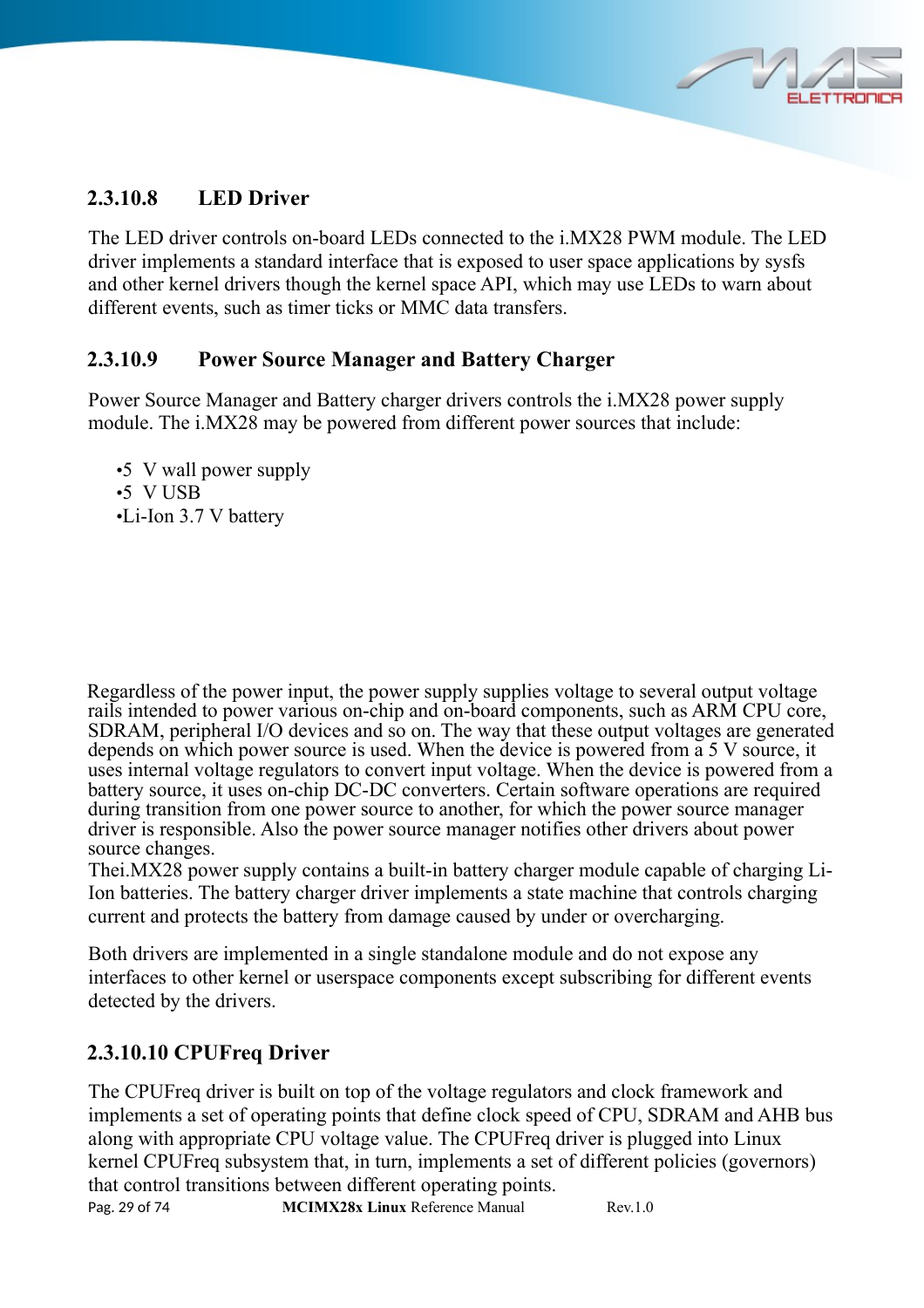#### 2.3.10.8 LED Driver

The LED driver controls on-board LEDs connected to the i.MX28 PWM module. The LED driver implements a standard interface that is exposed to user space applications by sysfs and other kernel drivers though the kernel space API, which may use LEDs to warn about different events, such as timer ticks or MMC data transfers.

#### 2.3.10.9 Power Source Manager and Battery Charger

Power Source Manager and Battery charger drivers controls the i.MX28 power supply module. The i.MX28 may be powered from different power sources that include:

- 5 V wall power supply
- 5 V USB
- Li-Ion 3.7 V battery

Regardless of the power input, the power supply supplies voltage to several output voltage rails intended to power various on-chip and on-board components, such as ARM CPU core, SDRAM, peripheral I/O devices and so on. The way that these output voltages are generated depends on which power source is used. When the device is powered from a 5 V source, it uses internal voltage regulators to convert input voltage. When the device is powered from a battery source, it uses on-chip DC-DC converters. Certain software operations are required during transition from one power source to another, for which the power source manager driver is responsible. Also the power source manager notifies other drivers about power source changes.
Thei.MX28 power supply contains a built-in battery charger module capable of charging Li-Ion batteries. The battery charger driver implements a state machine that controls charging current and protects the battery from damage caused by under or overcharging.

Both drivers are implemented in a single standalone module and do not expose any interfaces to other kernel or userspace components except subscribing for different events detected by the drivers.

#### 2.3.10.10 CPUFreq Driver

The CPUFreq driver is built on top of the voltage regulators and clock framework and implements a set of operating points that define clock speed of CPU, SDRAM and AHB bus along with appropriate CPU voltage value. The CPUFreq driver is plugged into Linux kernel CPUFreq subsystem that, in turn, implements a set of different policies (governors) that control transitions between different operating points.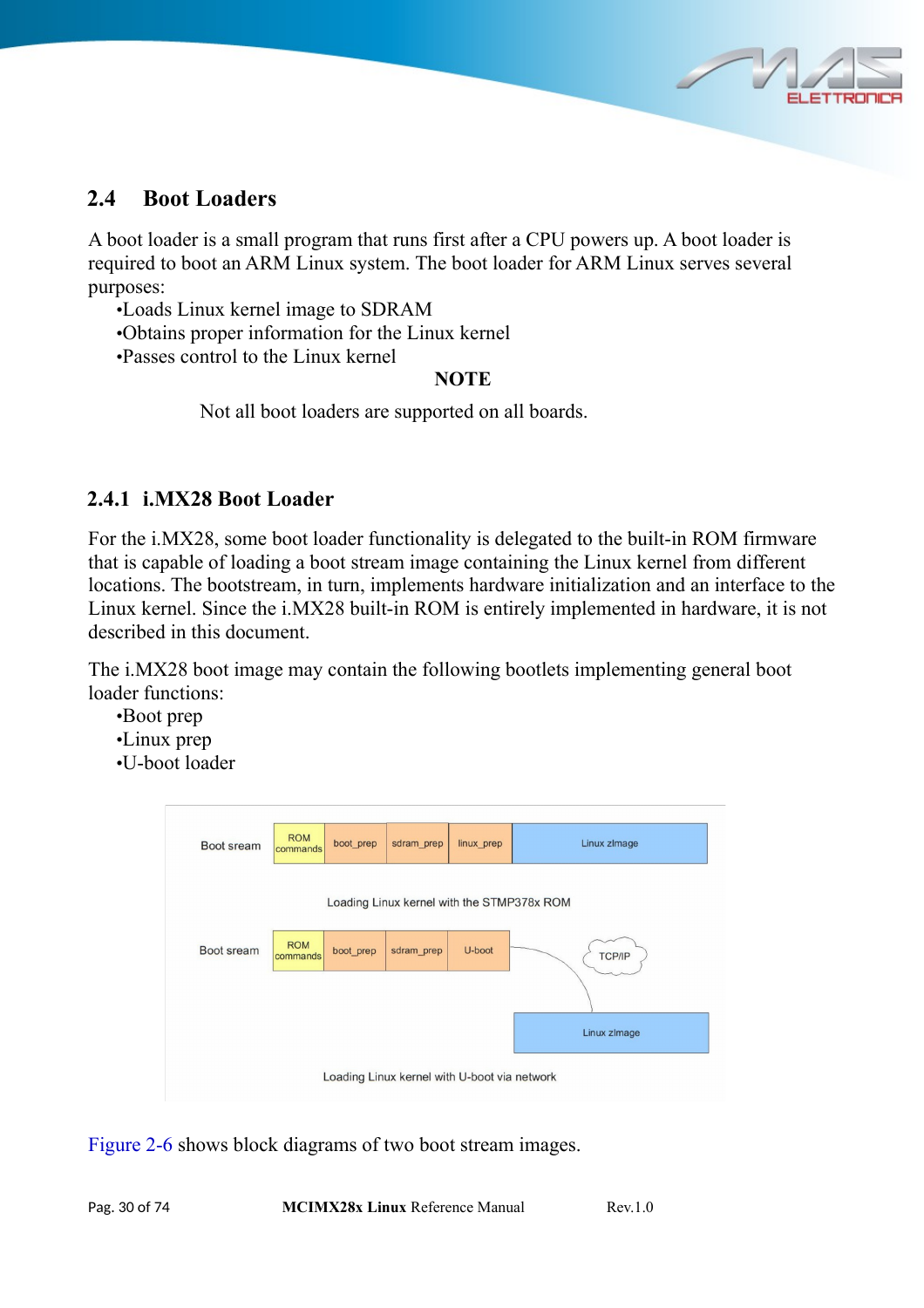## 2.4 Boot Loaders

A boot loader is a small program that runs first after a CPU powers up. A boot loader is required to boot an ARM Linux system. The boot loader for ARM Linux serves several purposes:

- Loads Linux kernel image to SDRAM
- Obtains proper information for the Linux kernel
- Passes control to the Linux kernel

**NOTE**

Not all boot loaders are supported on all boards.

### 2.4.1 i.MX28 Boot Loader

For the i.MX28, some boot loader functionality is delegated to the built-in ROM firmware that is capable of loading a boot stream image containing the Linux kernel from different locations. The bootstream, in turn, implements hardware initialization and an interface to the Linux kernel. Since the i.MX28 built-in ROM is entirely implemented in hardware, it is not described in this document.

The i.MX28 boot image may contain the following bootlets implementing general boot loader functions:

- Boot prep
- Linux prep
- U-boot loader

Boot sream | ROM commands | boot_prep | sdram_prep | linux_prep | Linux zImage

Loading Linux kernel with the STMP378x ROM

Boot sream | ROM commands | boot_prep | sdram_prep | U-boot → TCP/IP → Linux zImage

Loading Linux kernel with U-boot via network

Figure 2-6 shows block diagrams of two boot stream images.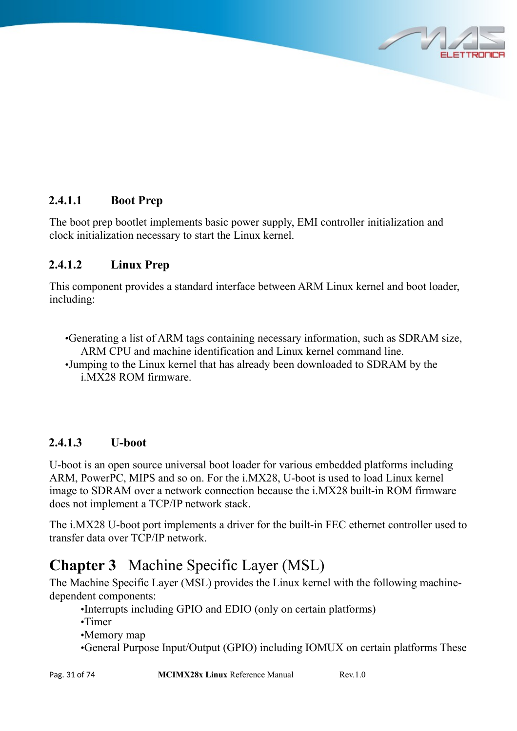#### 2.4.1.1 Boot Prep

The boot prep bootlet implements basic power supply, EMI controller initialization and clock initialization necessary to start the Linux kernel.

#### 2.4.1.2 Linux Prep

This component provides a standard interface between ARM Linux kernel and boot loader, including:

- Generating a list of ARM tags containing necessary information, such as SDRAM size, ARM CPU and machine identification and Linux kernel command line.
- Jumping to the Linux kernel that has already been downloaded to SDRAM by the i.MX28 ROM firmware.

#### 2.4.1.3 U-boot

U-boot is an open source universal boot loader for various embedded platforms including ARM, PowerPC, MIPS and so on. For the i.MX28, U-boot is used to load Linux kernel image to SDRAM over a network connection because the i.MX28 built-in ROM firmware does not implement a TCP/IP network stack.

The i.MX28 U-boot port implements a driver for the built-in FEC ethernet controller used to transfer data over TCP/IP network.

# Chapter 3 Machine Specific Layer (MSL)

The Machine Specific Layer (MSL) provides the Linux kernel with the following machine-dependent components:

- Interrupts including GPIO and EDIO (only on certain platforms)
- Timer
- Memory map
- General Purpose Input/Output (GPIO) including IOMUX on certain platforms These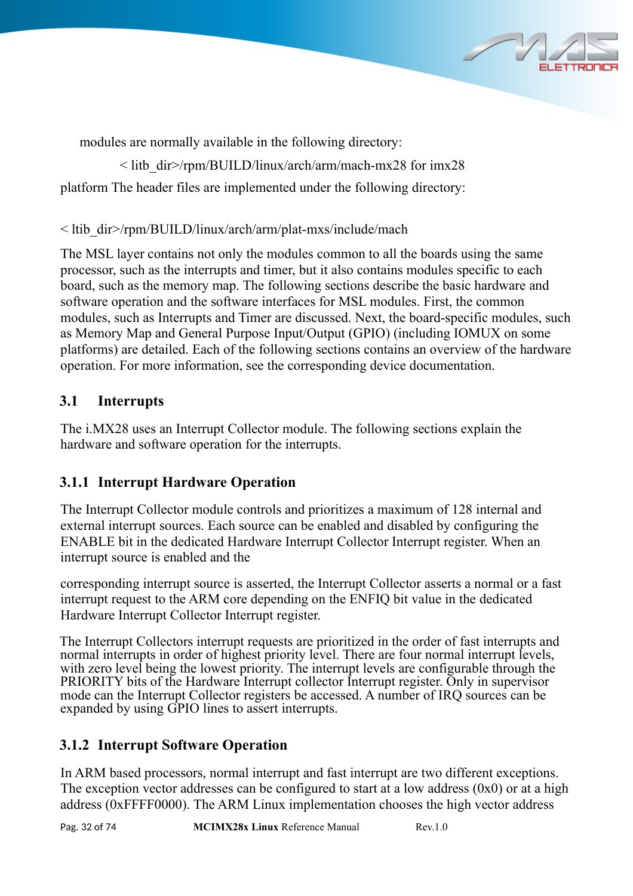modules are normally available in the following directory:

< litb_dir>/rpm/BUILD/linux/arch/arm/mach-mx28 for imx28

platform The header files are implemented under the following directory:

< ltib_dir>/rpm/BUILD/linux/arch/arm/plat-mxs/include/mach

The MSL layer contains not only the modules common to all the boards using the same processor, such as the interrupts and timer, but it also contains modules specific to each board, such as the memory map. The following sections describe the basic hardware and software operation and the software interfaces for MSL modules. First, the common modules, such as Interrupts and Timer are discussed. Next, the board-specific modules, such as Memory Map and General Purpose Input/Output (GPIO) (including IOMUX on some platforms) are detailed. Each of the following sections contains an overview of the hardware operation. For more information, see the corresponding device documentation.

## 3.1 Interrupts

The i.MX28 uses an Interrupt Collector module. The following sections explain the hardware and software operation for the interrupts.

### 3.1.1 Interrupt Hardware Operation

The Interrupt Collector module controls and prioritizes a maximum of 128 internal and external interrupt sources. Each source can be enabled and disabled by configuring the ENABLE bit in the dedicated Hardware Interrupt Collector Interrupt register. When an interrupt source is enabled and the

corresponding interrupt source is asserted, the Interrupt Collector asserts a normal or a fast interrupt request to the ARM core depending on the ENFIQ bit value in the dedicated Hardware Interrupt Collector Interrupt register.

The Interrupt Collectors interrupt requests are prioritized in the order of fast interrupts and normal interrupts in order of highest priority level. There are four normal interrupt levels, with zero level being the lowest priority. The interrupt levels are configurable through the PRIORITY bits of the Hardware Interrupt collector Interrupt register. Only in supervisor mode can the Interrupt Collector registers be accessed. A number of IRQ sources can be expanded by using GPIO lines to assert interrupts.

### 3.1.2 Interrupt Software Operation

In ARM based processors, normal interrupt and fast interrupt are two different exceptions. The exception vector addresses can be configured to start at a low address (0x0) or at a high address (0xFFFF0000). The ARM Linux implementation chooses the high vector address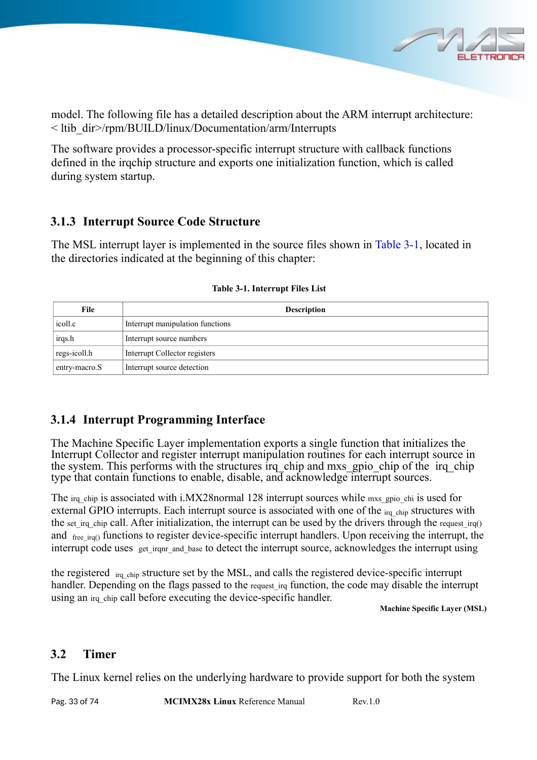model. The following file has a detailed description about the ARM interrupt architecture:
< ltib_dir>/rpm/BUILD/linux/Documentation/arm/Interrupts

The software provides a processor-specific interrupt structure with callback functions defined in the irqchip structure and exports one initialization function, which is called during system startup.

### 3.1.3 Interrupt Source Code Structure

The MSL interrupt layer is implemented in the source files shown in Table 3-1, located in the directories indicated at the beginning of this chapter:

**Table 3-1. Interrupt Files List**

| File | Description |
|---|---|
| icoll.c | Interrupt manipulation functions |
| irqs.h | Interrupt source numbers |
| regs-icoll.h | Interrupt Collector registers |
| entry-macro.S | Interrupt source detection |

### 3.1.4 Interrupt Programming Interface

The Machine Specific Layer implementation exports a single function that initializes the Interrupt Collector and register interrupt manipulation routines for each interrupt source in the system. This performs with the structures irq_chip and mxs_gpio_chip of the irq_chip type that contain functions to enable, disable, and acknowledge interrupt sources.

The irq_chip is associated with i.MX28normal 128 interrupt sources while mxs_gpio_chi is used for external GPIO interrupts. Each interrupt source is associated with one of the irq_chip structures with the set_irq_chip call. After initialization, the interrupt can be used by the drivers through the request_irq() and free_irq() functions to register device-specific interrupt handlers. Upon receiving the interrupt, the interrupt code uses get_irqnr_and_base to detect the interrupt source, acknowledges the interrupt using the registered irq_chip structure set by the MSL, and calls the registered device-specific interrupt handler. Depending on the flags passed to the request_irq function, the code may disable the interrupt using an irq_chip call before executing the device-specific handler.

## 3.2 Timer

The Linux kernel relies on the underlying hardware to provide support for both the system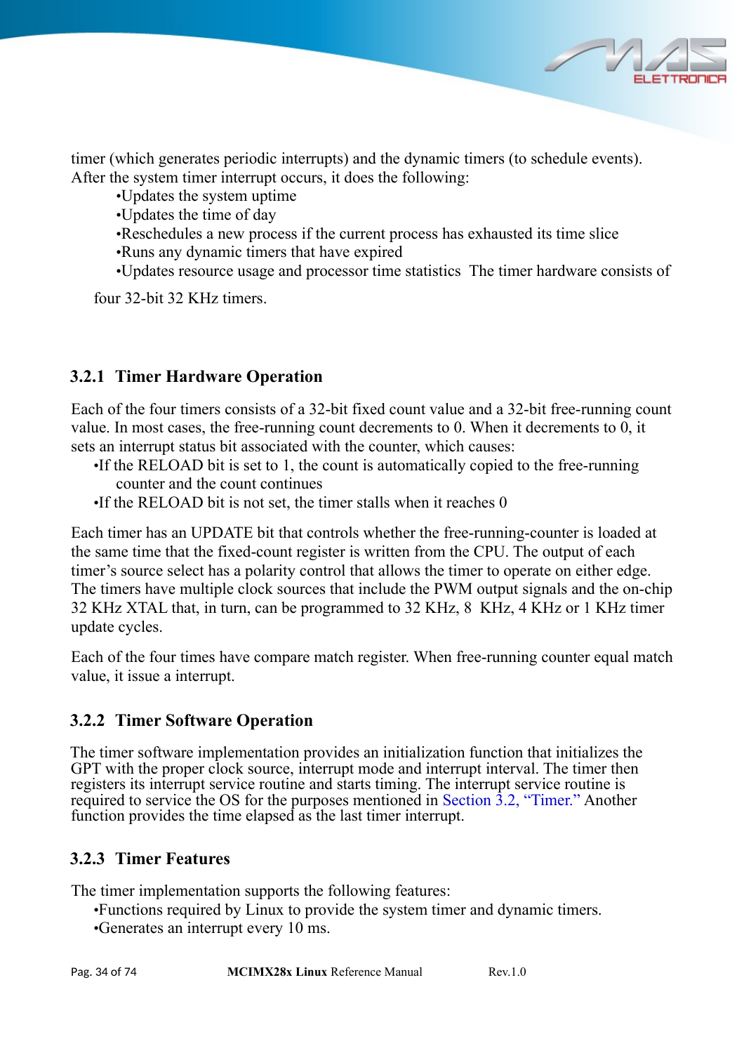timer (which generates periodic interrupts) and the dynamic timers (to schedule events). After the system timer interrupt occurs, it does the following:

- •Updates the system uptime
- •Updates the time of day
- •Reschedules a new process if the current process has exhausted its time slice
- •Runs any dynamic timers that have expired
- •Updates resource usage and processor time statistics  The timer hardware consists of

four 32-bit 32 KHz timers.

### 3.2.1 Timer Hardware Operation

Each of the four timers consists of a 32-bit fixed count value and a 32-bit free-running count value. In most cases, the free-running count decrements to 0. When it decrements to 0, it sets an interrupt status bit associated with the counter, which causes:

- •If the RELOAD bit is set to 1, the count is automatically copied to the free-running counter and the count continues
- •If the RELOAD bit is not set, the timer stalls when it reaches 0

Each timer has an UPDATE bit that controls whether the free-running-counter is loaded at the same time that the fixed-count register is written from the CPU. The output of each timer's source select has a polarity control that allows the timer to operate on either edge. The timers have multiple clock sources that include the PWM output signals and the on-chip 32 KHz XTAL that, in turn, can be programmed to 32 KHz, 8  KHz, 4 KHz or 1 KHz timer update cycles.

Each of the four times have compare match register. When free-running counter equal match value, it issue a interrupt.

### 3.2.2 Timer Software Operation

The timer software implementation provides an initialization function that initializes the GPT with the proper clock source, interrupt mode and interrupt interval. The timer then registers its interrupt service routine and starts timing. The interrupt service routine is required to service the OS for the purposes mentioned in Section 3.2, "Timer." Another function provides the time elapsed as the last timer interrupt.

### 3.2.3 Timer Features

The timer implementation supports the following features:

- •Functions required by Linux to provide the system timer and dynamic timers.
- •Generates an interrupt every 10 ms.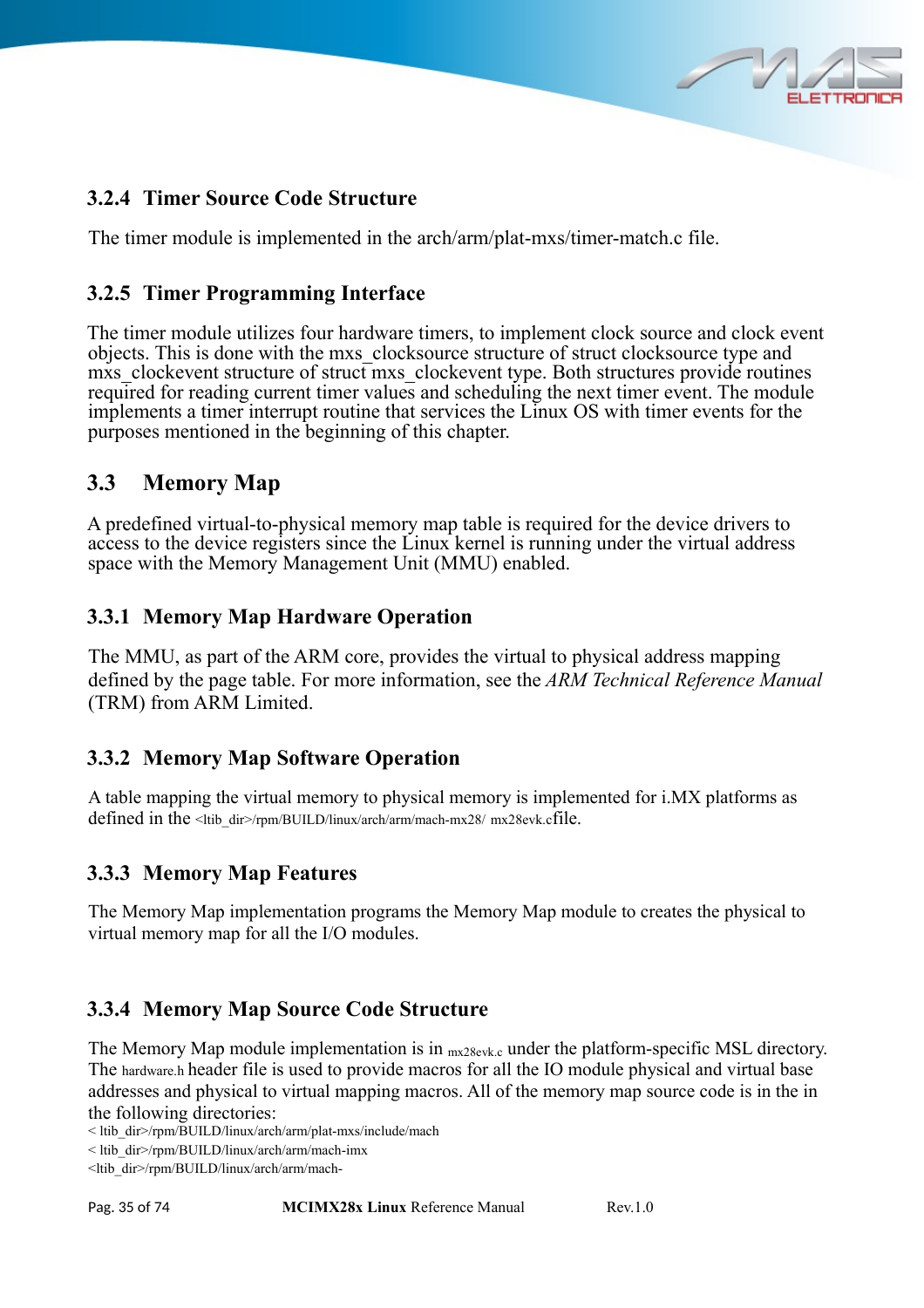### 3.2.4 Timer Source Code Structure

The timer module is implemented in the arch/arm/plat-mxs/timer-match.c file.

### 3.2.5 Timer Programming Interface

The timer module utilizes four hardware timers, to implement clock source and clock event objects. This is done with the mxs_clocksource structure of struct clocksource type and mxs_clockevent structure of struct mxs_clockevent type. Both structures provide routines required for reading current timer values and scheduling the next timer event. The module implements a timer interrupt routine that services the Linux OS with timer events for the purposes mentioned in the beginning of this chapter.

## 3.3 Memory Map

A predefined virtual-to-physical memory map table is required for the device drivers to access to the device registers since the Linux kernel is running under the virtual address space with the Memory Management Unit (MMU) enabled.

### 3.3.1 Memory Map Hardware Operation

The MMU, as part of the ARM core, provides the virtual to physical address mapping defined by the page table. For more information, see the *ARM Technical Reference Manual* (TRM) from ARM Limited.

### 3.3.2 Memory Map Software Operation

A table mapping the virtual memory to physical memory is implemented for i.MX platforms as defined in the <ltib_dir>/rpm/BUILD/linux/arch/arm/mach-mx28/ mx28evk.cfile.

### 3.3.3 Memory Map Features

The Memory Map implementation programs the Memory Map module to creates the physical to virtual memory map for all the I/O modules.

### 3.3.4 Memory Map Source Code Structure

The Memory Map module implementation is in mx28evk.c under the platform-specific MSL directory. The hardware.h header file is used to provide macros for all the IO module physical and virtual base addresses and physical to virtual mapping macros. All of the memory map source code is in the in the following directories:

< ltib_dir>/rpm/BUILD/linux/arch/arm/plat-mxs/include/mach

< ltib_dir>/rpm/BUILD/linux/arch/arm/mach-imx

<ltib_dir>/rpm/BUILD/linux/arch/arm/mach-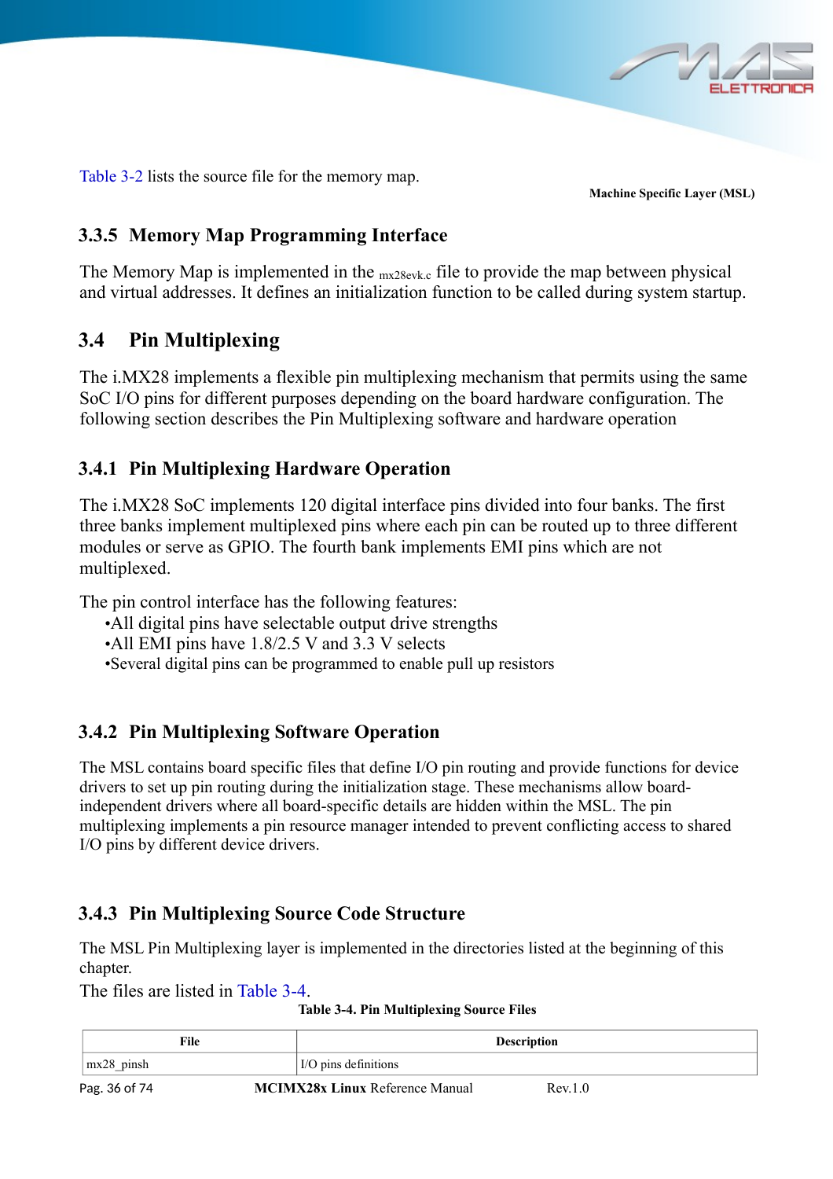Table 3-2 lists the source file for the memory map.

### 3.3.5 Memory Map Programming Interface

The Memory Map is implemented in the mx28evk.c file to provide the map between physical and virtual addresses. It defines an initialization function to be called during system startup.

## 3.4 Pin Multiplexing

The i.MX28 implements a flexible pin multiplexing mechanism that permits using the same SoC I/O pins for different purposes depending on the board hardware configuration. The following section describes the Pin Multiplexing software and hardware operation

### 3.4.1 Pin Multiplexing Hardware Operation

The i.MX28 SoC implements 120 digital interface pins divided into four banks. The first three banks implement multiplexed pins where each pin can be routed up to three different modules or serve as GPIO. The fourth bank implements EMI pins which are not multiplexed.

The pin control interface has the following features:

- All digital pins have selectable output drive strengths
- All EMI pins have 1.8/2.5 V and 3.3 V selects
- Several digital pins can be programmed to enable pull up resistors

### 3.4.2 Pin Multiplexing Software Operation

The MSL contains board specific files that define I/O pin routing and provide functions for device drivers to set up pin routing during the initialization stage. These mechanisms allow board-independent drivers where all board-specific details are hidden within the MSL. The pin multiplexing implements a pin resource manager intended to prevent conflicting access to shared I/O pins by different device drivers.

### 3.4.3 Pin Multiplexing Source Code Structure

The MSL Pin Multiplexing layer is implemented in the directories listed at the beginning of this chapter.

The files are listed in Table 3-4.

**Table 3-4. Pin Multiplexing Source Files**

| File | Description |
|---|---|
| mx28_pinsh | I/O pins definitions |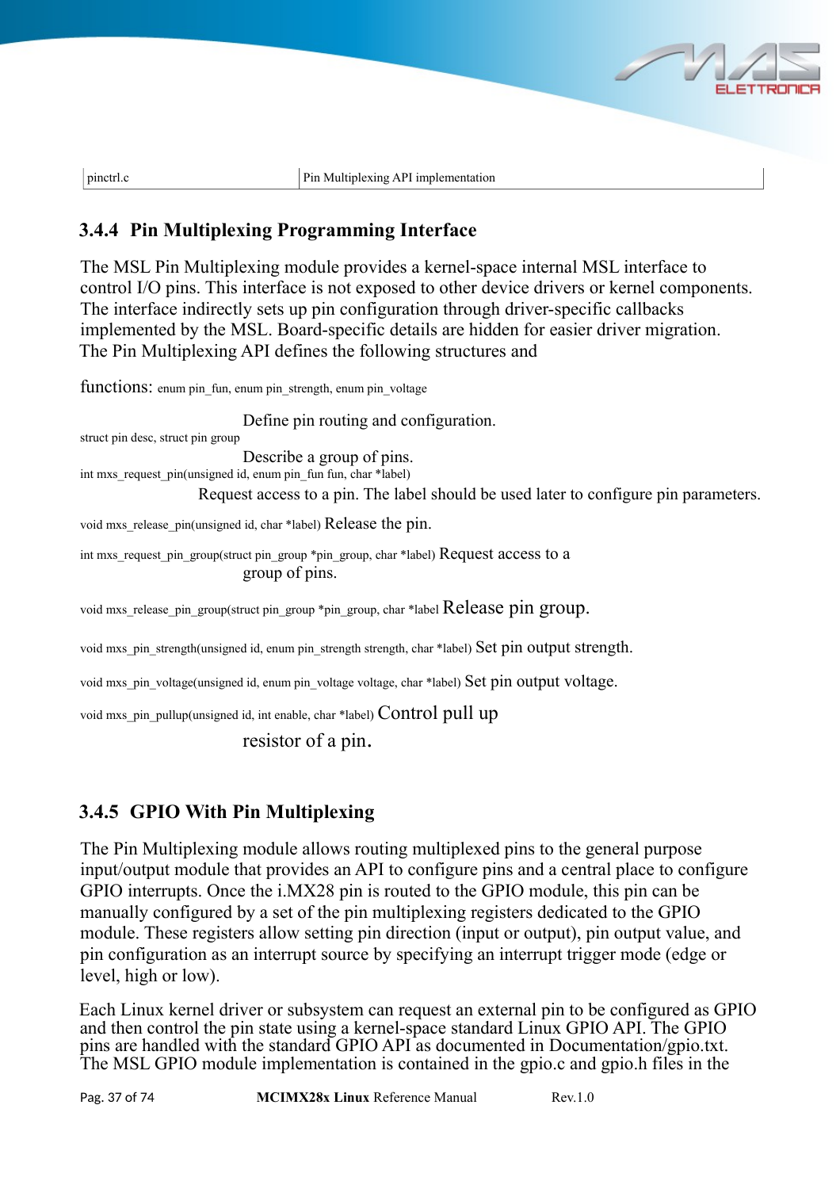| pinctrl.c | Pin Multiplexing API implementation |
|---|---|

### 3.4.4 Pin Multiplexing Programming Interface

The MSL Pin Multiplexing module provides a kernel-space internal MSL interface to control I/O pins. This interface is not exposed to other device drivers or kernel components. The interface indirectly sets up pin configuration through driver-specific callbacks implemented by the MSL. Board-specific details are hidden for easier driver migration. The Pin Multiplexing API defines the following structures and functions:

enum pin_fun, enum pin_strength, enum pin_voltage
: Define pin routing and configuration.

struct pin desc, struct pin group
: Describe a group of pins.

int mxs_request_pin(unsigned id, enum pin_fun fun, char *label)
: Request access to a pin. The label should be used later to configure pin parameters.

void mxs_release_pin(unsigned id, char *label)
: Release the pin.

int mxs_request_pin_group(struct pin_group *pin_group, char *label)
: Request access to a group of pins.

void mxs_release_pin_group(struct pin_group *pin_group, char *label
: Release pin group.

void mxs_pin_strength(unsigned id, enum pin_strength strength, char *label)
: Set pin output strength.

void mxs_pin_voltage(unsigned id, enum pin_voltage voltage, char *label)
: Set pin output voltage.

void mxs_pin_pullup(unsigned id, int enable, char *label)
: Control pull up resistor of a pin.

### 3.4.5 GPIO With Pin Multiplexing

The Pin Multiplexing module allows routing multiplexed pins to the general purpose input/output module that provides an API to configure pins and a central place to configure GPIO interrupts. Once the i.MX28 pin is routed to the GPIO module, this pin can be manually configured by a set of the pin multiplexing registers dedicated to the GPIO module. These registers allow setting pin direction (input or output), pin output value, and pin configuration as an interrupt source by specifying an interrupt trigger mode (edge or level, high or low).

Each Linux kernel driver or subsystem can request an external pin to be configured as GPIO and then control the pin state using a kernel-space standard Linux GPIO API. The GPIO pins are handled with the standard GPIO API as documented in Documentation/gpio.txt. The MSL GPIO module implementation is contained in the gpio.c and gpio.h files in the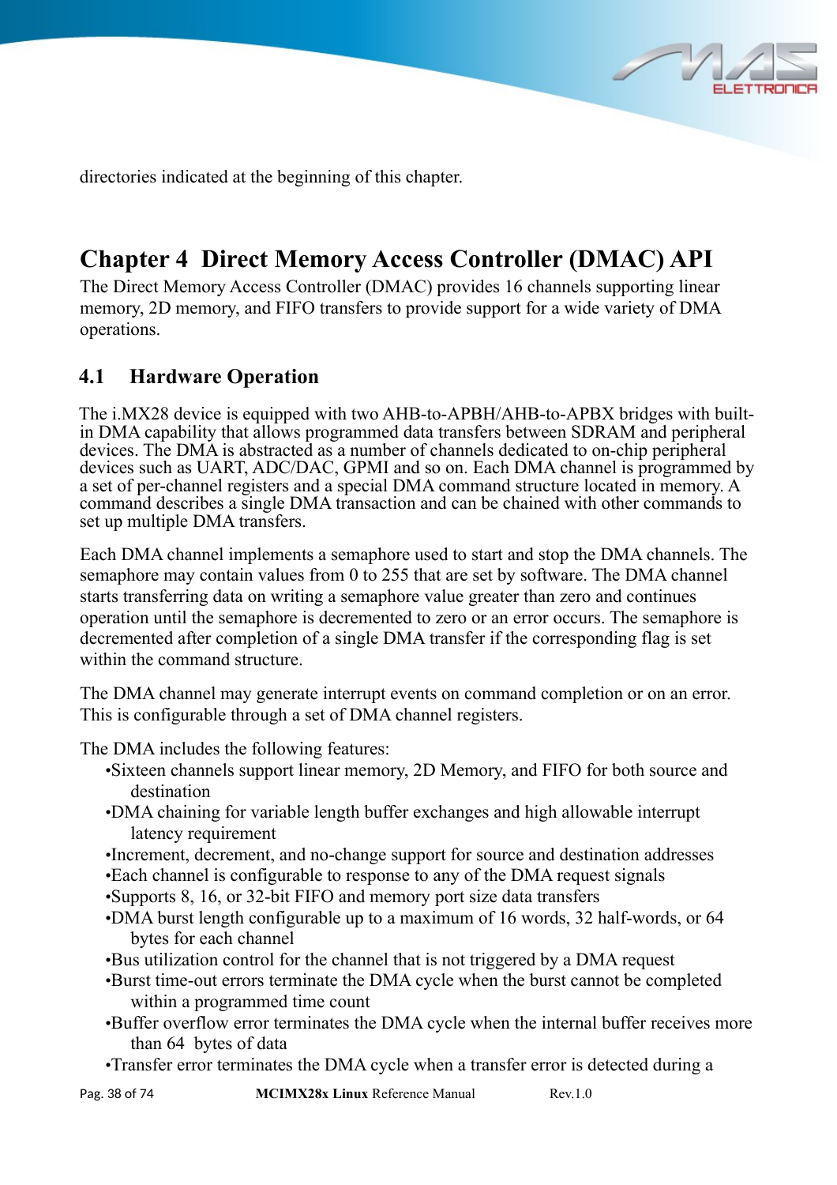directories indicated at the beginning of this chapter.

# Chapter 4 Direct Memory Access Controller (DMAC) API

The Direct Memory Access Controller (DMAC) provides 16 channels supporting linear memory, 2D memory, and FIFO transfers to provide support for a wide variety of DMA operations.

## 4.1 Hardware Operation

The i.MX28 device is equipped with two AHB-to-APBH/AHB-to-APBX bridges with built-in DMA capability that allows programmed data transfers between SDRAM and peripheral devices. The DMA is abstracted as a number of channels dedicated to on-chip peripheral devices such as UART, ADC/DAC, GPMI and so on. Each DMA channel is programmed by a set of per-channel registers and a special DMA command structure located in memory. A command describes a single DMA transaction and can be chained with other commands to set up multiple DMA transfers.

Each DMA channel implements a semaphore used to start and stop the DMA channels. The semaphore may contain values from 0 to 255 that are set by software. The DMA channel starts transferring data on writing a semaphore value greater than zero and continues operation until the semaphore is decremented to zero or an error occurs. The semaphore is decremented after completion of a single DMA transfer if the corresponding flag is set within the command structure.

The DMA channel may generate interrupt events on command completion or on an error. This is configurable through a set of DMA channel registers.

The DMA includes the following features:

- Sixteen channels support linear memory, 2D Memory, and FIFO for both source and destination
- DMA chaining for variable length buffer exchanges and high allowable interrupt latency requirement
- Increment, decrement, and no-change support for source and destination addresses
- Each channel is configurable to response to any of the DMA request signals
- Supports 8, 16, or 32-bit FIFO and memory port size data transfers
- DMA burst length configurable up to a maximum of 16 words, 32 half-words, or 64 bytes for each channel
- Bus utilization control for the channel that is not triggered by a DMA request
- Burst time-out errors terminate the DMA cycle when the burst cannot be completed within a programmed time count
- Buffer overflow error terminates the DMA cycle when the internal buffer receives more than 64 bytes of data
- Transfer error terminates the DMA cycle when a transfer error is detected during a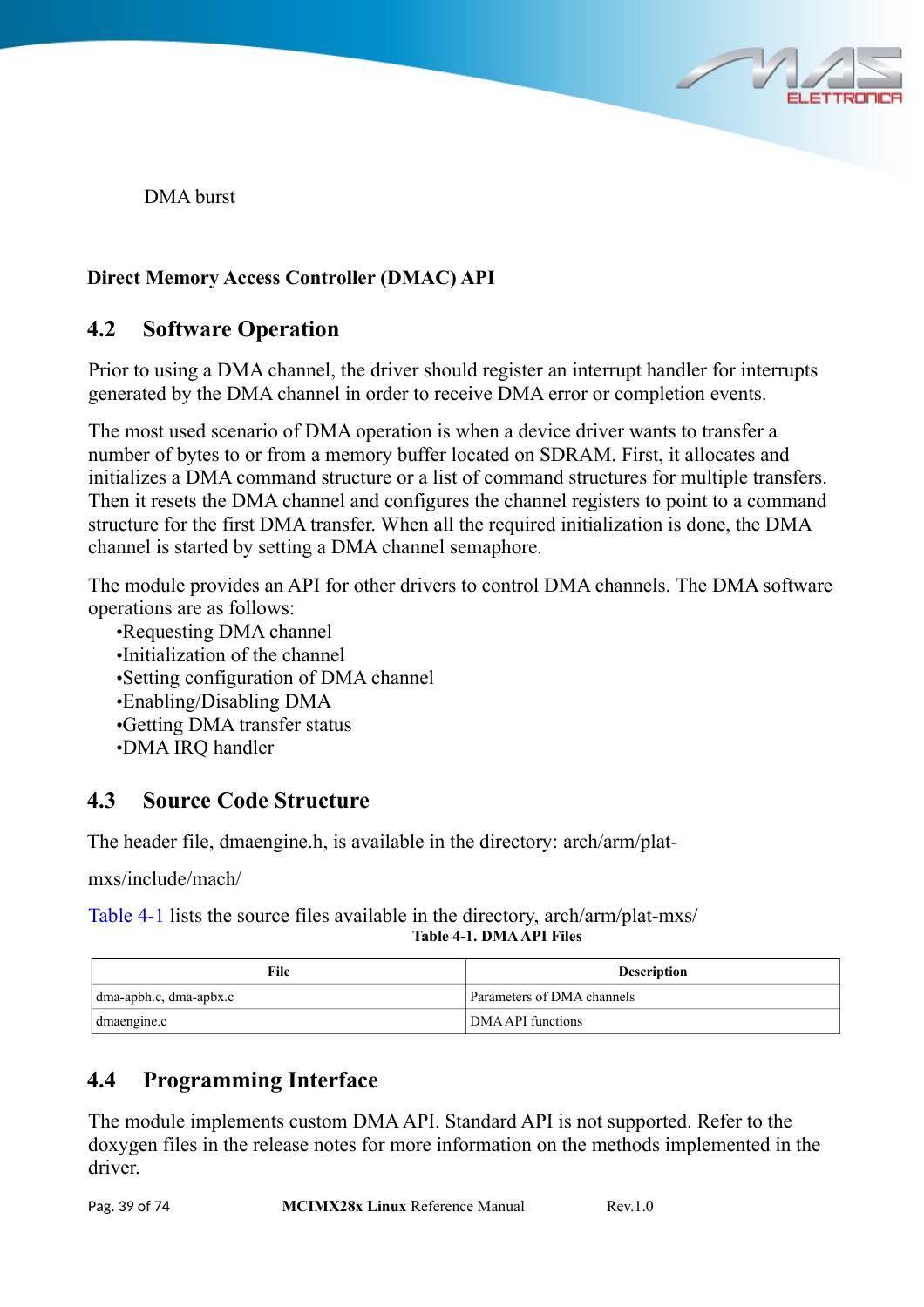DMA burst

**Direct Memory Access Controller (DMAC) API**

## 4.2 Software Operation

Prior to using a DMA channel, the driver should register an interrupt handler for interrupts generated by the DMA channel in order to receive DMA error or completion events.

The most used scenario of DMA operation is when a device driver wants to transfer a number of bytes to or from a memory buffer located on SDRAM. First, it allocates and initializes a DMA command structure or a list of command structures for multiple transfers. Then it resets the DMA channel and configures the channel registers to point to a command structure for the first DMA transfer. When all the required initialization is done, the DMA channel is started by setting a DMA channel semaphore.

The module provides an API for other drivers to control DMA channels. The DMA software operations are as follows:

- Requesting DMA channel
- Initialization of the channel
- Setting configuration of DMA channel
- Enabling/Disabling DMA
- Getting DMA transfer status
- DMA IRQ handler

## 4.3 Source Code Structure

The header file, dmaengine.h, is available in the directory: arch/arm/plat-

mxs/include/mach/

Table 4-1 lists the source files available in the directory, arch/arm/plat-mxs/

**Table 4-1. DMA API Files**

| File | Description |
|---|---|
| dma-apbh.c, dma-apbx.c | Parameters of DMA channels |
| dmaengine.c | DMA API functions |

## 4.4 Programming Interface

The module implements custom DMA API. Standard API is not supported. Refer to the doxygen files in the release notes for more information on the methods implemented in the driver.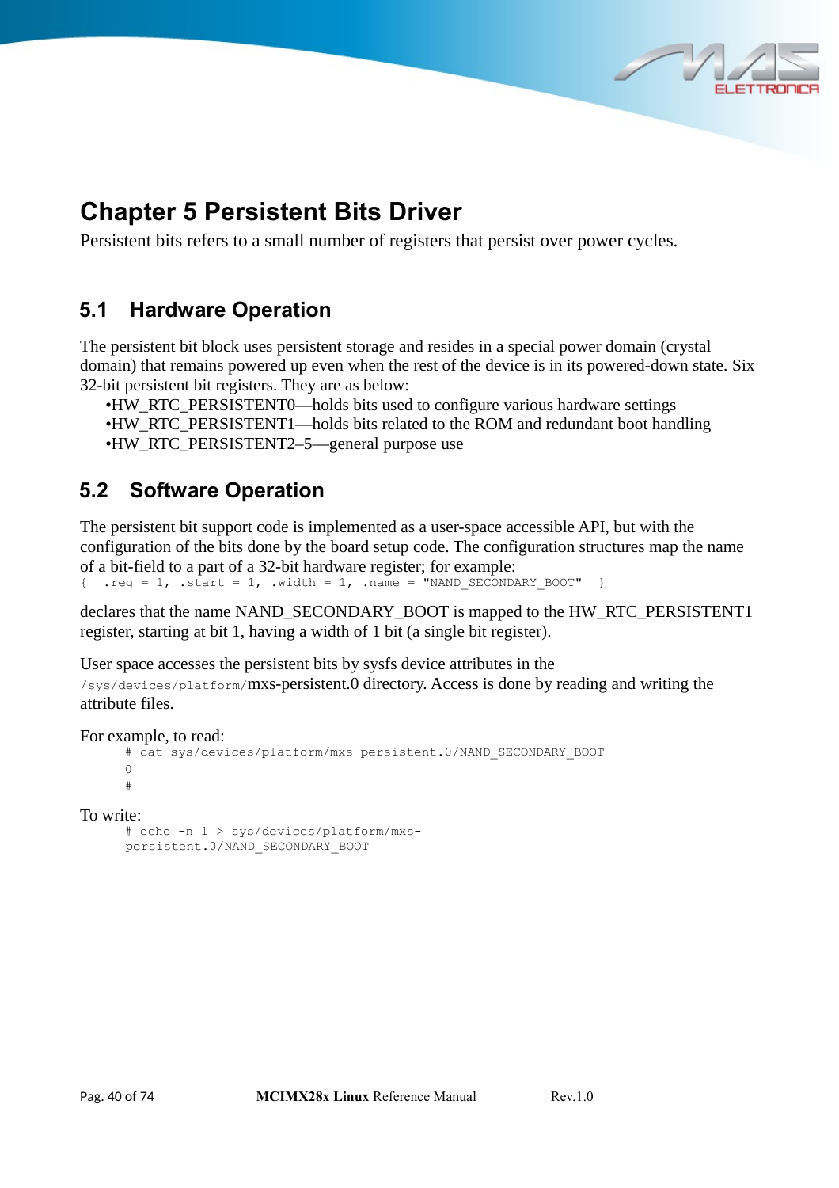# Chapter 5 Persistent Bits Driver

Persistent bits refers to a small number of registers that persist over power cycles.

## 5.1 Hardware Operation

The persistent bit block uses persistent storage and resides in a special power domain (crystal domain) that remains powered up even when the rest of the device is in its powered-down state. Six 32-bit persistent bit registers. They are as below:

- HW_RTC_PERSISTENT0—holds bits used to configure various hardware settings
- HW_RTC_PERSISTENT1—holds bits related to the ROM and redundant boot handling
- HW_RTC_PERSISTENT2–5—general purpose use

## 5.2 Software Operation

The persistent bit support code is implemented as a user-space accessible API, but with the configuration of the bits done by the board setup code. The configuration structures map the name of a bit-field to a part of a 32-bit hardware register; for example:

```
{  .reg = 1, .start = 1, .width = 1, .name = "NAND_SECONDARY_BOOT"  }
```

declares that the name NAND_SECONDARY_BOOT is mapped to the HW_RTC_PERSISTENT1 register, starting at bit 1, having a width of 1 bit (a single bit register).

User space accesses the persistent bits by sysfs device attributes in the `/sys/devices/platform/`mxs-persistent.0 directory. Access is done by reading and writing the attribute files.

For example, to read:

```
# cat sys/devices/platform/mxs-persistent.0/NAND_SECONDARY_BOOT
0
#
```

To write:

```
# echo -n 1 > sys/devices/platform/mxs-
persistent.0/NAND_SECONDARY_BOOT
```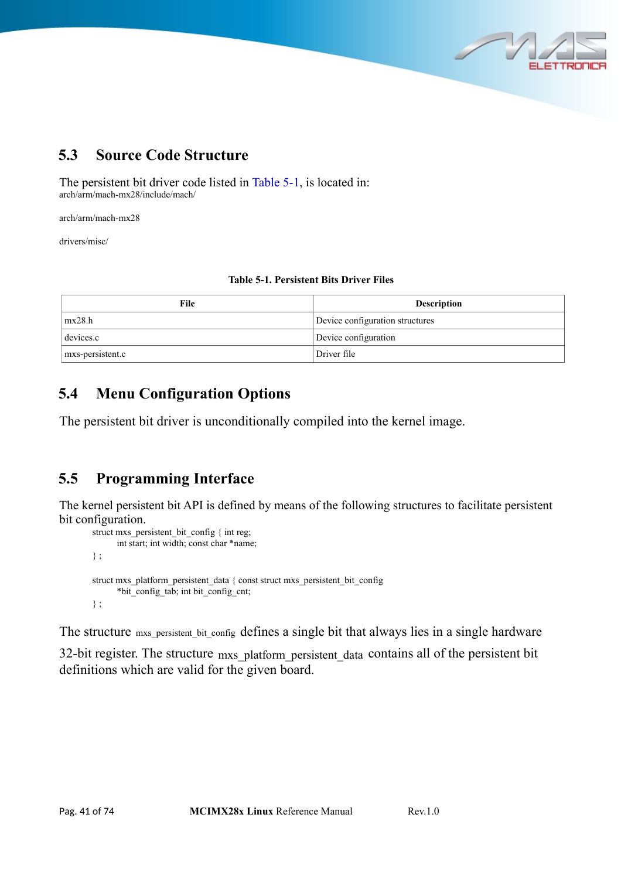## 5.3 Source Code Structure

The persistent bit driver code listed in Table 5-1, is located in:
arch/arm/mach-mx28/include/mach/

arch/arm/mach-mx28

drivers/misc/

**Table 5-1. Persistent Bits Driver Files**

| File | Description |
|---|---|
| mx28.h | Device configuration structures |
| devices.c | Device configuration |
| mxs-persistent.c | Driver file |

## 5.4 Menu Configuration Options

The persistent bit driver is unconditionally compiled into the kernel image.

## 5.5 Programming Interface

The kernel persistent bit API is defined by means of the following structures to facilitate persistent bit configuration.

```
struct mxs_persistent_bit_config { int reg;
        int start; int width; const char *name;
} ;

struct mxs_platform_persistent_data { const struct mxs_persistent_bit_config
        *bit_config_tab; int bit_config_cnt;
} ;
```

The structure mxs_persistent_bit_config defines a single bit that always lies in a single hardware 32-bit register. The structure mxs_platform_persistent_data contains all of the persistent bit definitions which are valid for the given board.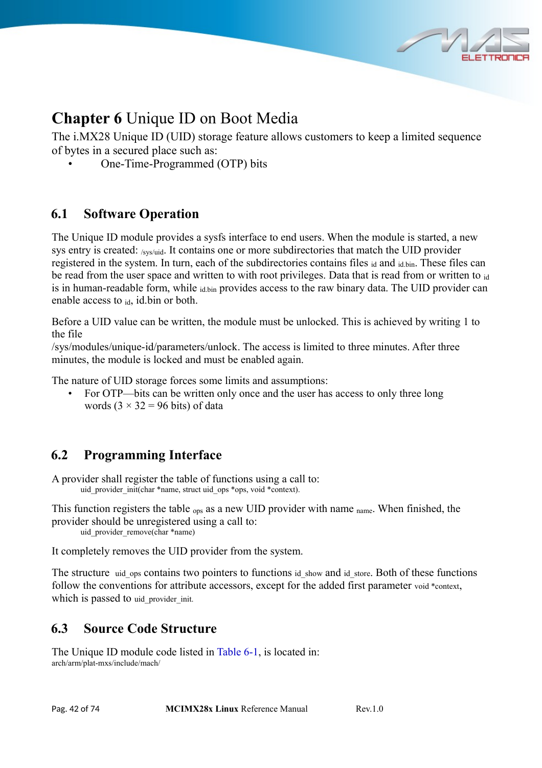# Chapter 6 Unique ID on Boot Media

The i.MX28 Unique ID (UID) storage feature allows customers to keep a limited sequence of bytes in a secured place such as:

- One-Time-Programmed (OTP) bits

## 6.1 Software Operation

The Unique ID module provides a sysfs interface to end users. When the module is started, a new sys entry is created: /sys/uid. It contains one or more subdirectories that match the UID provider registered in the system. In turn, each of the subdirectories contains files id and id.bin. These files can be read from the user space and written to with root privileges. Data that is read from or written to id is in human-readable form, while id.bin provides access to the raw binary data. The UID provider can enable access to id, id.bin or both.

Before a UID value can be written, the module must be unlocked. This is achieved by writing 1 to the file
/sys/modules/unique-id/parameters/unlock. The access is limited to three minutes. After three minutes, the module is locked and must be enabled again.

The nature of UID storage forces some limits and assumptions:

- For OTP—bits can be written only once and the user has access to only three long words (3 × 32 = 96 bits) of data

## 6.2 Programming Interface

A provider shall register the table of functions using a call to:

```
uid_provider_init(char *name, struct uid_ops *ops, void *context).
```

This function registers the table ops as a new UID provider with name name. When finished, the provider should be unregistered using a call to:

```
uid_provider_remove(char *name)
```

It completely removes the UID provider from the system.

The structure uid_ops contains two pointers to functions id_show and id_store. Both of these functions follow the conventions for attribute accessors, except for the added first parameter void *context, which is passed to uid_provider_init.

## 6.3 Source Code Structure

The Unique ID module code listed in Table 6-1, is located in:
arch/arm/plat-mxs/include/mach/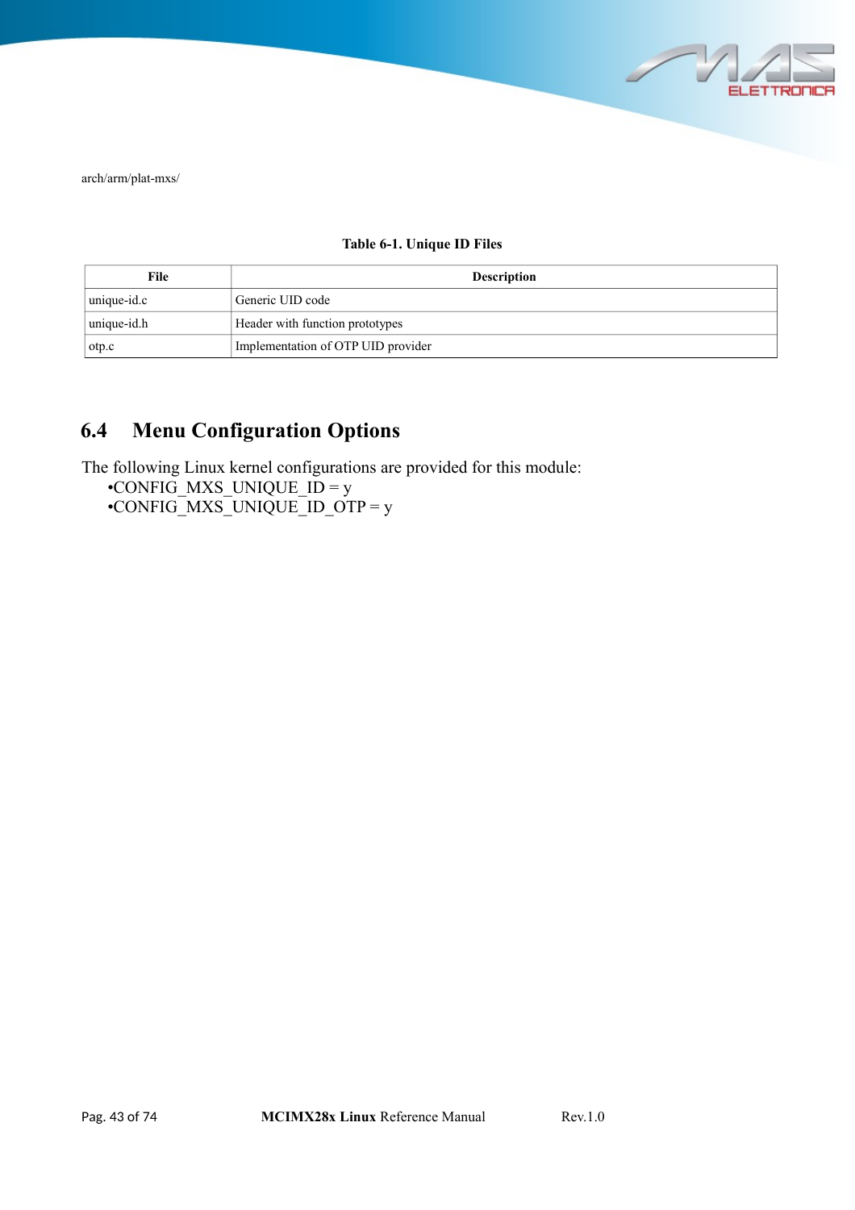arch/arm/plat-mxs/

**Table 6-1. Unique ID Files**

| File | Description |
|---|---|
| unique-id.c | Generic UID code |
| unique-id.h | Header with function prototypes |
| otp.c | Implementation of OTP UID provider |

## 6.4 Menu Configuration Options

The following Linux kernel configurations are provided for this module:

- CONFIG_MXS_UNIQUE_ID = y
- CONFIG_MXS_UNIQUE_ID_OTP = y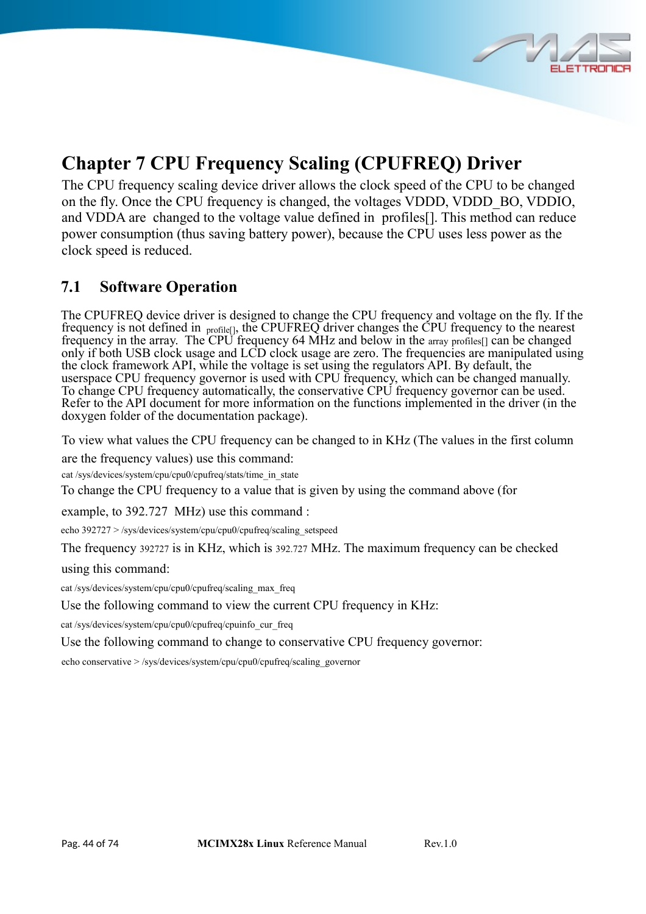# Chapter 7 CPU Frequency Scaling (CPUFREQ) Driver

The CPU frequency scaling device driver allows the clock speed of the CPU to be changed on the fly. Once the CPU frequency is changed, the voltages VDDD, VDDD_BO, VDDIO, and VDDA are changed to the voltage value defined in profiles[]. This method can reduce power consumption (thus saving battery power), because the CPU uses less power as the clock speed is reduced.

## 7.1 Software Operation

The CPUFREQ device driver is designed to change the CPU frequency and voltage on the fly. If the frequency is not defined in profile[], the CPUFREQ driver changes the CPU frequency to the nearest frequency in the array. The CPU frequency 64 MHz and below in the array profiles[] can be changed only if both USB clock usage and LCD clock usage are zero. The frequencies are manipulated using the clock framework API, while the voltage is set using the regulators API. By default, the userspace CPU frequency governor is used with CPU frequency, which can be changed manually. To change CPU frequency automatically, the conservative CPU frequency governor can be used. Refer to the API document for more information on the functions implemented in the driver (in the doxygen folder of the documentation package).

To view what values the CPU frequency can be changed to in KHz (The values in the first column are the frequency values) use this command:

```
cat /sys/devices/system/cpu/cpu0/cpufreq/stats/time_in_state
```

To change the CPU frequency to a value that is given by using the command above (for example, to 392.727 MHz) use this command :

```
echo 392727 > /sys/devices/system/cpu/cpu0/cpufreq/scaling_setspeed
```

The frequency 392727 is in KHz, which is 392.727 MHz. The maximum frequency can be checked using this command:

```
cat /sys/devices/system/cpu/cpu0/cpufreq/scaling_max_freq
```

Use the following command to view the current CPU frequency in KHz:

```
cat /sys/devices/system/cpu/cpu0/cpufreq/cpuinfo_cur_freq
```

Use the following command to change to conservative CPU frequency governor:

```
echo conservative > /sys/devices/system/cpu/cpu0/cpufreq/scaling_governor
```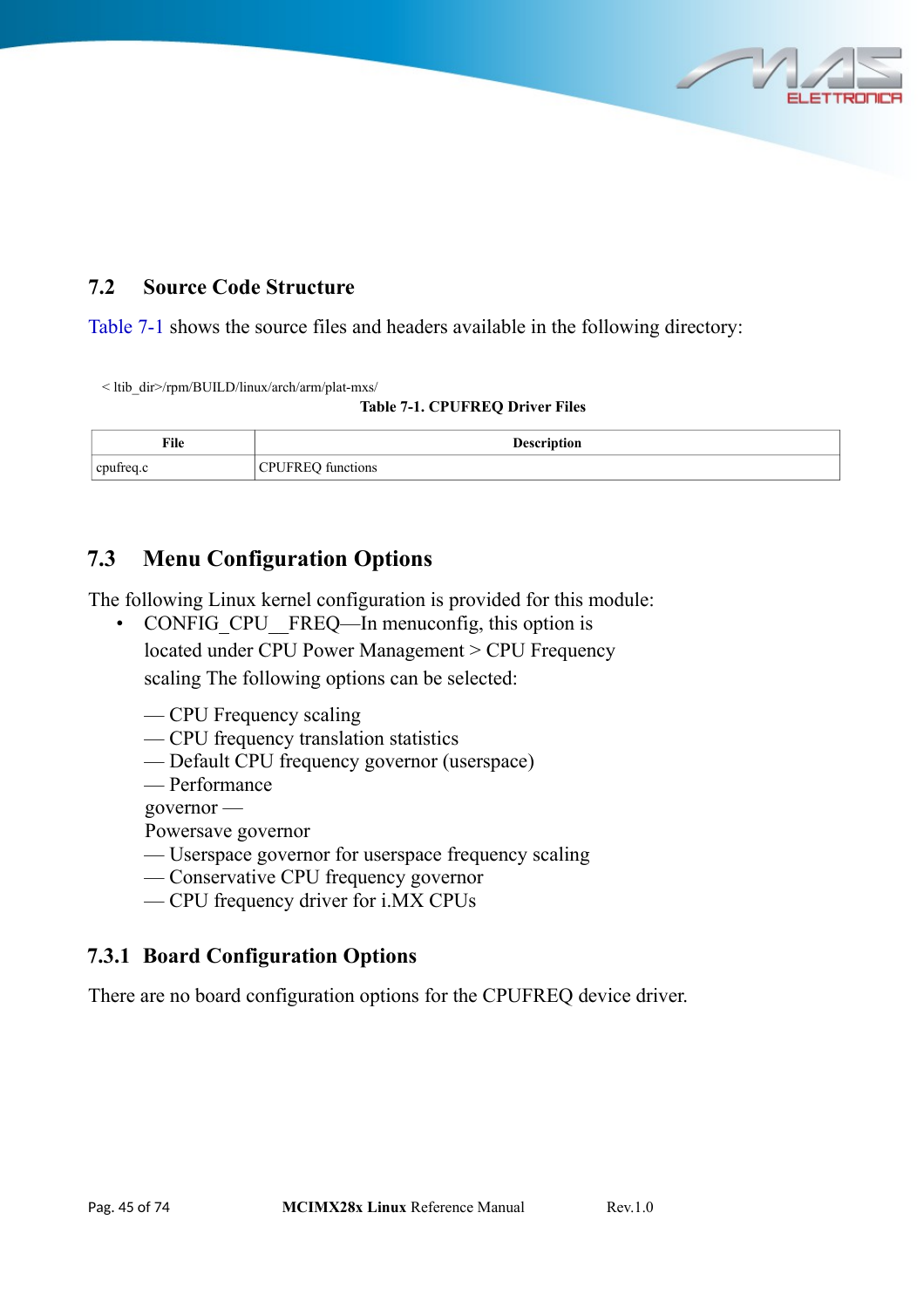## 7.2 Source Code Structure

Table 7-1 shows the source files and headers available in the following directory:

< ltib_dir>/rpm/BUILD/linux/arch/arm/plat-mxs/

**Table 7-1. CPUFREQ Driver Files**

| File | Description |
| --- | --- |
| cpufreq.c | CPUFREQ functions |

## 7.3 Menu Configuration Options

The following Linux kernel configuration is provided for this module:

- CONFIG_CPU__FREQ—In menuconfig, this option is located under CPU Power Management > CPU Frequency scaling The following options can be selected:

— CPU Frequency scaling
— CPU frequency translation statistics
— Default CPU frequency governor (userspace)
— Performance governor —
Powersave governor
— Userspace governor for userspace frequency scaling
— Conservative CPU frequency governor
— CPU frequency driver for i.MX CPUs

### 7.3.1 Board Configuration Options

There are no board configuration options for the CPUFREQ device driver.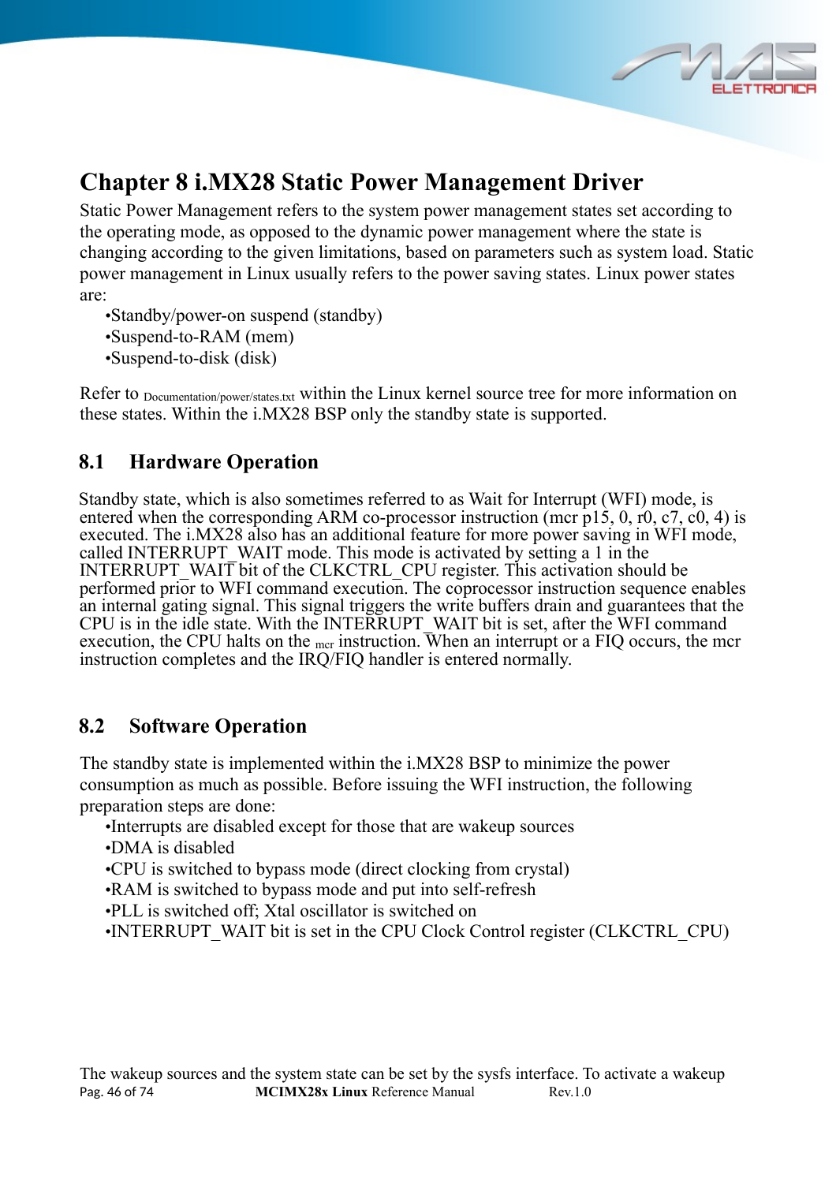# Chapter 8 i.MX28 Static Power Management Driver

Static Power Management refers to the system power management states set according to the operating mode, as opposed to the dynamic power management where the state is changing according to the given limitations, based on parameters such as system load. Static power management in Linux usually refers to the power saving states. Linux power states are:

- Standby/power-on suspend (standby)
- Suspend-to-RAM (mem)
- Suspend-to-disk (disk)

Refer to Documentation/power/states.txt within the Linux kernel source tree for more information on these states. Within the i.MX28 BSP only the standby state is supported.

## 8.1 Hardware Operation

Standby state, which is also sometimes referred to as Wait for Interrupt (WFI) mode, is entered when the corresponding ARM co-processor instruction (mcr p15, 0, r0, c7, c0, 4) is executed. The i.MX28 also has an additional feature for more power saving in WFI mode, called INTERRUPT_WAIT mode. This mode is activated by setting a 1 in the INTERRUPT_WAIT bit of the CLKCTRL_CPU register. This activation should be performed prior to WFI command execution. The coprocessor instruction sequence enables an internal gating signal. This signal triggers the write buffers drain and guarantees that the CPU is in the idle state. With the INTERRUPT_WAIT bit is set, after the WFI command execution, the CPU halts on the mcr instruction. When an interrupt or a FIQ occurs, the mcr instruction completes and the IRQ/FIQ handler is entered normally.

## 8.2 Software Operation

The standby state is implemented within the i.MX28 BSP to minimize the power consumption as much as possible. Before issuing the WFI instruction, the following preparation steps are done:

- Interrupts are disabled except for those that are wakeup sources
- DMA is disabled
- CPU is switched to bypass mode (direct clocking from crystal)
- RAM is switched to bypass mode and put into self-refresh
- PLL is switched off; Xtal oscillator is switched on
- INTERRUPT_WAIT bit is set in the CPU Clock Control register (CLKCTRL_CPU)

The wakeup sources and the system state can be set by the sysfs interface. To activate a wakeup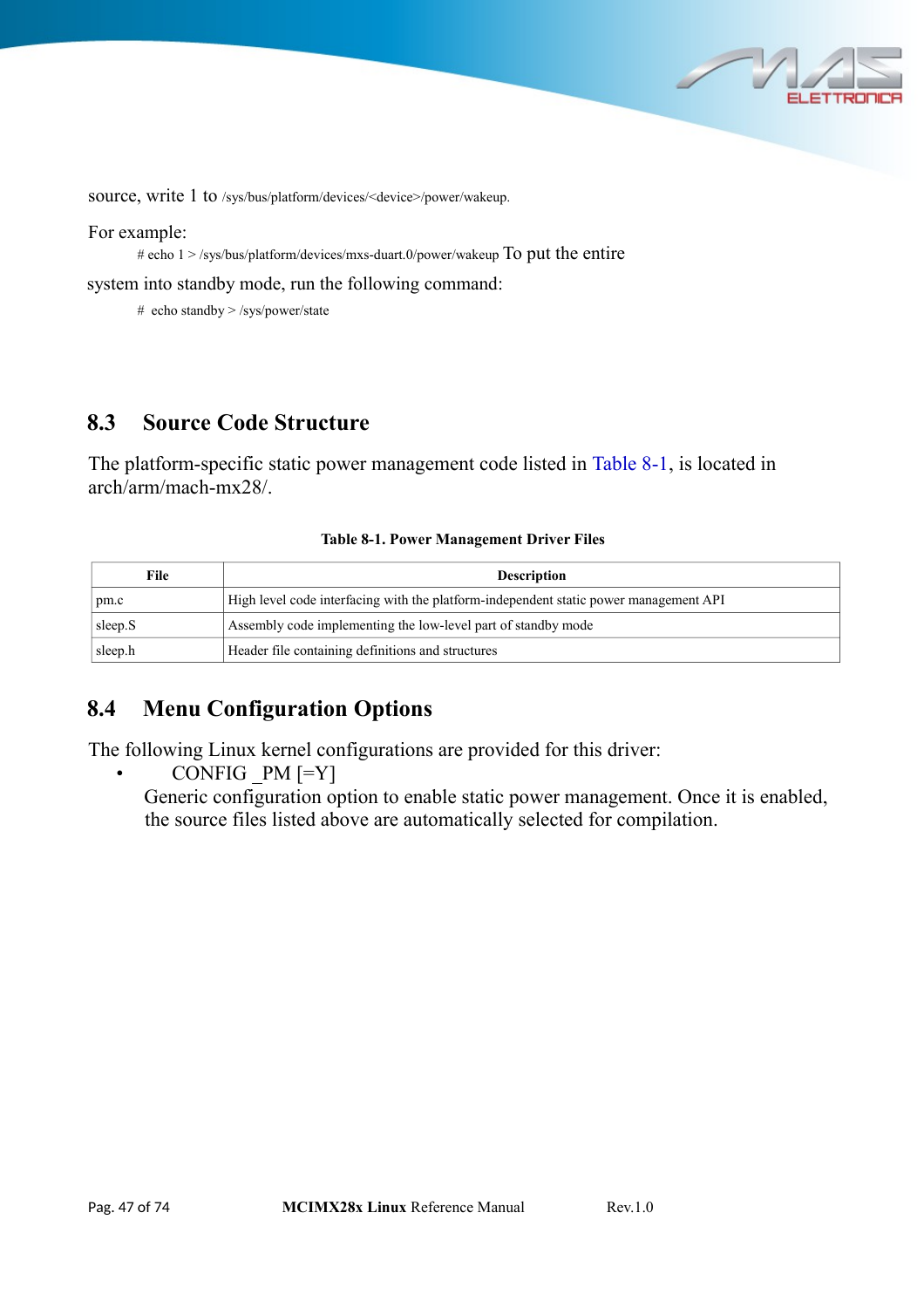source, write 1 to /sys/bus/platform/devices/<device>/power/wakeup.

For example:

```
# echo 1 > /sys/bus/platform/devices/mxs-duart.0/power/wakeup
```

To put the entire system into standby mode, run the following command:

```
# echo standby > /sys/power/state
```

## 8.3 Source Code Structure

The platform-specific static power management code listed in Table 8-1, is located in arch/arm/mach-mx28/.

**Table 8-1. Power Management Driver Files**

| File | Description |
|---|---|
| pm.c | High level code interfacing with the platform-independent static power management API |
| sleep.S | Assembly code implementing the low-level part of standby mode |
| sleep.h | Header file containing definitions and structures |

## 8.4 Menu Configuration Options

The following Linux kernel configurations are provided for this driver:

- CONFIG _PM [=Y]
  Generic configuration option to enable static power management. Once it is enabled, the source files listed above are automatically selected for compilation.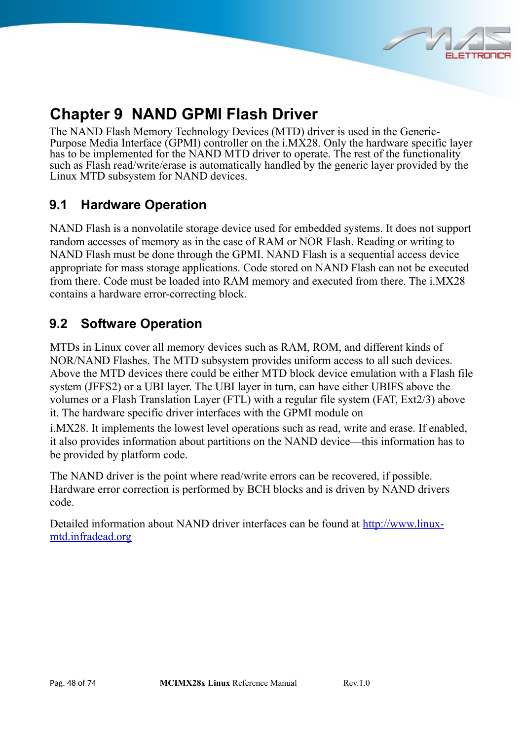# Chapter 9 NAND GPMI Flash Driver

The NAND Flash Memory Technology Devices (MTD) driver is used in the Generic-Purpose Media Interface (GPMI) controller on the i.MX28. Only the hardware specific layer has to be implemented for the NAND MTD driver to operate. The rest of the functionality such as Flash read/write/erase is automatically handled by the generic layer provided by the Linux MTD subsystem for NAND devices.

## 9.1 Hardware Operation

NAND Flash is a nonvolatile storage device used for embedded systems. It does not support random accesses of memory as in the case of RAM or NOR Flash. Reading or writing to NAND Flash must be done through the GPMI. NAND Flash is a sequential access device appropriate for mass storage applications. Code stored on NAND Flash can not be executed from there. Code must be loaded into RAM memory and executed from there. The i.MX28 contains a hardware error-correcting block.

## 9.2 Software Operation

MTDs in Linux cover all memory devices such as RAM, ROM, and different kinds of NOR/NAND Flashes. The MTD subsystem provides uniform access to all such devices. Above the MTD devices there could be either MTD block device emulation with a Flash file system (JFFS2) or a UBI layer. The UBI layer in turn, can have either UBIFS above the volumes or a Flash Translation Layer (FTL) with a regular file system (FAT, Ext2/3) above it. The hardware specific driver interfaces with the GPMI module on i.MX28. It implements the lowest level operations such as read, write and erase. If enabled, it also provides information about partitions on the NAND device—this information has to be provided by platform code.

The NAND driver is the point where read/write errors can be recovered, if possible. Hardware error correction is performed by BCH blocks and is driven by NAND drivers code.

Detailed information about NAND driver interfaces can be found at [http://www.linux-mtd.infradead.org](http://www.linux-mtd.infradead.org)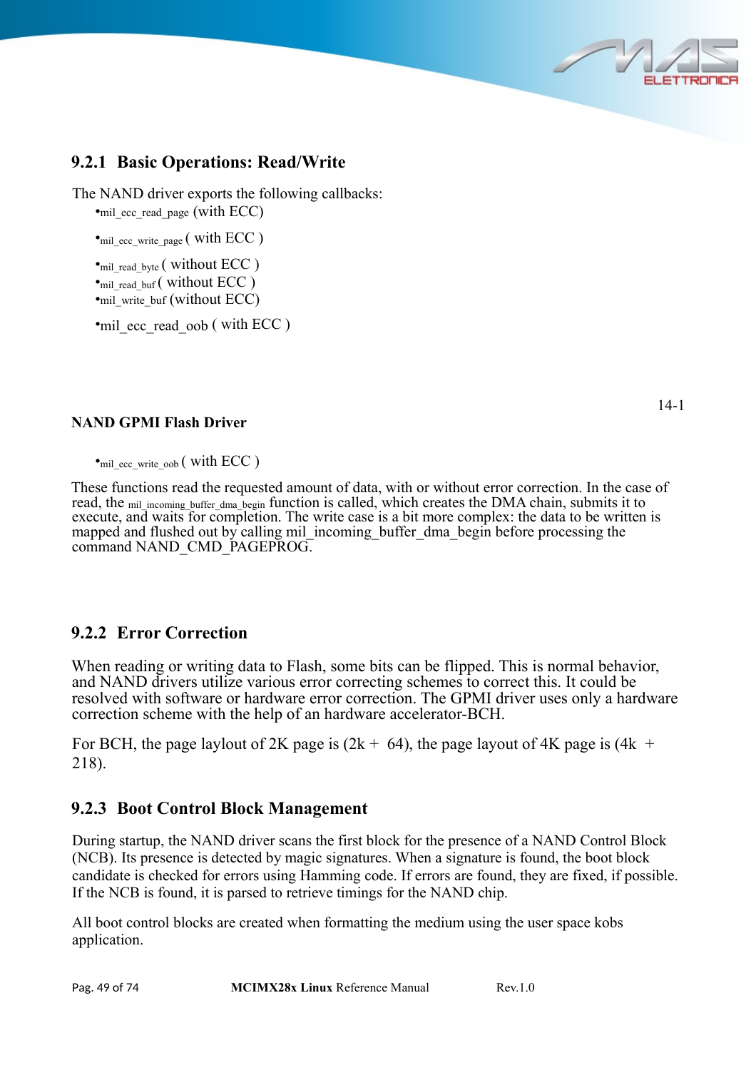### 9.2.1 Basic Operations: Read/Write

The NAND driver exports the following callbacks:

- mil_ecc_read_page (with ECC)
- mil_ecc_write_page ( with ECC )
- mil_read_byte ( without ECC )
- mil_read_buf ( without ECC )
- mil_write_buf (without ECC)
- mil_ecc_read_oob ( with ECC )

14-1

**NAND GPMI Flash Driver**

- mil_ecc_write_oob ( with ECC )

These functions read the requested amount of data, with or without error correction. In the case of read, the mil_incoming_buffer_dma_begin function is called, which creates the DMA chain, submits it to execute, and waits for completion. The write case is a bit more complex: the data to be written is mapped and flushed out by calling mil_incoming_buffer_dma_begin before processing the command NAND_CMD_PAGEPROG.

### 9.2.2 Error Correction

When reading or writing data to Flash, some bits can be flipped. This is normal behavior, and NAND drivers utilize various error correcting schemes to correct this. It could be resolved with software or hardware error correction. The GPMI driver uses only a hardware correction scheme with the help of an hardware accelerator-BCH.

For BCH, the page laylout of 2K page is (2k + 64), the page layout of 4K page is (4k + 218).

### 9.2.3 Boot Control Block Management

During startup, the NAND driver scans the first block for the presence of a NAND Control Block (NCB). Its presence is detected by magic signatures. When a signature is found, the boot block candidate is checked for errors using Hamming code. If errors are found, they are fixed, if possible. If the NCB is found, it is parsed to retrieve timings for the NAND chip.

All boot control blocks are created when formatting the medium using the user space kobs application.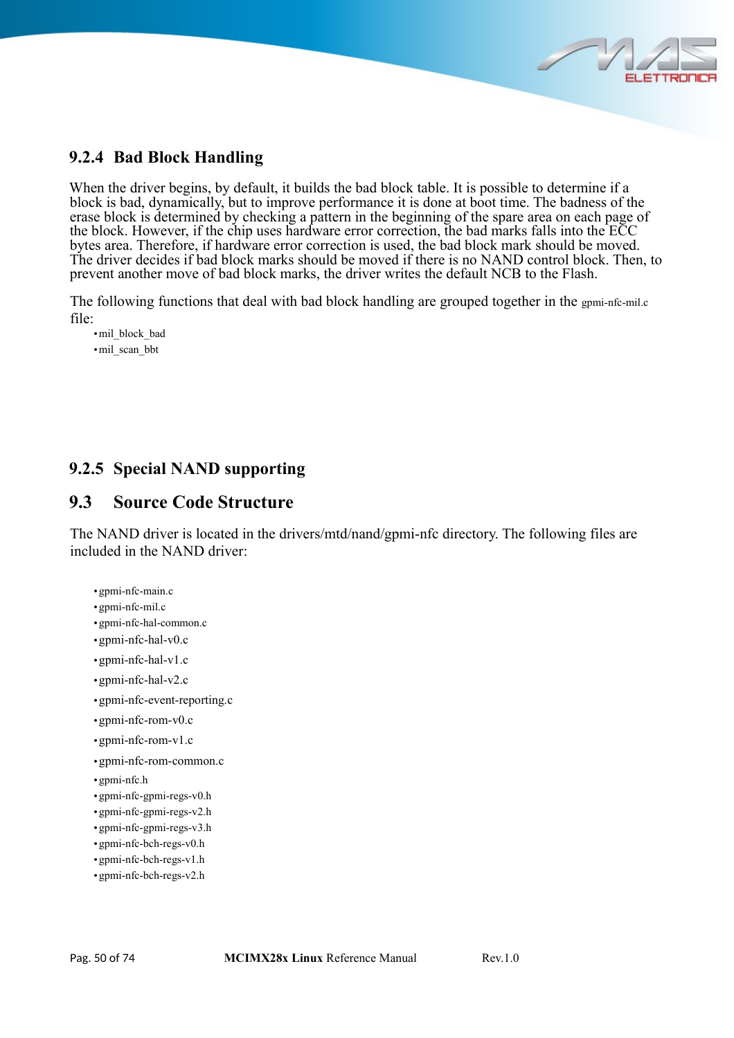### 9.2.4 Bad Block Handling

When the driver begins, by default, it builds the bad block table. It is possible to determine if a block is bad, dynamically, but to improve performance it is done at boot time. The badness of the erase block is determined by checking a pattern in the beginning of the spare area on each page of the block. However, if the chip uses hardware error correction, the bad marks falls into the ECC bytes area. Therefore, if hardware error correction is used, the bad block mark should be moved. The driver decides if bad block marks should be moved if there is no NAND control block. Then, to prevent another move of bad block marks, the driver writes the default NCB to the Flash.

The following functions that deal with bad block handling are grouped together in the gpmi-nfc-mil.c file:

- mil_block_bad
- mil_scan_bbt

### 9.2.5 Special NAND supporting

## 9.3 Source Code Structure

The NAND driver is located in the drivers/mtd/nand/gpmi-nfc directory. The following files are included in the NAND driver:

- gpmi-nfc-main.c
- gpmi-nfc-mil.c
- gpmi-nfc-hal-common.c
- gpmi-nfc-hal-v0.c
- gpmi-nfc-hal-v1.c
- gpmi-nfc-hal-v2.c
- gpmi-nfc-event-reporting.c
- gpmi-nfc-rom-v0.c
- gpmi-nfc-rom-v1.c
- gpmi-nfc-rom-common.c
- gpmi-nfc.h
- gpmi-nfc-gpmi-regs-v0.h
- gpmi-nfc-gpmi-regs-v2.h
- gpmi-nfc-gpmi-regs-v3.h
- gpmi-nfc-bch-regs-v0.h
- gpmi-nfc-bch-regs-v1.h
- gpmi-nfc-bch-regs-v2.h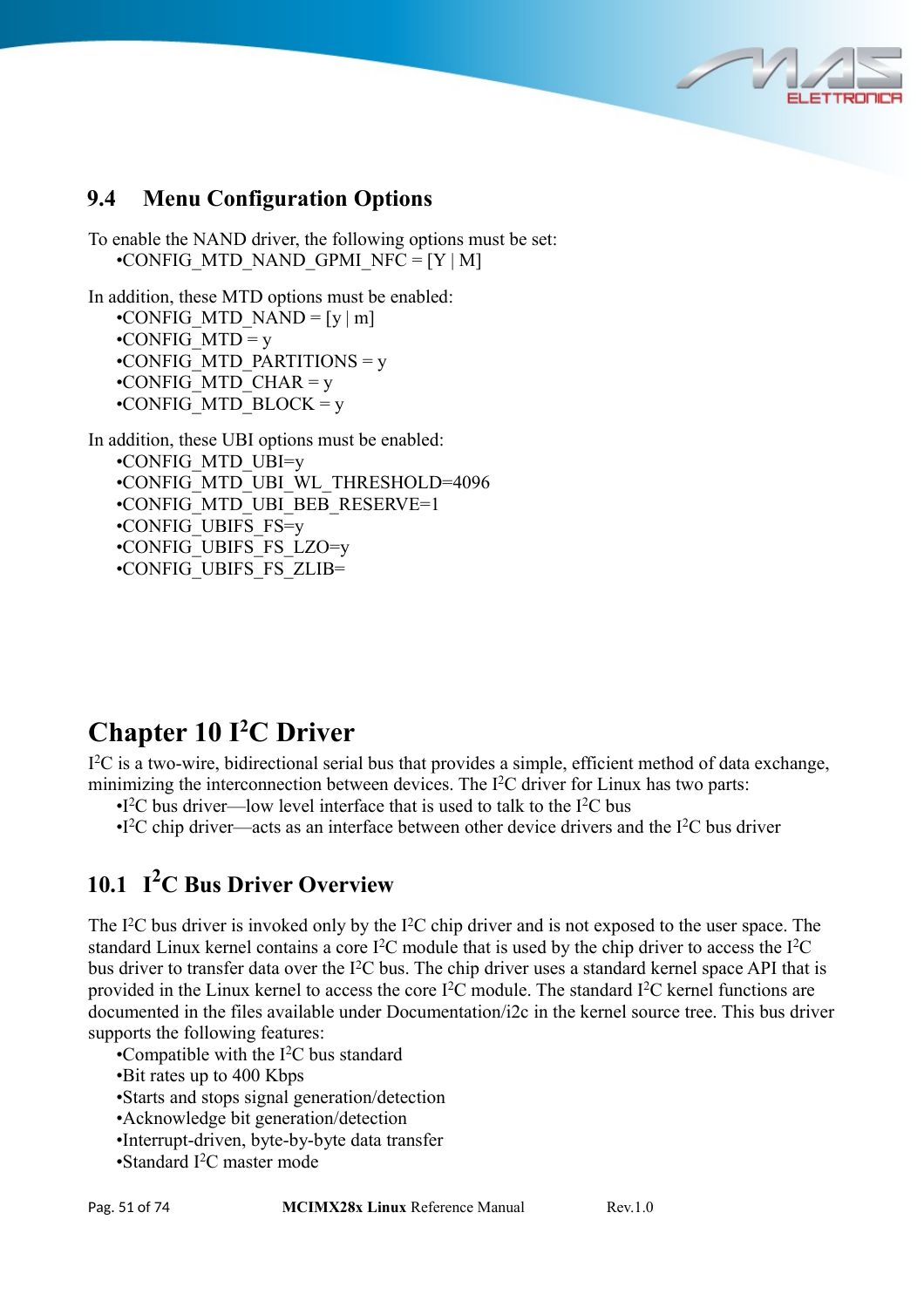## 9.4 Menu Configuration Options

To enable the NAND driver, the following options must be set:

- CONFIG_MTD_NAND_GPMI_NFC = [Y | M]

In addition, these MTD options must be enabled:

- CONFIG_MTD_NAND = [y | m]
- CONFIG_MTD = y
- CONFIG_MTD_PARTITIONS = y
- CONFIG_MTD_CHAR = y
- CONFIG_MTD_BLOCK = y

In addition, these UBI options must be enabled:

- CONFIG_MTD_UBI=y
- CONFIG_MTD_UBI_WL_THRESHOLD=4096
- CONFIG_MTD_UBI_BEB_RESERVE=1
- CONFIG_UBIFS_FS=y
- CONFIG_UBIFS_FS_LZO=y
- CONFIG_UBIFS_FS_ZLIB=

# Chapter 10 I²C Driver

I²C is a two-wire, bidirectional serial bus that provides a simple, efficient method of data exchange, minimizing the interconnection between devices. The I²C driver for Linux has two parts:

- I²C bus driver—low level interface that is used to talk to the I²C bus
- I²C chip driver—acts as an interface between other device drivers and the I²C bus driver

## 10.1 I²C Bus Driver Overview

The I²C bus driver is invoked only by the I²C chip driver and is not exposed to the user space. The standard Linux kernel contains a core I²C module that is used by the chip driver to access the I²C bus driver to transfer data over the I²C bus. The chip driver uses a standard kernel space API that is provided in the Linux kernel to access the core I²C module. The standard I²C kernel functions are documented in the files available under Documentation/i2c in the kernel source tree. This bus driver supports the following features:

- Compatible with the I²C bus standard
- Bit rates up to 400 Kbps
- Starts and stops signal generation/detection
- Acknowledge bit generation/detection
- Interrupt-driven, byte-by-byte data transfer
- Standard I²C master mode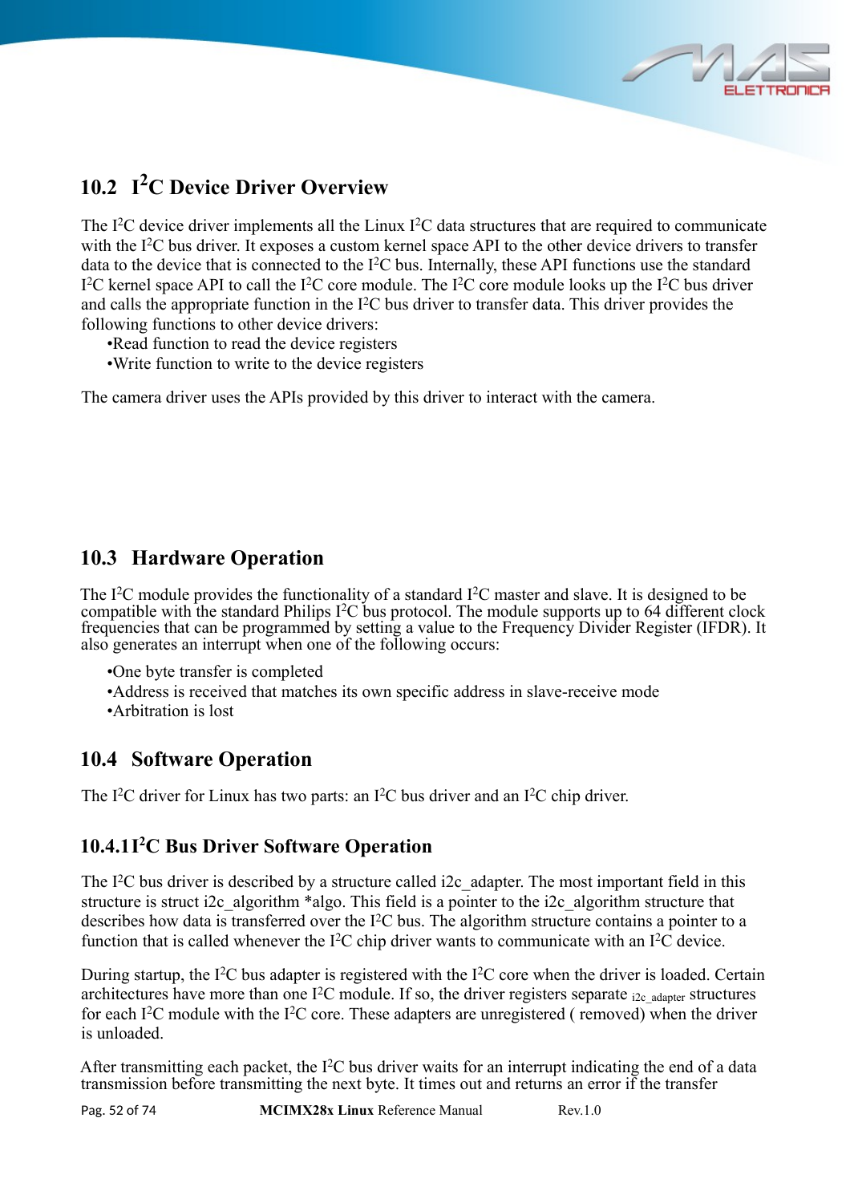## 10.2 I²C Device Driver Overview

The I²C device driver implements all the Linux I²C data structures that are required to communicate with the I²C bus driver. It exposes a custom kernel space API to the other device drivers to transfer data to the device that is connected to the I²C bus. Internally, these API functions use the standard I²C kernel space API to call the I²C core module. The I²C core module looks up the I²C bus driver and calls the appropriate function in the I²C bus driver to transfer data. This driver provides the following functions to other device drivers:

- Read function to read the device registers
- Write function to write to the device registers

The camera driver uses the APIs provided by this driver to interact with the camera.

## 10.3 Hardware Operation

The I²C module provides the functionality of a standard I²C master and slave. It is designed to be compatible with the standard Philips I²C bus protocol. The module supports up to 64 different clock frequencies that can be programmed by setting a value to the Frequency Divider Register (IFDR). It also generates an interrupt when one of the following occurs:

- One byte transfer is completed
- Address is received that matches its own specific address in slave-receive mode
- Arbitration is lost

## 10.4 Software Operation

The I²C driver for Linux has two parts: an I²C bus driver and an I²C chip driver.

### 10.4.1 I²C Bus Driver Software Operation

The I²C bus driver is described by a structure called i2c_adapter. The most important field in this structure is struct i2c_algorithm *algo. This field is a pointer to the i2c_algorithm structure that describes how data is transferred over the I²C bus. The algorithm structure contains a pointer to a function that is called whenever the I²C chip driver wants to communicate with an I²C device.

During startup, the I²C bus adapter is registered with the I²C core when the driver is loaded. Certain architectures have more than one I²C module. If so, the driver registers separate i2c_adapter structures for each I²C module with the I²C core. These adapters are unregistered ( removed) when the driver is unloaded.

After transmitting each packet, the I²C bus driver waits for an interrupt indicating the end of a data transmission before transmitting the next byte. It times out and returns an error if the transfer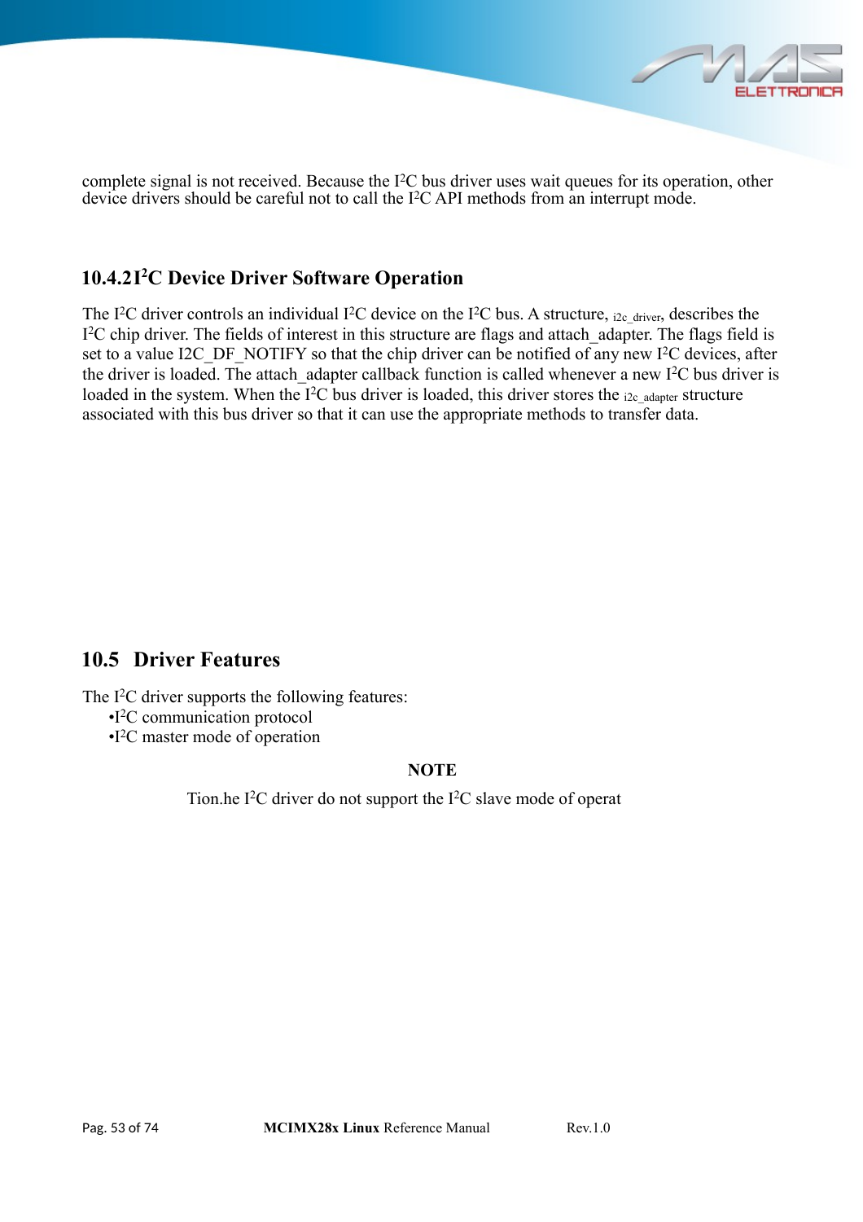complete signal is not received. Because the I$^2$C bus driver uses wait queues for its operation, other device drivers should be careful not to call the I$^2$C API methods from an interrupt mode.

### 10.4.2 I$^2$C Device Driver Software Operation

The I$^2$C driver controls an individual I$^2$C device on the I$^2$C bus. A structure, i2c_driver, describes the I$^2$C chip driver. The fields of interest in this structure are flags and attach_adapter. The flags field is set to a value I2C_DF_NOTIFY so that the chip driver can be notified of any new I$^2$C devices, after the driver is loaded. The attach_adapter callback function is called whenever a new I$^2$C bus driver is loaded in the system. When the I$^2$C bus driver is loaded, this driver stores the i2c_adapter structure associated with this bus driver so that it can use the appropriate methods to transfer data.

## 10.5 Driver Features

The I$^2$C driver supports the following features:

- I$^2$C communication protocol
- I$^2$C master mode of operation

**NOTE**

Tion.he I$^2$C driver do not support the I$^2$C slave mode of operat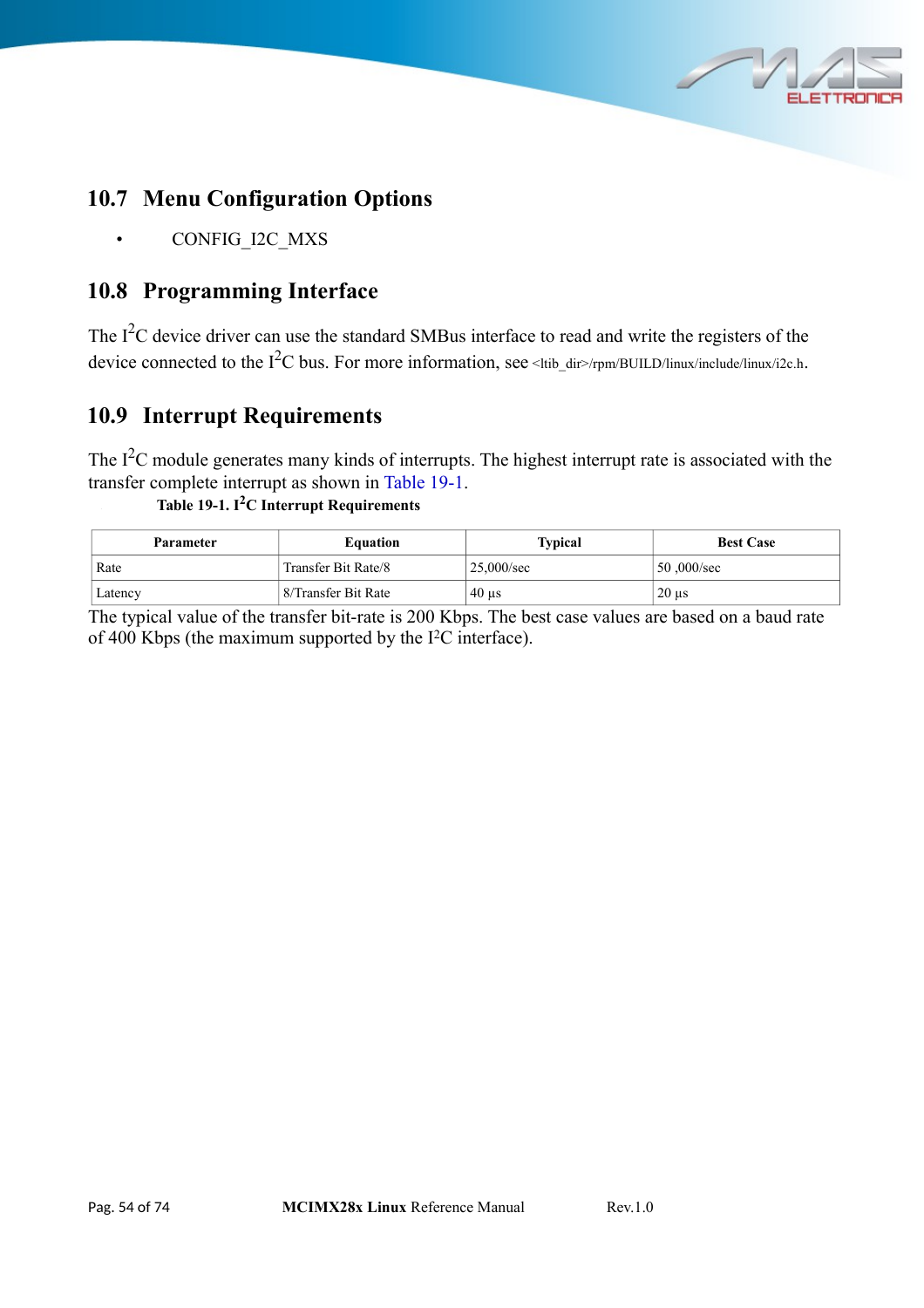## 10.7 Menu Configuration Options

- CONFIG_I2C_MXS

## 10.8 Programming Interface

The $I^2C$ device driver can use the standard SMBus interface to read and write the registers of the device connected to the $I^2C$ bus. For more information, see <ltib_dir>/rpm/BUILD/linux/include/linux/i2c.h.

## 10.9 Interrupt Requirements

The $I^2C$ module generates many kinds of interrupts. The highest interrupt rate is associated with the transfer complete interrupt as shown in Table 19-1.

**Table 19-1. $I^2C$ Interrupt Requirements**

| Parameter | Equation | Typical | Best Case |
|---|---|---|---|
| Rate | Transfer Bit Rate/8 | 25,000/sec | 50 ,000/sec |
| Latency | 8/Transfer Bit Rate | 40 µs | 20 µs |

The typical value of the transfer bit-rate is 200 Kbps. The best case values are based on a baud rate of 400 Kbps (the maximum supported by the $I^2C$ interface).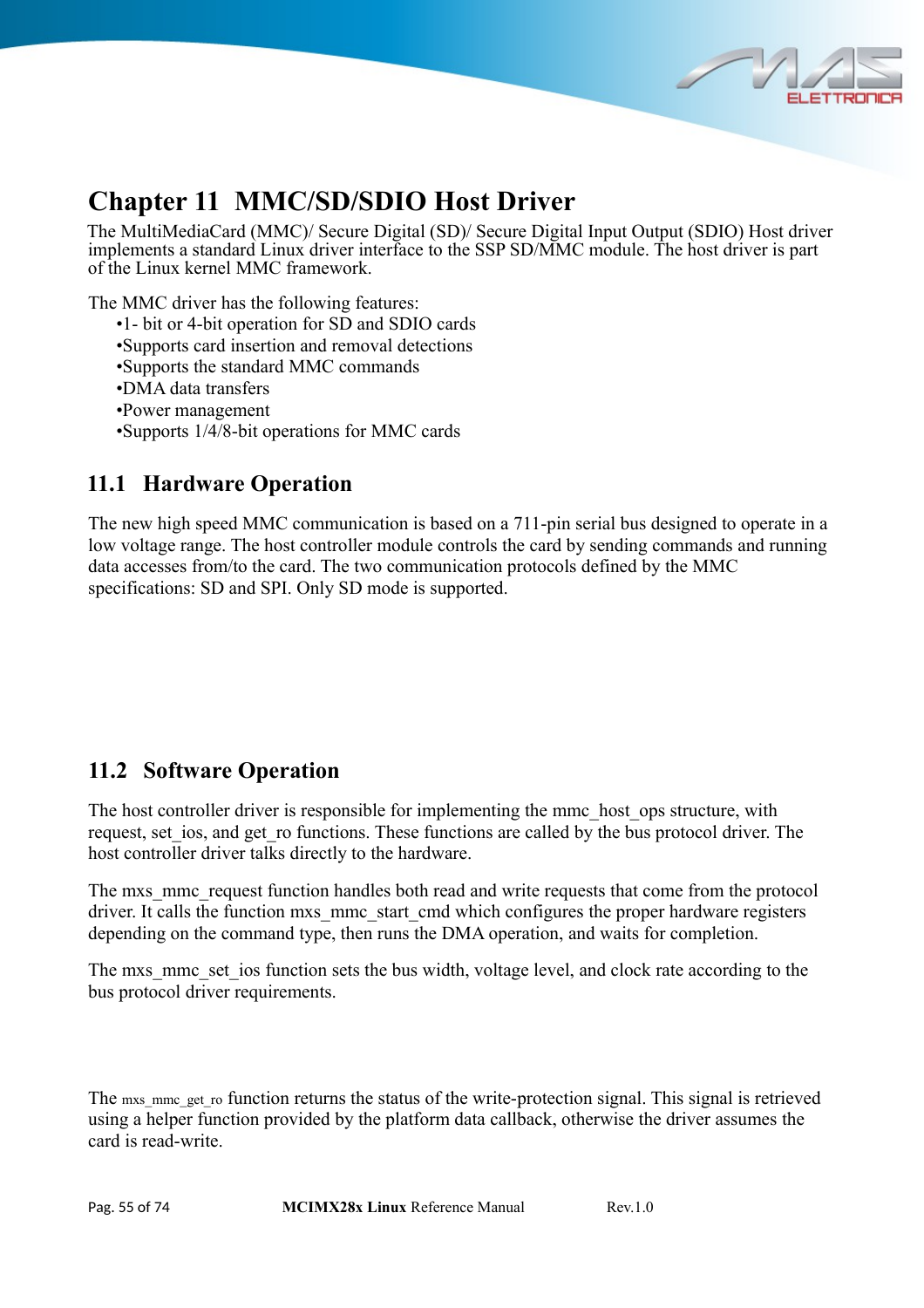# Chapter 11 MMC/SD/SDIO Host Driver

The MultiMediaCard (MMC)/ Secure Digital (SD)/ Secure Digital Input Output (SDIO) Host driver implements a standard Linux driver interface to the SSP SD/MMC module. The host driver is part of the Linux kernel MMC framework.

The MMC driver has the following features:

- •1- bit or 4-bit operation for SD and SDIO cards
- •Supports card insertion and removal detections
- •Supports the standard MMC commands
- •DMA data transfers
- •Power management
- •Supports 1/4/8-bit operations for MMC cards

## 11.1 Hardware Operation

The new high speed MMC communication is based on a 711-pin serial bus designed to operate in a low voltage range. The host controller module controls the card by sending commands and running data accesses from/to the card. The two communication protocols defined by the MMC specifications: SD and SPI. Only SD mode is supported.

## 11.2 Software Operation

The host controller driver is responsible for implementing the mmc_host_ops structure, with request, set_ios, and get_ro functions. These functions are called by the bus protocol driver. The host controller driver talks directly to the hardware.

The mxs_mmc_request function handles both read and write requests that come from the protocol driver. It calls the function mxs_mmc_start_cmd which configures the proper hardware registers depending on the command type, then runs the DMA operation, and waits for completion.

The mxs_mmc_set_ios function sets the bus width, voltage level, and clock rate according to the bus protocol driver requirements.

The mxs_mmc_get_ro function returns the status of the write-protection signal. This signal is retrieved using a helper function provided by the platform data callback, otherwise the driver assumes the card is read-write.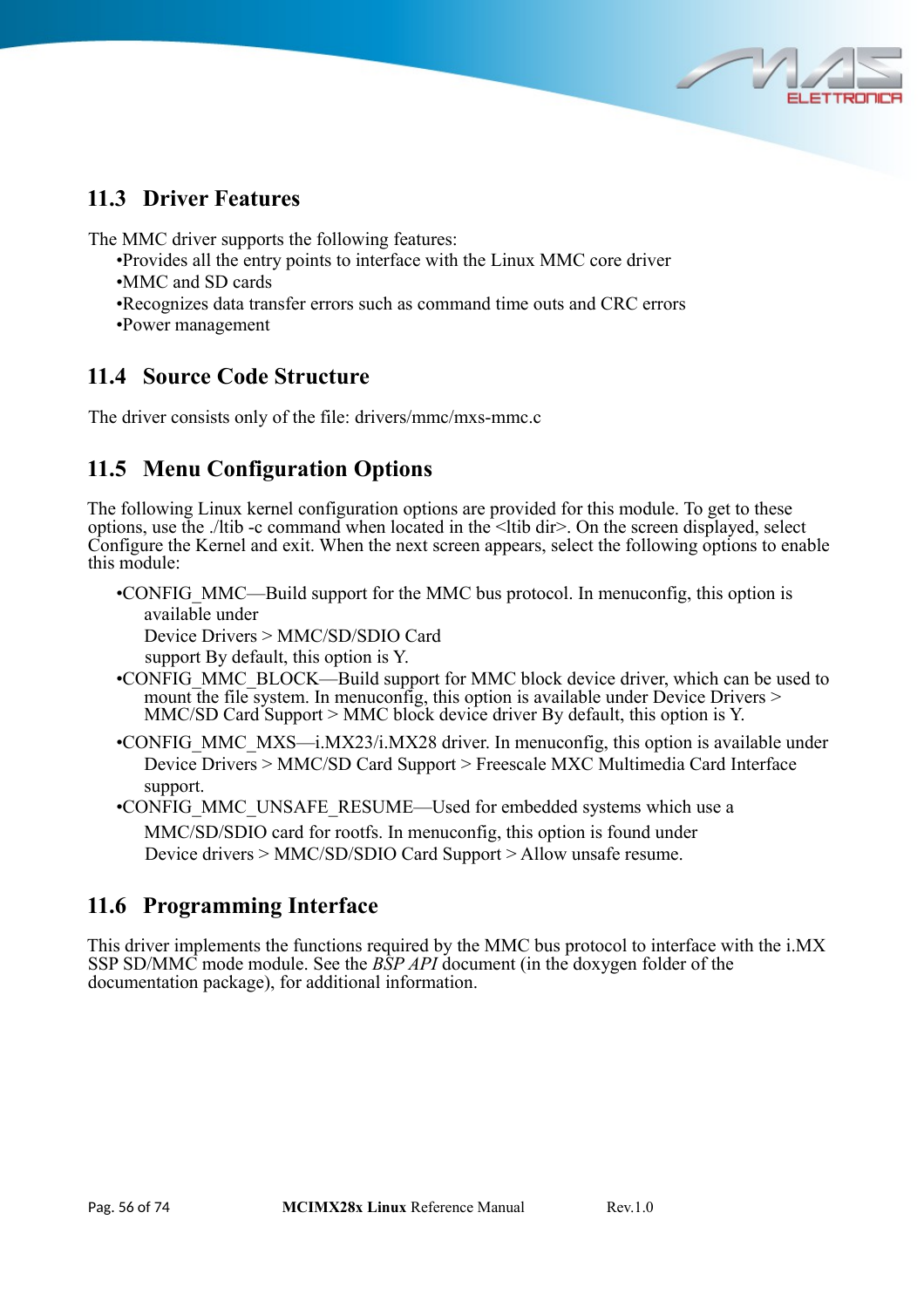## 11.3 Driver Features

The MMC driver supports the following features:

- •Provides all the entry points to interface with the Linux MMC core driver
- •MMC and SD cards
- •Recognizes data transfer errors such as command time outs and CRC errors
- •Power management

## 11.4 Source Code Structure

The driver consists only of the file: drivers/mmc/mxs-mmc.c

## 11.5 Menu Configuration Options

The following Linux kernel configuration options are provided for this module. To get to these options, use the ./ltib -c command when located in the <ltib dir>. On the screen displayed, select Configure the Kernel and exit. When the next screen appears, select the following options to enable this module:

- •CONFIG_MMC—Build support for the MMC bus protocol. In menuconfig, this option is available under Device Drivers > MMC/SD/SDIO Card support By default, this option is Y.
- •CONFIG_MMC_BLOCK—Build support for MMC block device driver, which can be used to mount the file system. In menuconfig, this option is available under Device Drivers > MMC/SD Card Support > MMC block device driver By default, this option is Y.
- •CONFIG_MMC_MXS—i.MX23/i.MX28 driver. In menuconfig, this option is available under Device Drivers > MMC/SD Card Support > Freescale MXC Multimedia Card Interface support.
- •CONFIG_MMC_UNSAFE_RESUME—Used for embedded systems which use a MMC/SD/SDIO card for rootfs. In menuconfig, this option is found under Device drivers > MMC/SD/SDIO Card Support > Allow unsafe resume.

## 11.6 Programming Interface

This driver implements the functions required by the MMC bus protocol to interface with the i.MX SSP SD/MMC mode module. See the *BSP API* document (in the doxygen folder of the documentation package), for additional information.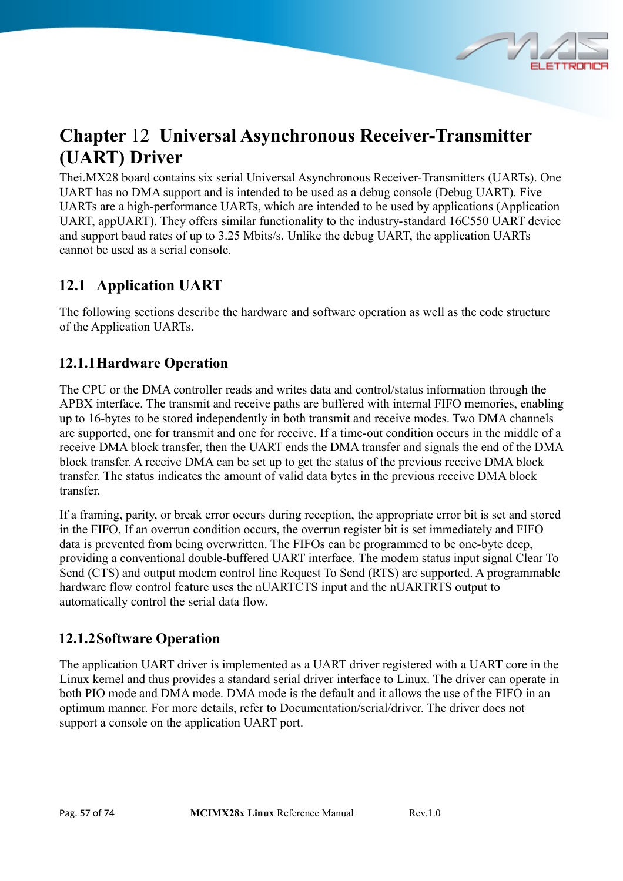# Chapter 12 Universal Asynchronous Receiver-Transmitter (UART) Driver

Thei.MX28 board contains six serial Universal Asynchronous Receiver-Transmitters (UARTs). One UART has no DMA support and is intended to be used as a debug console (Debug UART). Five UARTs are a high-performance UARTs, which are intended to be used by applications (Application UART, appUART). They offers similar functionality to the industry-standard 16C550 UART device and support baud rates of up to 3.25 Mbits/s. Unlike the debug UART, the application UARTs cannot be used as a serial console.

## 12.1 Application UART

The following sections describe the hardware and software operation as well as the code structure of the Application UARTs.

### 12.1.1 Hardware Operation

The CPU or the DMA controller reads and writes data and control/status information through the APBX interface. The transmit and receive paths are buffered with internal FIFO memories, enabling up to 16-bytes to be stored independently in both transmit and receive modes. Two DMA channels are supported, one for transmit and one for receive. If a time-out condition occurs in the middle of a receive DMA block transfer, then the UART ends the DMA transfer and signals the end of the DMA block transfer. A receive DMA can be set up to get the status of the previous receive DMA block transfer. The status indicates the amount of valid data bytes in the previous receive DMA block transfer.

If a framing, parity, or break error occurs during reception, the appropriate error bit is set and stored in the FIFO. If an overrun condition occurs, the overrun register bit is set immediately and FIFO data is prevented from being overwritten. The FIFOs can be programmed to be one-byte deep, providing a conventional double-buffered UART interface. The modem status input signal Clear To Send (CTS) and output modem control line Request To Send (RTS) are supported. A programmable hardware flow control feature uses the nUARTCTS input and the nUARTRTS output to automatically control the serial data flow.

### 12.1.2 Software Operation

The application UART driver is implemented as a UART driver registered with a UART core in the Linux kernel and thus provides a standard serial driver interface to Linux. The driver can operate in both PIO mode and DMA mode. DMA mode is the default and it allows the use of the FIFO in an optimum manner. For more details, refer to Documentation/serial/driver. The driver does not support a console on the application UART port.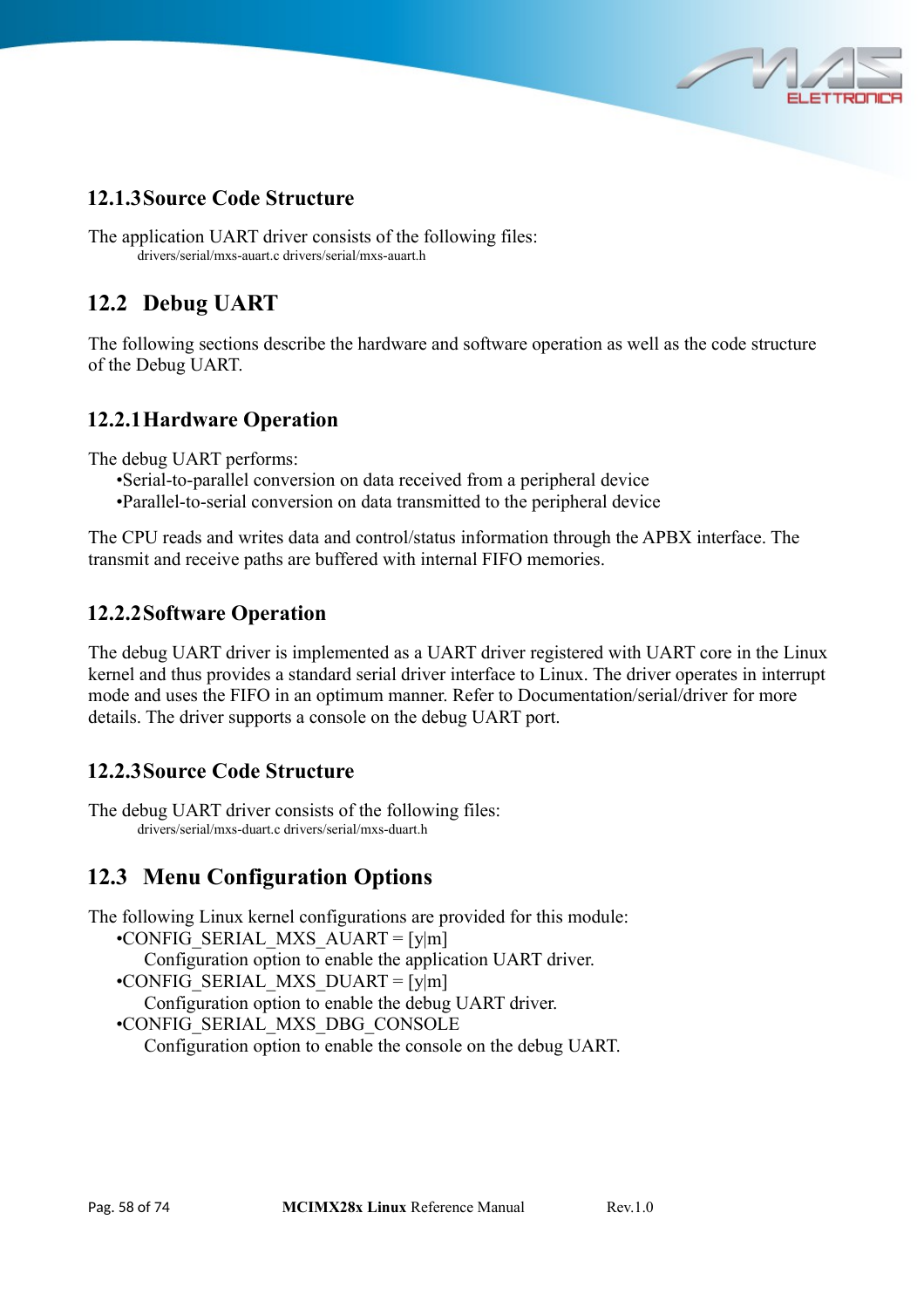### 12.1.3 Source Code Structure

The application UART driver consists of the following files:

drivers/serial/mxs-auart.c drivers/serial/mxs-auart.h

## 12.2 Debug UART

The following sections describe the hardware and software operation as well as the code structure of the Debug UART.

### 12.2.1 Hardware Operation

The debug UART performs:

- Serial-to-parallel conversion on data received from a peripheral device
- Parallel-to-serial conversion on data transmitted to the peripheral device

The CPU reads and writes data and control/status information through the APBX interface. The transmit and receive paths are buffered with internal FIFO memories.

### 12.2.2 Software Operation

The debug UART driver is implemented as a UART driver registered with UART core in the Linux kernel and thus provides a standard serial driver interface to Linux. The driver operates in interrupt mode and uses the FIFO in an optimum manner. Refer to Documentation/serial/driver for more details. The driver supports a console on the debug UART port.

### 12.2.3 Source Code Structure

The debug UART driver consists of the following files:

drivers/serial/mxs-duart.c drivers/serial/mxs-duart.h

## 12.3 Menu Configuration Options

The following Linux kernel configurations are provided for this module:

- CONFIG_SERIAL_MXS_AUART = [y|m]
  Configuration option to enable the application UART driver.
- CONFIG_SERIAL_MXS_DUART = [y|m]
  Configuration option to enable the debug UART driver.
- CONFIG_SERIAL_MXS_DBG_CONSOLE
  Configuration option to enable the console on the debug UART.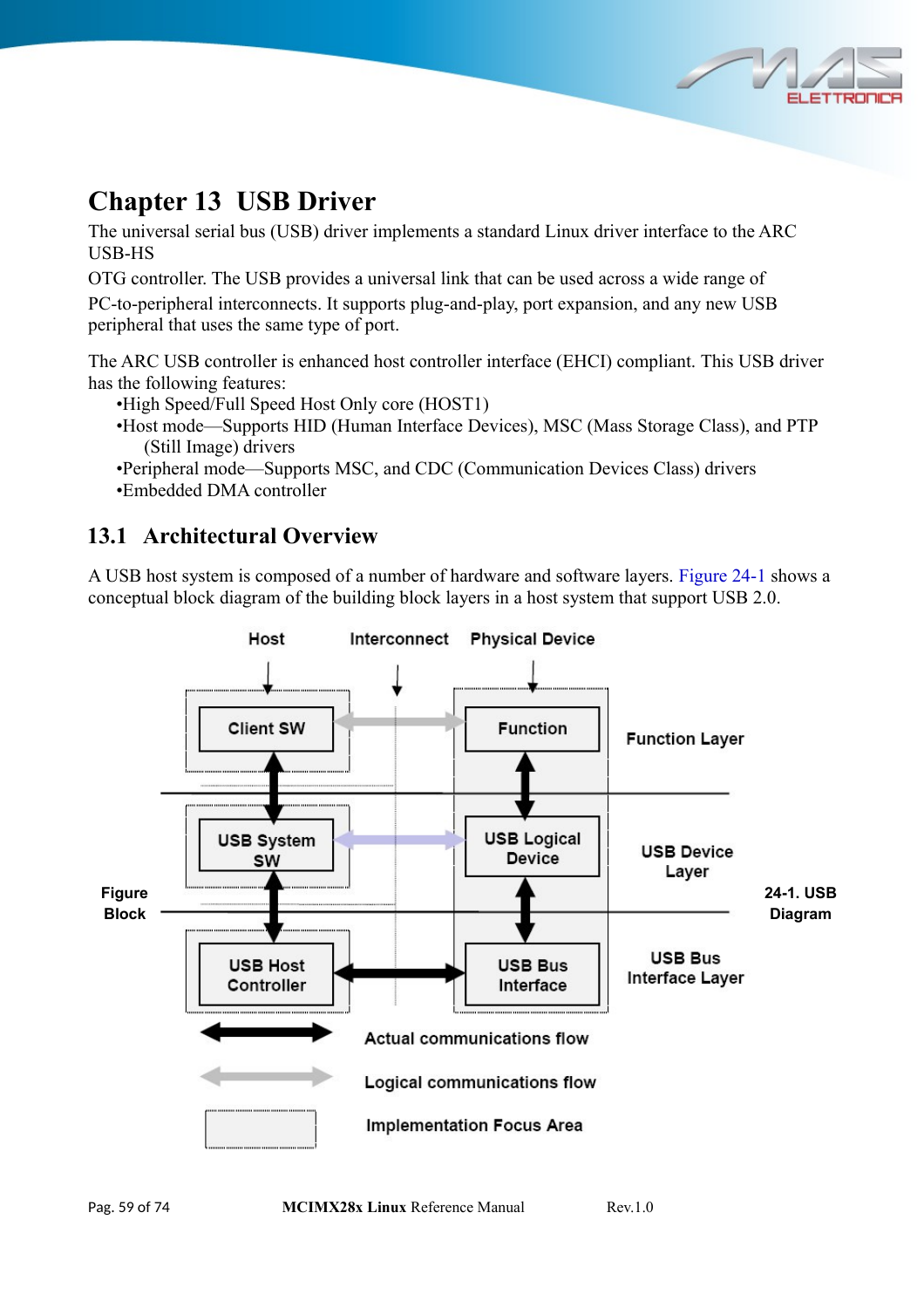# Chapter 13 USB Driver

The universal serial bus (USB) driver implements a standard Linux driver interface to the ARC USB-HS
OTG controller. The USB provides a universal link that can be used across a wide range of PC-to-peripheral interconnects. It supports plug-and-play, port expansion, and any new USB peripheral that uses the same type of port.

The ARC USB controller is enhanced host controller interface (EHCI) compliant. This USB driver has the following features:

- High Speed/Full Speed Host Only core (HOST1)
- Host mode—Supports HID (Human Interface Devices), MSC (Mass Storage Class), and PTP (Still Image) drivers
- Peripheral mode—Supports MSC, and CDC (Communication Devices Class) drivers
- Embedded DMA controller

## 13.1 Architectural Overview

A USB host system is composed of a number of hardware and software layers. Figure 24-1 shows a conceptual block diagram of the building block layers in a host system that support USB 2.0.

Figure 24-1. USB Block Diagram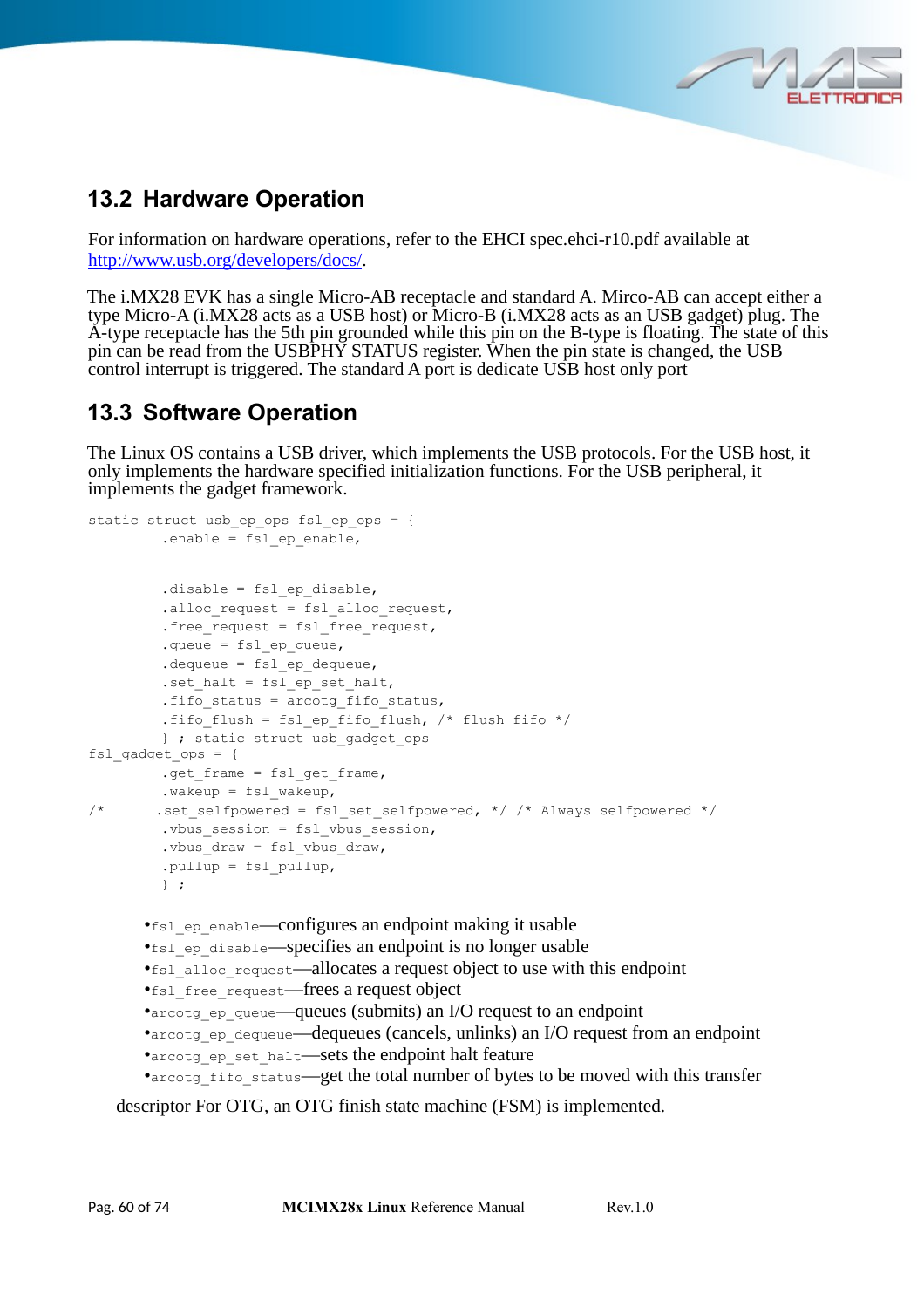## 13.2 Hardware Operation

For information on hardware operations, refer to the EHCI spec.ehci-r10.pdf available at http://www.usb.org/developers/docs/.

The i.MX28 EVK has a single Micro-AB receptacle and standard A. Mirco-AB can accept either a type Micro-A (i.MX28 acts as a USB host) or Micro-B (i.MX28 acts as an USB gadget) plug. The A-type receptacle has the 5th pin grounded while this pin on the B-type is floating. The state of this pin can be read from the USBPHY STATUS register. When the pin state is changed, the USB control interrupt is triggered. The standard A port is dedicate USB host only port

## 13.3 Software Operation

The Linux OS contains a USB driver, which implements the USB protocols. For the USB host, it only implements the hardware specified initialization functions. For the USB peripheral, it implements the gadget framework.

```
static struct usb_ep_ops fsl_ep_ops = {
         .enable = fsl_ep_enable,


         .disable = fsl_ep_disable,
         .alloc_request = fsl_alloc_request,
         .free_request = fsl_free_request,
         .queue = fsl_ep_queue,
         .dequeue = fsl_ep_dequeue,
         .set_halt = fsl_ep_set_halt,
         .fifo_status = arcotg_fifo_status,
         .fifo_flush = fsl_ep_fifo_flush, /* flush fifo */
         } ; static struct usb_gadget_ops
fsl_gadget_ops = {
         .get_frame = fsl_get_frame,
         .wakeup = fsl_wakeup,
/*      .set_selfpowered = fsl_set_selfpowered, */ /* Always selfpowered */
         .vbus_session = fsl_vbus_session,
         .vbus_draw = fsl_vbus_draw,
         .pullup = fsl_pullup,
         } ;
```

- `fsl_ep_enable`—configures an endpoint making it usable
- `fsl_ep_disable`—specifies an endpoint is no longer usable
- `fsl_alloc_request`—allocates a request object to use with this endpoint
- `fsl_free_request`—frees a request object
- `arcotg_ep_queue`—queues (submits) an I/O request to an endpoint
- `arcotg_ep_dequeue`—dequeues (cancels, unlinks) an I/O request from an endpoint
- `arcotg_ep_set_halt`—sets the endpoint halt feature
- `arcotg_fifo_status`—get the total number of bytes to be moved with this transfer

descriptor For OTG, an OTG finish state machine (FSM) is implemented.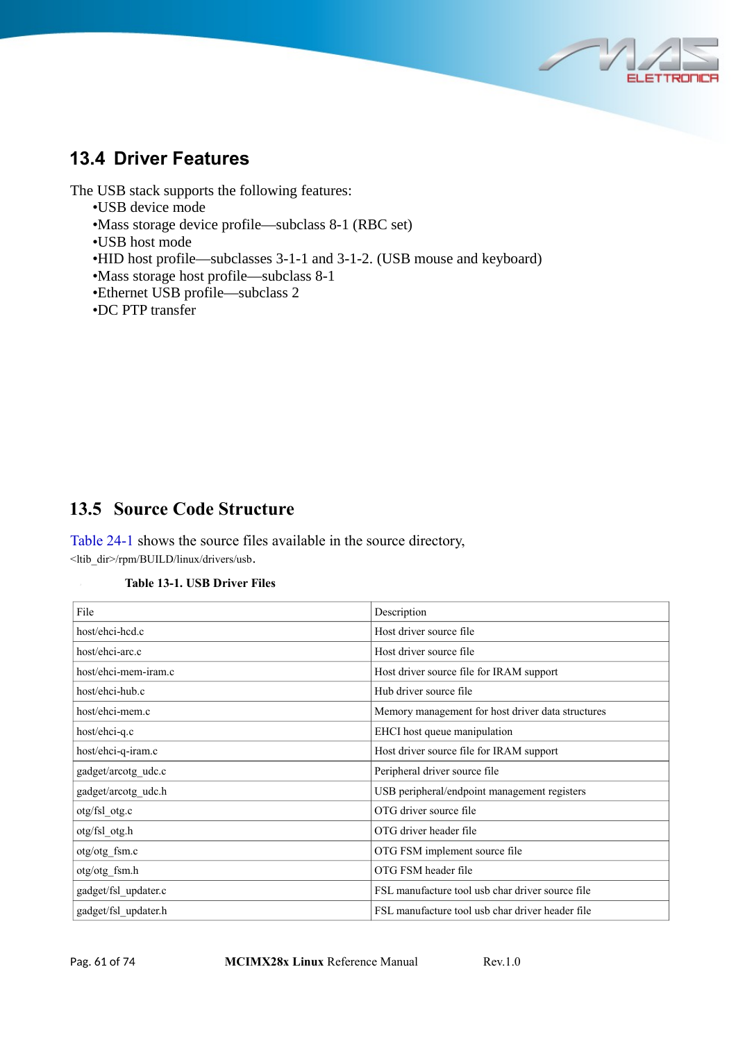## 13.4 Driver Features

The USB stack supports the following features:

- USB device mode
- Mass storage device profile—subclass 8-1 (RBC set)
- USB host mode
- HID host profile—subclasses 3-1-1 and 3-1-2. (USB mouse and keyboard)
- Mass storage host profile—subclass 8-1
- Ethernet USB profile—subclass 2
- DC PTP transfer

## 13.5 Source Code Structure

Table 24-1 shows the source files available in the source directory, <ltib_dir>/rpm/BUILD/linux/drivers/usb.

**Table 13-1. USB Driver Files**

| File | Description |
|---|---|
| host/ehci-hcd.c | Host driver source file |
| host/ehci-arc.c | Host driver source file |
| host/ehci-mem-iram.c | Host driver source file for IRAM support |
| host/ehci-hub.c | Hub driver source file |
| host/ehci-mem.c | Memory management for host driver data structures |
| host/ehci-q.c | EHCI host queue manipulation |
| host/ehci-q-iram.c | Host driver source file for IRAM support |
| gadget/arcotg_udc.c | Peripheral driver source file |
| gadget/arcotg_udc.h | USB peripheral/endpoint management registers |
| otg/fsl_otg.c | OTG driver source file |
| otg/fsl_otg.h | OTG driver header file |
| otg/otg_fsm.c | OTG FSM implement source file |
| otg/otg_fsm.h | OTG FSM header file |
| gadget/fsl_updater.c | FSL manufacture tool usb char driver source file |
| gadget/fsl_updater.h | FSL manufacture tool usb char driver header file |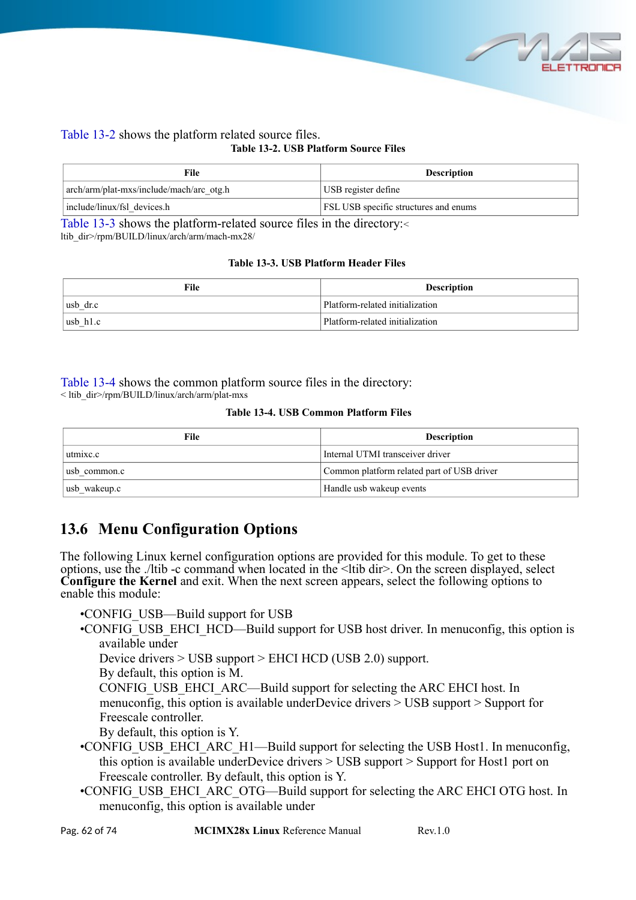Table 13-2 shows the platform related source files.

**Table 13-2. USB Platform Source Files**

| File | Description |
|---|---|
| arch/arm/plat-mxs/include/mach/arc_otg.h | USB register define |
| include/linux/fsl_devices.h | FSL USB specific structures and enums |

Table 13-3 shows the platform-related source files in the directory:< ltib_dir>/rpm/BUILD/linux/arch/arm/mach-mx28/

**Table 13-3. USB Platform Header Files**

| File | Description |
|---|---|
| usb_dr.c | Platform-related initialization |
| usb_h1.c | Platform-related initialization |

Table 13-4 shows the common platform source files in the directory: < ltib_dir>/rpm/BUILD/linux/arch/arm/plat-mxs

**Table 13-4. USB Common Platform Files**

| File | Description |
|---|---|
| utmixc.c | Internal UTMI transceiver driver |
| usb_common.c | Common platform related part of USB driver |
| usb_wakeup.c | Handle usb wakeup events |

## 13.6 Menu Configuration Options

The following Linux kernel configuration options are provided for this module. To get to these options, use the ./ltib -c command when located in the <ltib dir>. On the screen displayed, select **Configure the Kernel** and exit. When the next screen appears, select the following options to enable this module:

- •CONFIG_USB—Build support for USB
- •CONFIG_USB_EHCI_HCD—Build support for USB host driver. In menuconfig, this option is available under
  Device drivers > USB support > EHCI HCD (USB 2.0) support.
  By default, this option is M.
  CONFIG_USB_EHCI_ARC—Build support for selecting the ARC EHCI host. In menuconfig, this option is available underDevice drivers > USB support > Support for Freescale controller.
  By default, this option is Y.
- •CONFIG_USB_EHCI_ARC_H1—Build support for selecting the USB Host1. In menuconfig, this option is available underDevice drivers > USB support > Support for Host1 port on Freescale controller. By default, this option is Y.
- •CONFIG_USB_EHCI_ARC_OTG—Build support for selecting the ARC EHCI OTG host. In menuconfig, this option is available under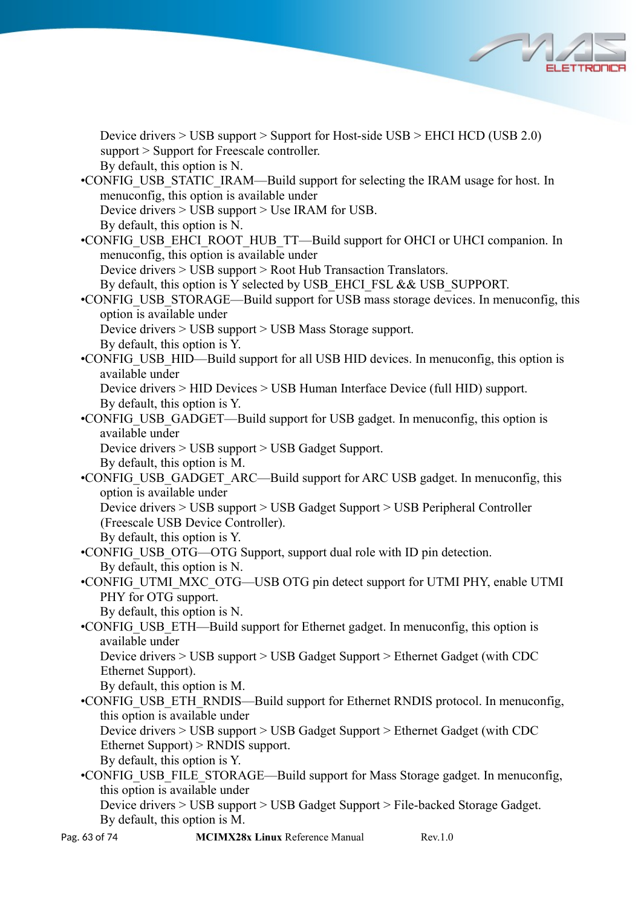Device drivers > USB support > Support for Host-side USB > EHCI HCD (USB 2.0) support > Support for Freescale controller.
By default, this option is N.

- CONFIG_USB_STATIC_IRAM—Build support for selecting the IRAM usage for host. In menuconfig, this option is available under
  Device drivers > USB support > Use IRAM for USB.
  By default, this option is N.
- CONFIG_USB_EHCI_ROOT_HUB_TT—Build support for OHCI or UHCI companion. In menuconfig, this option is available under
  Device drivers > USB support > Root Hub Transaction Translators.
  By default, this option is Y selected by USB_EHCI_FSL && USB_SUPPORT.
- CONFIG_USB_STORAGE—Build support for USB mass storage devices. In menuconfig, this option is available under
  Device drivers > USB support > USB Mass Storage support.
  By default, this option is Y.
- CONFIG_USB_HID—Build support for all USB HID devices. In menuconfig, this option is available under
  Device drivers > HID Devices > USB Human Interface Device (full HID) support.
  By default, this option is Y.
- CONFIG_USB_GADGET—Build support for USB gadget. In menuconfig, this option is available under
  Device drivers > USB support > USB Gadget Support.
  By default, this option is M.
- CONFIG_USB_GADGET_ARC—Build support for ARC USB gadget. In menuconfig, this option is available under
  Device drivers > USB support > USB Gadget Support > USB Peripheral Controller (Freescale USB Device Controller).
  By default, this option is Y.
- CONFIG_USB_OTG—OTG Support, support dual role with ID pin detection.
  By default, this option is N.
- CONFIG_UTMI_MXC_OTG—USB OTG pin detect support for UTMI PHY, enable UTMI PHY for OTG support.
  By default, this option is N.
- CONFIG_USB_ETH—Build support for Ethernet gadget. In menuconfig, this option is available under
  Device drivers > USB support > USB Gadget Support > Ethernet Gadget (with CDC Ethernet Support).
  By default, this option is M.
- CONFIG_USB_ETH_RNDIS—Build support for Ethernet RNDIS protocol. In menuconfig, this option is available under
  Device drivers > USB support > USB Gadget Support > Ethernet Gadget (with CDC Ethernet Support) > RNDIS support.
  By default, this option is Y.
- CONFIG_USB_FILE_STORAGE—Build support for Mass Storage gadget. In menuconfig, this option is available under
  Device drivers > USB support > USB Gadget Support > File-backed Storage Gadget.
  By default, this option is M.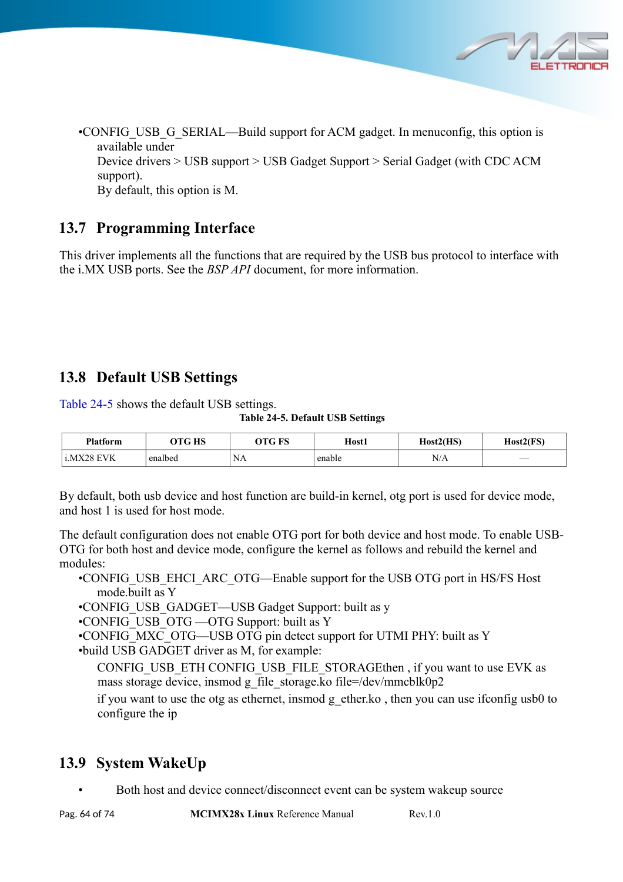•CONFIG_USB_G_SERIAL—Build support for ACM gadget. In menuconfig, this option is available under
Device drivers > USB support > USB Gadget Support > Serial Gadget (with CDC ACM support).
By default, this option is M.

## 13.7 Programming Interface

This driver implements all the functions that are required by the USB bus protocol to interface with the i.MX USB ports. See the *BSP API* document, for more information.

## 13.8 Default USB Settings

Table 24-5 shows the default USB settings.

**Table 24-5. Default USB Settings**

| Platform | OTG HS | OTG FS | Host1 | Host2(HS) | Host2(FS) |
|---|---|---|---|---|---|
| i.MX28 EVK | enalbed | NA | enable | N/A | — |

By default, both usb device and host function are build-in kernel, otg port is used for device mode, and host 1 is used for host mode.

The default configuration does not enable OTG port for both device and host mode. To enable USB-OTG for both host and device mode, configure the kernel as follows and rebuild the kernel and modules:

- •CONFIG_USB_EHCI_ARC_OTG—Enable support for the USB OTG port in HS/FS Host mode.built as Y
- •CONFIG_USB_GADGET—USB Gadget Support: built as y
- •CONFIG_USB_OTG —OTG Support: built as Y
- •CONFIG_MXC_OTG—USB OTG pin detect support for UTMI PHY: built as Y
- •build USB GADGET driver as M, for example:

  CONFIG_USB_ETH CONFIG_USB_FILE_STORAGEthen , if you want to use EVK as mass storage device, insmod g_file_storage.ko file=/dev/mmcblk0p2

  if you want to use the otg as ethernet, insmod g_ether.ko , then you can use ifconfig usb0 to configure the ip

## 13.9 System WakeUp

- Both host and device connect/disconnect event can be system wakeup source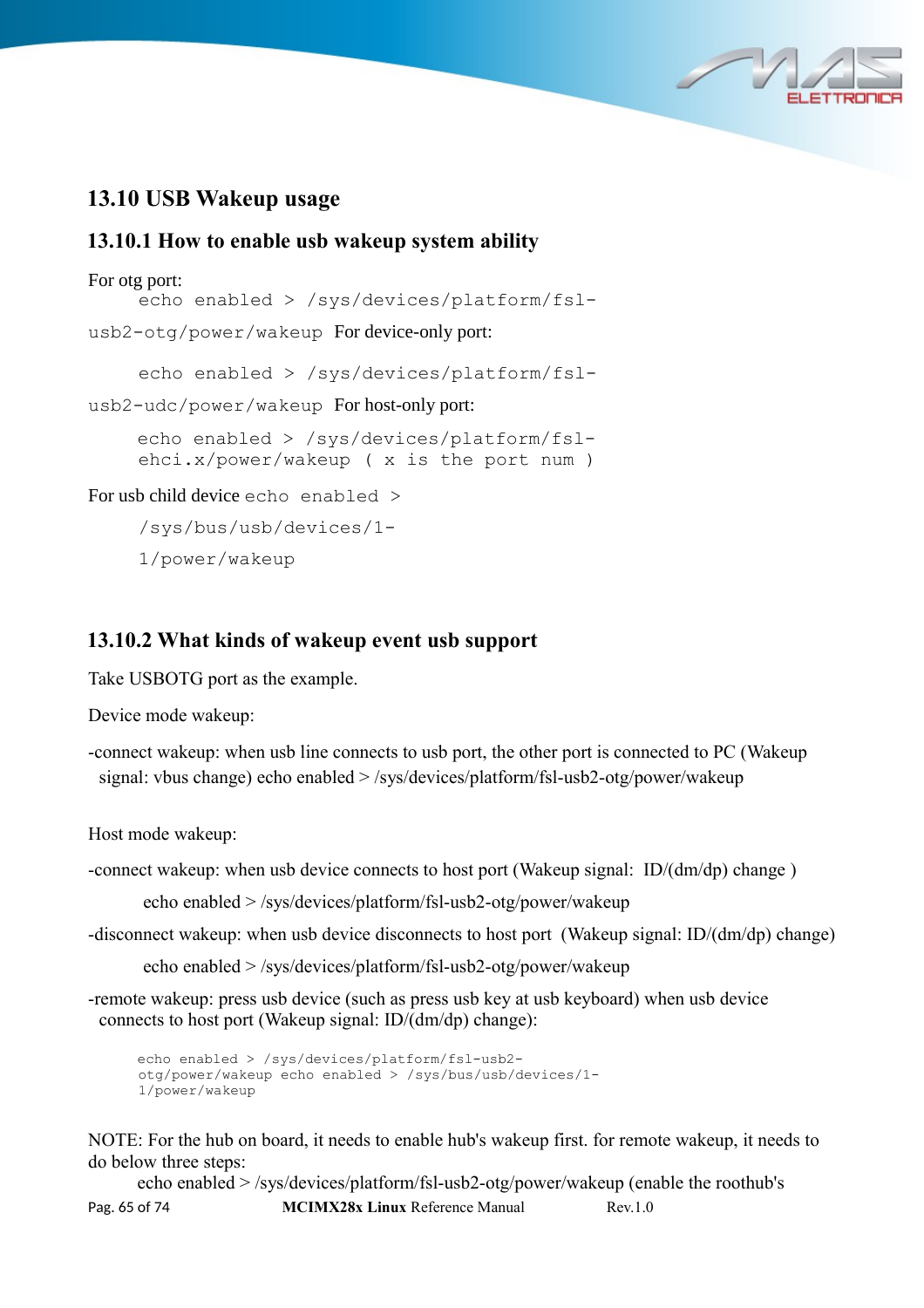## 13.10 USB Wakeup usage

### 13.10.1 How to enable usb wakeup system ability

For otg port:

```
echo enabled > /sys/devices/platform/fsl-usb2-otg/power/wakeup
```

For device-only port:

```
echo enabled > /sys/devices/platform/fsl-usb2-udc/power/wakeup
```

For host-only port:

```
echo enabled > /sys/devices/platform/fsl-ehci.x/power/wakeup ( x is the port num )
```

For usb child device

```
echo enabled > /sys/bus/usb/devices/1-1/power/wakeup
```

### 13.10.2 What kinds of wakeup event usb support

Take USBOTG port as the example.

Device mode wakeup:

-connect wakeup: when usb line connects to usb port, the other port is connected to PC (Wakeup signal: vbus change) echo enabled > /sys/devices/platform/fsl-usb2-otg/power/wakeup

Host mode wakeup:

-connect wakeup: when usb device connects to host port (Wakeup signal: ID/(dm/dp) change )

echo enabled > /sys/devices/platform/fsl-usb2-otg/power/wakeup

-disconnect wakeup: when usb device disconnects to host port (Wakeup signal: ID/(dm/dp) change)

echo enabled > /sys/devices/platform/fsl-usb2-otg/power/wakeup

-remote wakeup: press usb device (such as press usb key at usb keyboard) when usb device connects to host port (Wakeup signal: ID/(dm/dp) change):

```
echo enabled > /sys/devices/platform/fsl-usb2-otg/power/wakeup echo enabled > /sys/bus/usb/devices/1-1/power/wakeup
```

NOTE: For the hub on board, it needs to enable hub's wakeup first. for remote wakeup, it needs to do below three steps:

echo enabled > /sys/devices/platform/fsl-usb2-otg/power/wakeup (enable the roothub's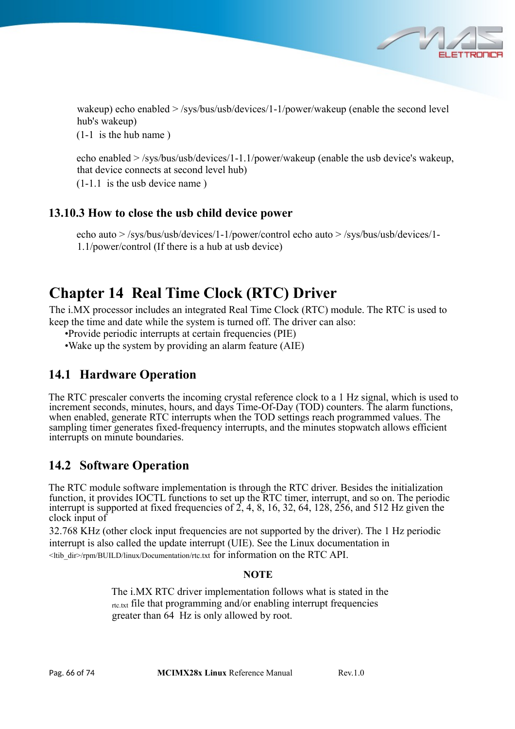wakeup) echo enabled > /sys/bus/usb/devices/1-1/power/wakeup (enable the second level hub's wakeup)
(1-1  is the hub name )

echo enabled > /sys/bus/usb/devices/1-1.1/power/wakeup (enable the usb device's wakeup, that device connects at second level hub)
(1-1.1  is the usb device name )

### 13.10.3 How to close the usb child device power

echo auto > /sys/bus/usb/devices/1-1/power/control echo auto > /sys/bus/usb/devices/1-1.1/power/control (If there is a hub at usb device)

# Chapter 14  Real Time Clock (RTC) Driver

The i.MX processor includes an integrated Real Time Clock (RTC) module. The RTC is used to keep the time and date while the system is turned off. The driver can also:

- Provide periodic interrupts at certain frequencies (PIE)
- Wake up the system by providing an alarm feature (AIE)

## 14.1   Hardware Operation

The RTC prescaler converts the incoming crystal reference clock to a 1 Hz signal, which is used to increment seconds, minutes, hours, and days Time-Of-Day (TOD) counters. The alarm functions, when enabled, generate RTC interrupts when the TOD settings reach programmed values. The sampling timer generates fixed-frequency interrupts, and the minutes stopwatch allows efficient interrupts on minute boundaries.

## 14.2   Software Operation

The RTC module software implementation is through the RTC driver. Besides the initialization function, it provides IOCTL functions to set up the RTC timer, interrupt, and so on. The periodic interrupt is supported at fixed frequencies of 2, 4, 8, 16, 32, 64, 128, 256, and 512 Hz given the clock input of
32.768 KHz (other clock input frequencies are not supported by the driver). The 1 Hz periodic interrupt is also called the update interrupt (UIE). See the Linux documentation in <ltib_dir>/rpm/BUILD/linux/Documentation/rtc.txt for information on the RTC API.

**NOTE**

The i.MX RTC driver implementation follows what is stated in the rtc.txt file that programming and/or enabling interrupt frequencies greater than 64  Hz is only allowed by root.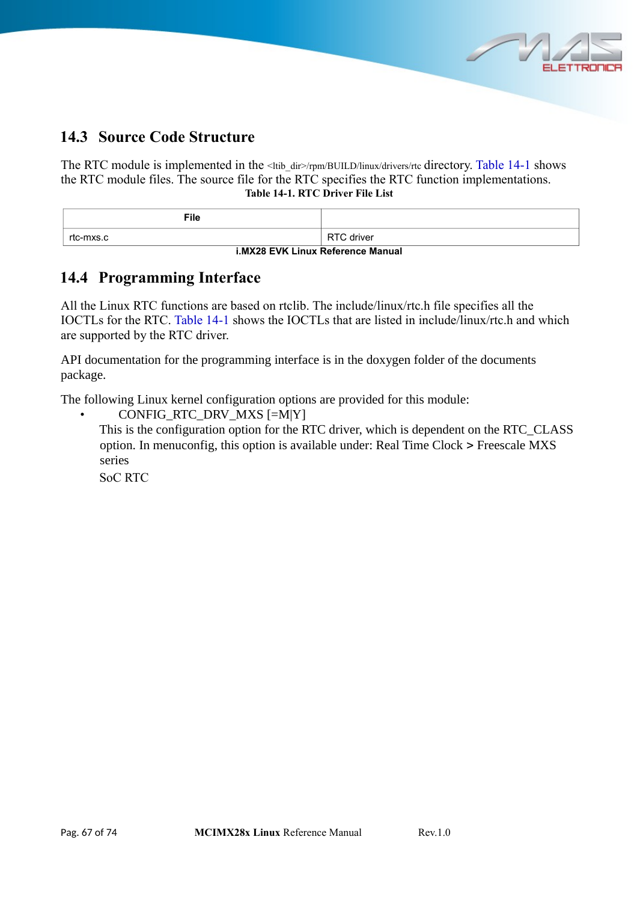## 14.3 Source Code Structure

The RTC module is implemented in the <ltib_dir>/rpm/BUILD/linux/drivers/rtc directory. Table 14-1 shows the RTC module files. The source file for the RTC specifies the RTC function implementations.

**Table 14-1. RTC Driver File List**

| File | |
|---|---|
| rtc-mxs.c | RTC driver |

**i.MX28 EVK Linux Reference Manual**

## 14.4 Programming Interface

All the Linux RTC functions are based on rtclib. The include/linux/rtc.h file specifies all the IOCTLs for the RTC. Table 14-1 shows the IOCTLs that are listed in include/linux/rtc.h and which are supported by the RTC driver.

API documentation for the programming interface is in the doxygen folder of the documents package.

The following Linux kernel configuration options are provided for this module:

- CONFIG_RTC_DRV_MXS [=M|Y]
  This is the configuration option for the RTC driver, which is dependent on the RTC_CLASS option. In menuconfig, this option is available under: Real Time Clock **>** Freescale MXS series
  SoC RTC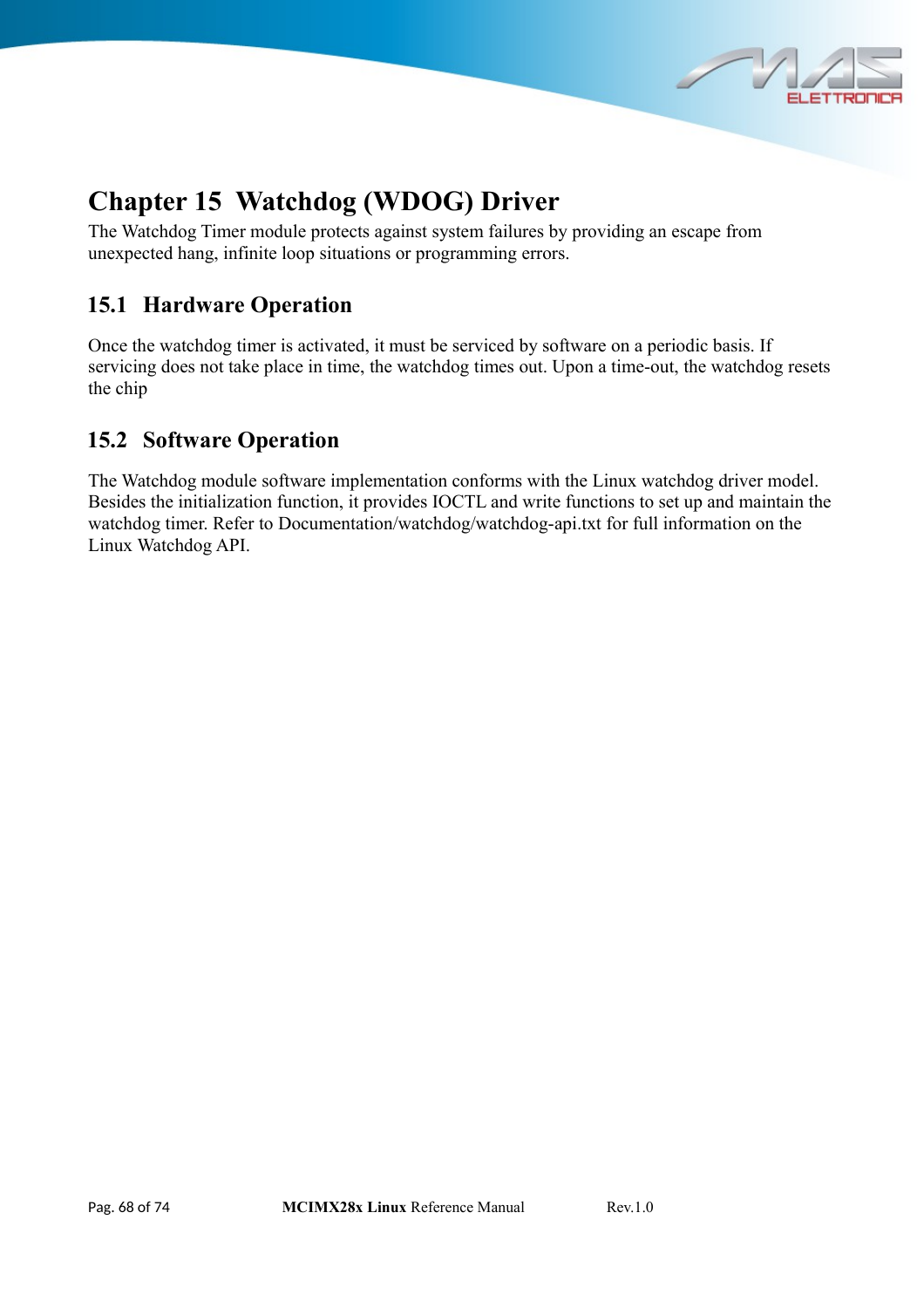# Chapter 15 Watchdog (WDOG) Driver

The Watchdog Timer module protects against system failures by providing an escape from unexpected hang, infinite loop situations or programming errors.

## 15.1 Hardware Operation

Once the watchdog timer is activated, it must be serviced by software on a periodic basis. If servicing does not take place in time, the watchdog times out. Upon a time-out, the watchdog resets the chip

## 15.2 Software Operation

The Watchdog module software implementation conforms with the Linux watchdog driver model. Besides the initialization function, it provides IOCTL and write functions to set up and maintain the watchdog timer. Refer to Documentation/watchdog/watchdog-api.txt for full information on the Linux Watchdog API.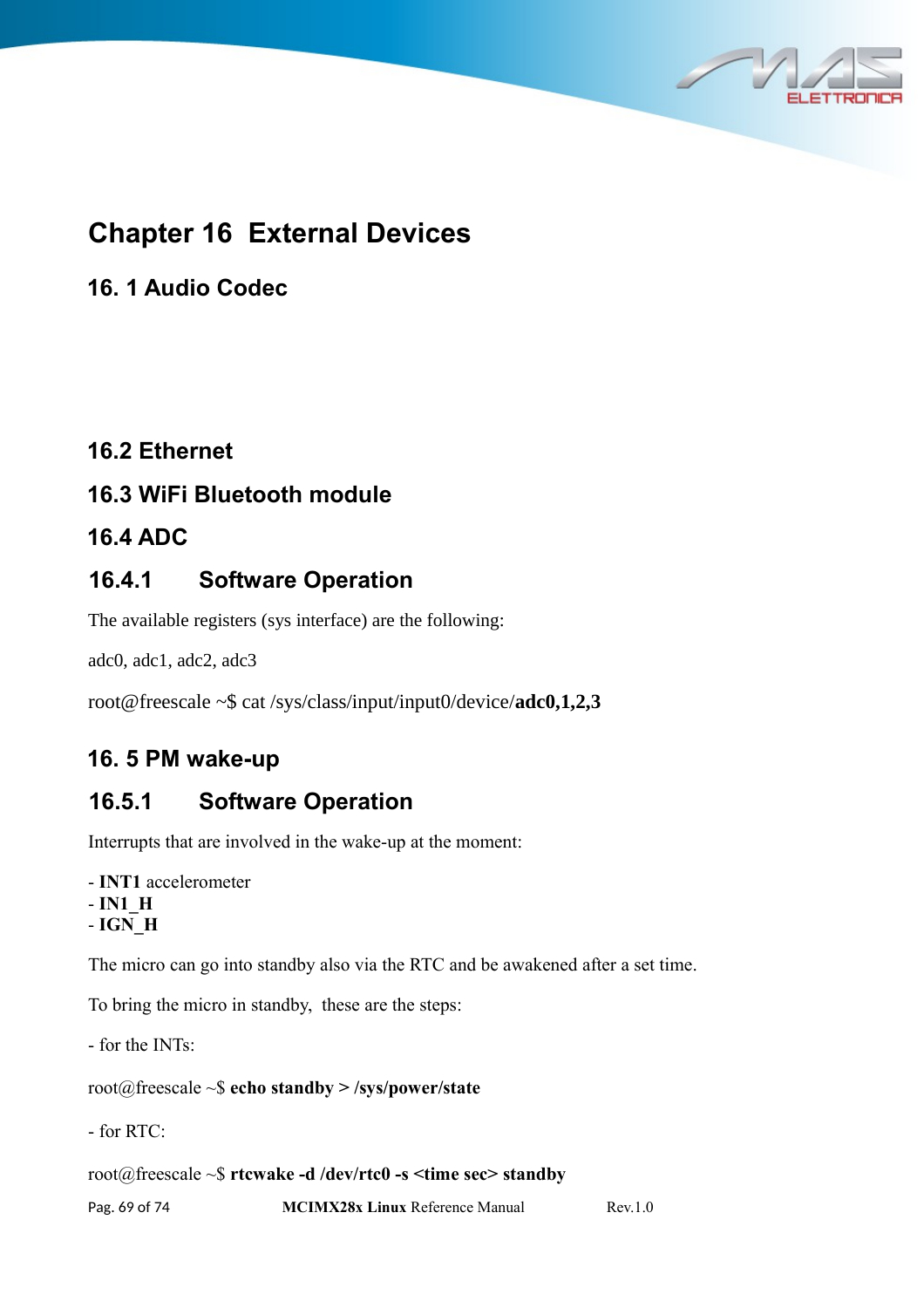# Chapter 16  External Devices

## 16. 1 Audio Codec

## 16.2 Ethernet

## 16.3 WiFi Bluetooth module

## 16.4 ADC

### 16.4.1 Software Operation

The available registers (sys interface) are the following:

adc0, adc1, adc2, adc3

root@freescale ~$ cat /sys/class/input/input0/device/**adc0,1,2,3**

## 16. 5 PM wake-up

### 16.5.1 Software Operation

Interrupts that are involved in the wake-up at the moment:

- **INT1** accelerometer
- **IN1_H**
- **IGN_H**

The micro can go into standby also via the RTC and be awakened after a set time.

To bring the micro in standby,  these are the steps:

- for the INTs:

root@freescale ~$ **echo standby > /sys/power/state**

- for RTC:

root@freescale ~$ **rtcwake -d /dev/rtc0 -s <time sec> standby**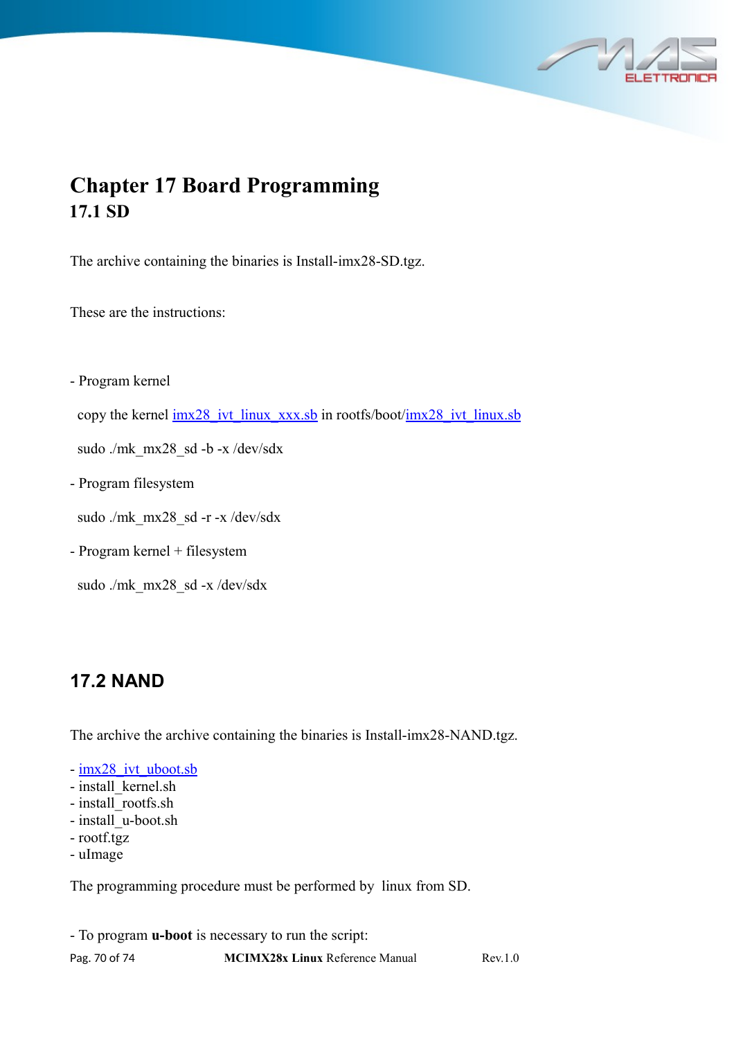# Chapter 17 Board Programming

## 17.1 SD

The archive containing the binaries is Install-imx28-SD.tgz.

These are the instructions:

- Program kernel

  copy the kernel imx28_ivt_linux_xxx.sb in rootfs/boot/imx28_ivt_linux.sb

  sudo ./mk_mx28_sd -b -x /dev/sdx

- Program filesystem

  sudo ./mk_mx28_sd -r -x /dev/sdx

- Program kernel + filesystem

  sudo ./mk_mx28_sd -x /dev/sdx

## 17.2 NAND

The archive the archive containing the binaries is Install-imx28-NAND.tgz.

- imx28_ivt_uboot.sb
- install_kernel.sh
- install_rootfs.sh
- install_u-boot.sh
- rootf.tgz
- uImage

The programming procedure must be performed by linux from SD.

- To program **u-boot** is necessary to run the script: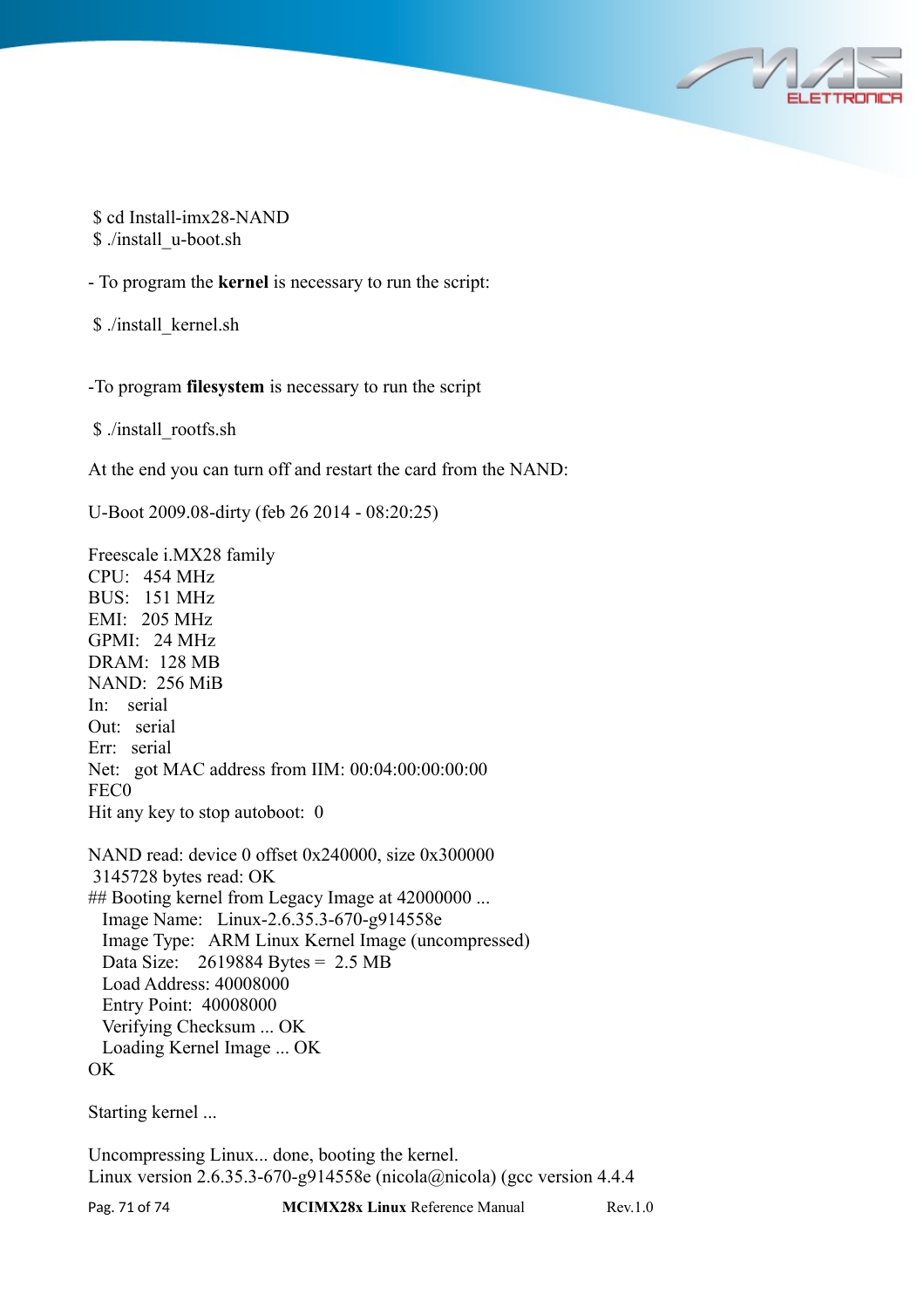```
$ cd Install-imx28-NAND
$ ./install_u-boot.sh
```

- To program the **kernel** is necessary to run the script:

```
$ ./install_kernel.sh
```

-To program **filesystem** is necessary to run the script

```
$ ./install_rootfs.sh
```

At the end you can turn off and restart the card from the NAND:

```
U-Boot 2009.08-dirty (feb 26 2014 - 08:20:25)

Freescale i.MX28 family
CPU:   454 MHz
BUS:   151 MHz
EMI:   205 MHz
GPMI:   24 MHz
DRAM:  128 MB
NAND:  256 MiB
In:    serial
Out:   serial
Err:   serial
Net:   got MAC address from IIM: 00:04:00:00:00:00
FEC0
Hit any key to stop autoboot:  0

NAND read: device 0 offset 0x240000, size 0x300000
 3145728 bytes read: OK
## Booting kernel from Legacy Image at 42000000 ...
   Image Name:   Linux-2.6.35.3-670-g914558e
   Image Type:   ARM Linux Kernel Image (uncompressed)
   Data Size:    2619884 Bytes =  2.5 MB
   Load Address: 40008000
   Entry Point:  40008000
   Verifying Checksum ... OK
   Loading Kernel Image ... OK
OK

Starting kernel ...

Uncompressing Linux... done, booting the kernel.
Linux version 2.6.35.3-670-g914558e (nicola@nicola) (gcc version 4.4.4
```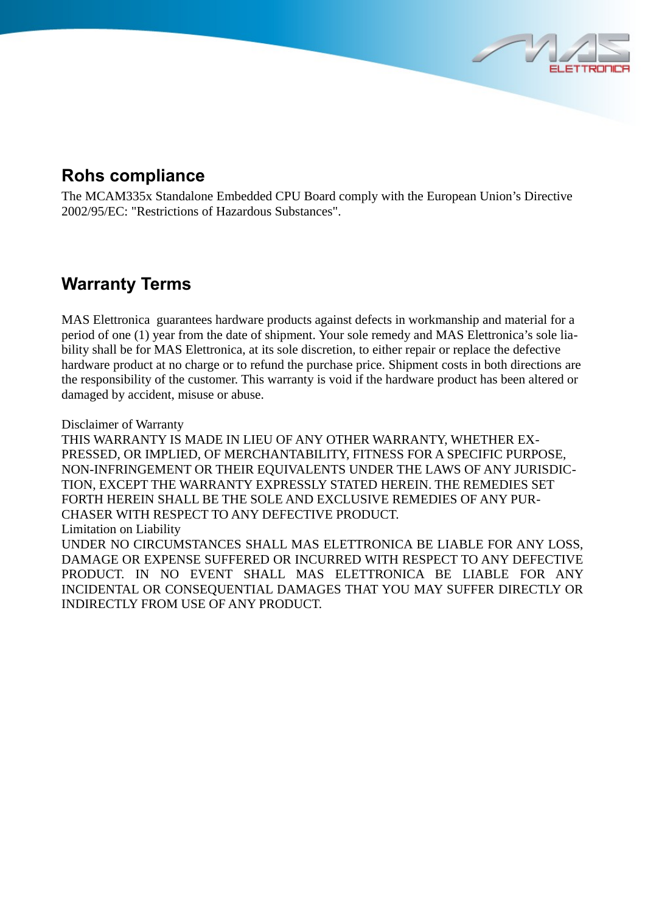## Rohs compliance

The MCAM335x Standalone Embedded CPU Board comply with the European Union's Directive 2002/95/EC: "Restrictions of Hazardous Substances".

## Warranty Terms

MAS Elettronica guarantees hardware products against defects in workmanship and material for a period of one (1) year from the date of shipment. Your sole remedy and MAS Elettronica's sole liability shall be for MAS Elettronica, at its sole discretion, to either repair or replace the defective hardware product at no charge or to refund the purchase price. Shipment costs in both directions are the responsibility of the customer. This warranty is void if the hardware product has been altered or damaged by accident, misuse or abuse.

Disclaimer of Warranty
THIS WARRANTY IS MADE IN LIEU OF ANY OTHER WARRANTY, WHETHER EXPRESSED, OR IMPLIED, OF MERCHANTABILITY, FITNESS FOR A SPECIFIC PURPOSE, NON-INFRINGEMENT OR THEIR EQUIVALENTS UNDER THE LAWS OF ANY JURISDICTION, EXCEPT THE WARRANTY EXPRESSLY STATED HEREIN. THE REMEDIES SET FORTH HEREIN SHALL BE THE SOLE AND EXCLUSIVE REMEDIES OF ANY PURCHASER WITH RESPECT TO ANY DEFECTIVE PRODUCT.
Limitation on Liability
UNDER NO CIRCUMSTANCES SHALL MAS ELETTRONICA BE LIABLE FOR ANY LOSS, DAMAGE OR EXPENSE SUFFERED OR INCURRED WITH RESPECT TO ANY DEFECTIVE PRODUCT. IN NO EVENT SHALL MAS ELETTRONICA BE LIABLE FOR ANY INCIDENTAL OR CONSEQUENTIAL DAMAGES THAT YOU MAY SUFFER DIRECTLY OR INDIRECTLY FROM USE OF ANY PRODUCT.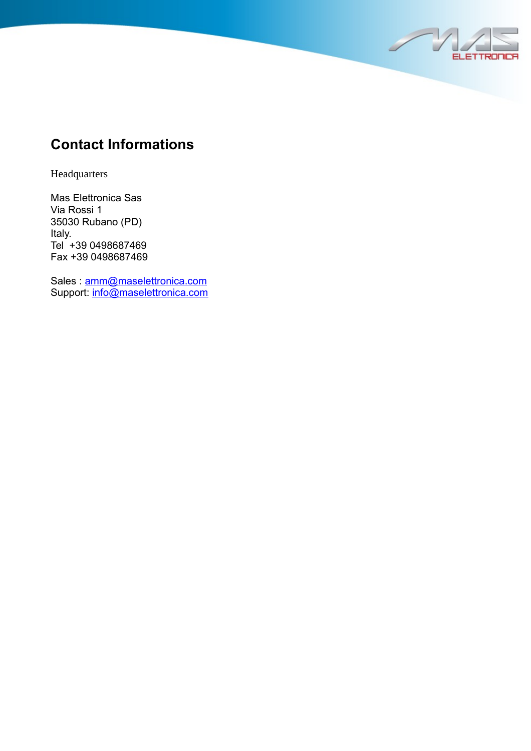## Contact Informations

Headquarters

Mas Elettronica Sas
Via Rossi 1
35030 Rubano (PD)
Italy.
Tel  +39 0498687469
Fax +39 0498687469

Sales : amm@maselettronica.com
Support: info@maselettronica.com